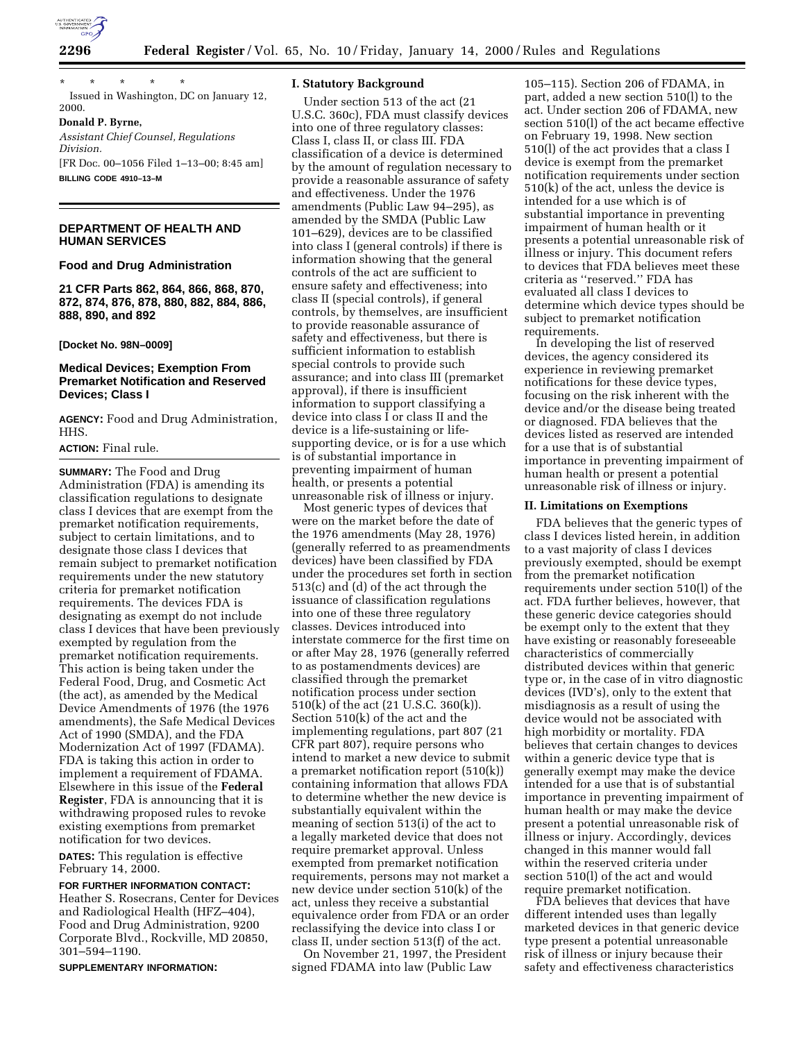\* \* \* \* \*

Issued in Washington, DC on January 12, 2000.

**Donald P. Byrne,**

*Assistant Chief Counsel, Regulations Division.*

[FR Doc. 00–1056 Filed 1–13–00; 8:45 am]

**BILLING CODE 4910–13–M**

## DEPARTMENT OF HEALTH AND HUMAN SERVICES

### Food and Drug Administration

### 21 CFR Parts 862, 864, 866, 868, 870, 872, 874, 876, 878, 880, 882, 884, 886, 888, 890, and 892

**[Docket No. 98N–0009]**

### Medical Devices; Exemption From Premarket Notification and Reserved Devices; Class I

**AGENCY:** Food and Drug Administration, HHS.

**ACTION:** Final rule.

**SUMMARY:** The Food and Drug Administration (FDA) is amending its classification regulations to designate class I devices that are exempt from the premarket notification requirements, subject to certain limitations, and to designate those class I devices that remain subject to premarket notification requirements under the new statutory criteria for premarket notification requirements. The devices FDA is designating as exempt do not include class I devices that have been previously exempted by regulation from the premarket notification requirements. This action is being taken under the Federal Food, Drug, and Cosmetic Act (the act), as amended by the Medical Device Amendments of 1976 (the 1976 amendments), the Safe Medical Devices Act of 1990 (SMDA), and the FDA Modernization Act of 1997 (FDAMA). FDA is taking this action in order to implement a requirement of FDAMA. Elsewhere in this issue of the **Federal Register**, FDA is announcing that it is withdrawing proposed rules to revoke existing exemptions from premarket notification for two devices.

**DATES:** This regulation is effective February 14, 2000.

**FOR FURTHER INFORMATION CONTACT:** Heather S. Rosecrans, Center for Devices and Radiological Health (HFZ–404), Food and Drug Administration, 9200 Corporate Blvd., Rockville, MD 20850, 301–594–1190.

**SUPPLEMENTARY INFORMATION:**

#### I. Statutory Background

Under section 513 of the act (21 U.S.C. 360c), FDA must classify devices into one of three regulatory classes: Class I, class II, or class III. FDA classification of a device is determined by the amount of regulation necessary to provide a reasonable assurance of safety and effectiveness. Under the 1976 amendments (Public Law 94–295), as amended by the SMDA (Public Law 101–629), devices are to be classified into class I (general controls) if there is information showing that the general controls of the act are sufficient to ensure safety and effectiveness; into class II (special controls), if general controls, by themselves, are insufficient to provide reasonable assurance of safety and effectiveness, but there is sufficient information to establish special controls to provide such assurance; and into class III (premarket approval), if there is insufficient information to support classifying a device into class I or class II and the device is a life-sustaining or life-supporting device, or is for a use which is of substantial importance in preventing impairment of human health, or presents a potential unreasonable risk of illness or injury.

Most generic types of devices that were on the market before the date of the 1976 amendments (May 28, 1976) (generally referred to as preamendments devices) have been classified by FDA under the procedures set forth in section 513(c) and (d) of the act through the issuance of classification regulations into one of these three regulatory classes. Devices introduced into interstate commerce for the first time on or after May 28, 1976 (generally referred to as postamendments devices) are classified through the premarket notification process under section 510(k) of the act (21 U.S.C. 360(k)). Section 510(k) of the act and the implementing regulations, part 807 (21 CFR part 807), require persons who intend to market a new device to submit a premarket notification report (510(k)) containing information that allows FDA to determine whether the new device is substantially equivalent within the meaning of section 513(i) of the act to a legally marketed device that does not require premarket approval. Unless exempted from premarket notification requirements, persons may not market a new device under section 510(k) of the act, unless they receive a substantial equivalence order from FDA or an order reclassifying the device into class I or class II, under section 513(f) of the act.

On November 21, 1997, the President signed FDAMA into law (Public Law 105–115). Section 206 of FDAMA, in part, added a new section 510(l) to the act. Under section 206 of FDAMA, new section 510(l) of the act became effective on February 19, 1998. New section 510(l) of the act provides that a class I device is exempt from the premarket notification requirements under section 510(k) of the act, unless the device is intended for a use which is of substantial importance in preventing impairment of human health or it presents a potential unreasonable risk of illness or injury. This document refers to devices that FDA believes meet these criteria as ''reserved.'' FDA has evaluated all class I devices to determine which device types should be subject to premarket notification requirements.

In developing the list of reserved devices, the agency considered its experience in reviewing premarket notifications for these device types, focusing on the risk inherent with the device and/or the disease being treated or diagnosed. FDA believes that the devices listed as reserved are intended for a use that is of substantial importance in preventing impairment of human health or present a potential unreasonable risk of illness or injury.

#### II. Limitations on Exemptions

FDA believes that the generic types of class I devices listed herein, in addition to a vast majority of class I devices previously exempted, should be exempt from the premarket notification requirements under section 510(l) of the act. FDA further believes, however, that these generic device categories should be exempt only to the extent that they have existing or reasonably foreseeable characteristics of commercially distributed devices within that generic type or, in the case of in vitro diagnostic devices (IVD's), only to the extent that misdiagnosis as a result of using the device would not be associated with high morbidity or mortality. FDA believes that certain changes to devices within a generic device type that is generally exempt may make the device intended for a use that is of substantial importance in preventing impairment of human health or may make the device present a potential unreasonable risk of illness or injury. Accordingly, devices changed in this manner would fall within the reserved criteria under section 510(l) of the act and would require premarket notification.

FDA believes that devices that have different intended uses than legally marketed devices in that generic device type present a potential unreasonable risk of illness or injury because their safety and effectiveness characteristics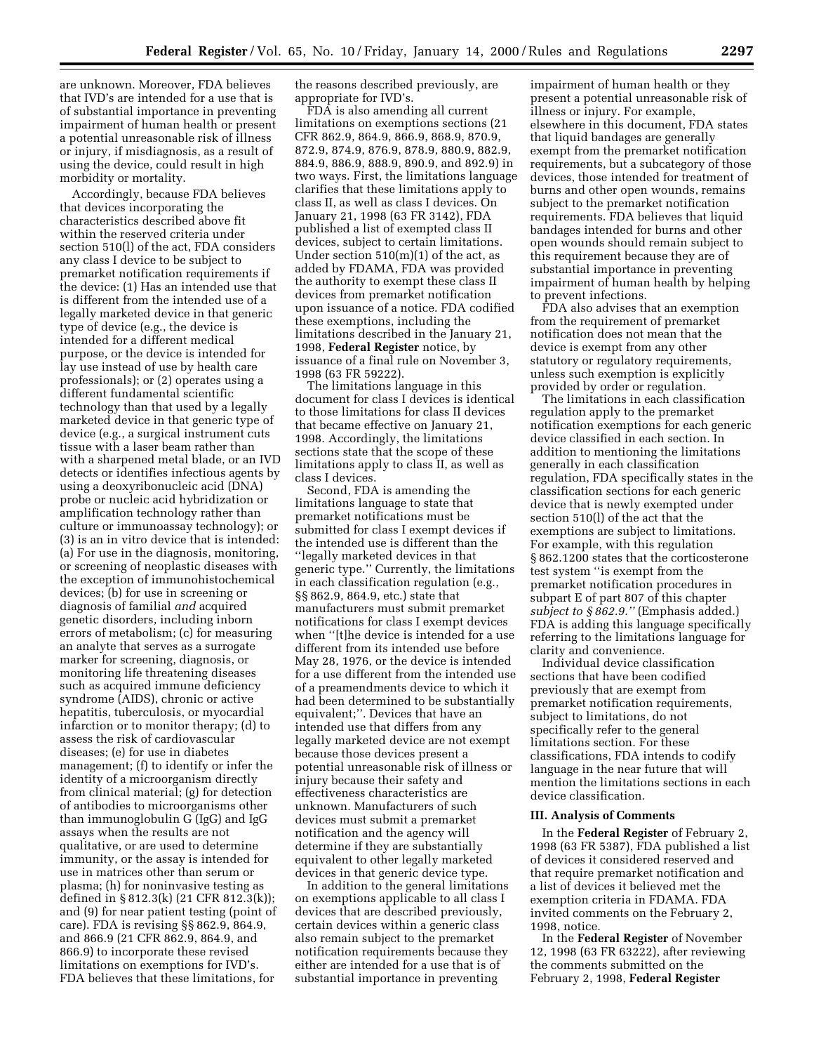are unknown. Moreover, FDA believes that IVD's are intended for a use that is of substantial importance in preventing impairment of human health or present a potential unreasonable risk of illness or injury, if misdiagnosis, as a result of using the device, could result in high morbidity or mortality.

Accordingly, because FDA believes that devices incorporating the characteristics described above fit within the reserved criteria under section 510(l) of the act, FDA considers any class I device to be subject to premarket notification requirements if the device: (1) Has an intended use that is different from the intended use of a legally marketed device in that generic type of device (e.g., the device is intended for a different medical purpose, or the device is intended for lay use instead of use by health care professionals); or (2) operates using a different fundamental scientific technology than that used by a legally marketed device in that generic type of device (e.g., a surgical instrument cuts tissue with a laser beam rather than with a sharpened metal blade, or an IVD detects or identifies infectious agents by using a deoxyribonucleic acid (DNA) probe or nucleic acid hybridization or amplification technology rather than culture or immunoassay technology); or (3) is an in vitro device that is intended: (a) For use in the diagnosis, monitoring, or screening of neoplastic diseases with the exception of immunohistochemical devices; (b) for use in screening or diagnosis of familial *and* acquired genetic disorders, including inborn errors of metabolism; (c) for measuring an analyte that serves as a surrogate marker for screening, diagnosis, or monitoring life threatening diseases such as acquired immune deficiency syndrome (AIDS), chronic or active hepatitis, tuberculosis, or myocardial infarction or to monitor therapy; (d) to assess the risk of cardiovascular diseases; (e) for use in diabetes management; (f) to identify or infer the identity of a microorganism directly from clinical material; (g) for detection of antibodies to microorganisms other than immunoglobulin G (IgG) and IgG assays when the results are not qualitative, or are used to determine immunity, or the assay is intended for use in matrices other than serum or plasma; (h) for noninvasive testing as defined in § 812.3(k) (21 CFR 812.3(k)); and (9) for near patient testing (point of care). FDA is revising §§ 862.9, 864.9, and 866.9 (21 CFR 862.9, 864.9, and 866.9) to incorporate these revised limitations on exemptions for IVD's. FDA believes that these limitations, for the reasons described previously, are appropriate for IVD's.

FDA is also amending all current limitations on exemptions sections (21 CFR 862.9, 864.9, 866.9, 868.9, 870.9, 872.9, 874.9, 876.9, 878.9, 880.9, 882.9, 884.9, 886.9, 888.9, 890.9, and 892.9) in two ways. First, the limitations language clarifies that these limitations apply to class II, as well as class I devices. On January 21, 1998 (63 FR 3142), FDA published a list of exempted class II devices, subject to certain limitations. Under section 510(m)(1) of the act, as added by FDAMA, FDA was provided the authority to exempt these class II devices from premarket notification upon issuance of a notice. FDA codified these exemptions, including the limitations described in the January 21, 1998, **Federal Register** notice, by issuance of a final rule on November 3, 1998 (63 FR 59222).

The limitations language in this document for class I devices is identical to those limitations for class II devices that became effective on January 21, 1998. Accordingly, the limitations sections state that the scope of these limitations apply to class II, as well as class I devices.

Second, FDA is amending the limitations language to state that premarket notifications must be submitted for class I exempt devices if the intended use is different than the "legally marketed devices in that generic type." Currently, the limitations in each classification regulation (e.g., §§ 862.9, 864.9, etc.) state that manufacturers must submit premarket notifications for class I exempt devices when "[t]he device is intended for a use different from its intended use before May 28, 1976, or the device is intended for a use different from the intended use of a preamendments device to which it had been determined to be substantially equivalent;". Devices that have an intended use that differs from any legally marketed device are not exempt because those devices present a potential unreasonable risk of illness or injury because their safety and effectiveness characteristics are unknown. Manufacturers of such devices must submit a premarket notification and the agency will determine if they are substantially equivalent to other legally marketed devices in that generic device type.

In addition to the general limitations on exemptions applicable to all class I devices that are described previously, certain devices within a generic class also remain subject to the premarket notification requirements because they either are intended for a use that is of substantial importance in preventing impairment of human health or they present a potential unreasonable risk of illness or injury. For example, elsewhere in this document, FDA states that liquid bandages are generally exempt from the premarket notification requirements, but a subcategory of those devices, those intended for treatment of burns and other open wounds, remains subject to the premarket notification requirements. FDA believes that liquid bandages intended for burns and other open wounds should remain subject to this requirement because they are of substantial importance in preventing impairment of human health by helping to prevent infections.

FDA also advises that an exemption from the requirement of premarket notification does not mean that the device is exempt from any other statutory or regulatory requirements, unless such exemption is explicitly provided by order or regulation.

The limitations in each classification regulation apply to the premarket notification exemptions for each generic device classified in each section. In addition to mentioning the limitations generally in each classification regulation, FDA specifically states in the classification sections for each generic device that is newly exempted under section 510(l) of the act that the exemptions are subject to limitations. For example, with this regulation § 862.1200 states that the corticosterone test system "is exempt from the premarket notification procedures in subpart E of part 807 of this chapter *subject to § 862.9.*" (Emphasis added.) FDA is adding this language specifically referring to the limitations language for clarity and convenience.

Individual device classification sections that have been codified previously that are exempt from premarket notification requirements, subject to limitations, do not specifically refer to the general limitations section. For these classifications, FDA intends to codify language in the near future that will mention the limitations sections in each device classification.

### III. Analysis of Comments

In the **Federal Register** of February 2, 1998 (63 FR 5387), FDA published a list of devices it considered reserved and that require premarket notification and a list of devices it believed met the exemption criteria in FDAMA. FDA invited comments on the February 2, 1998, notice.

In the **Federal Register** of November 12, 1998 (63 FR 63222), after reviewing the comments submitted on the February 2, 1998, **Federal Register**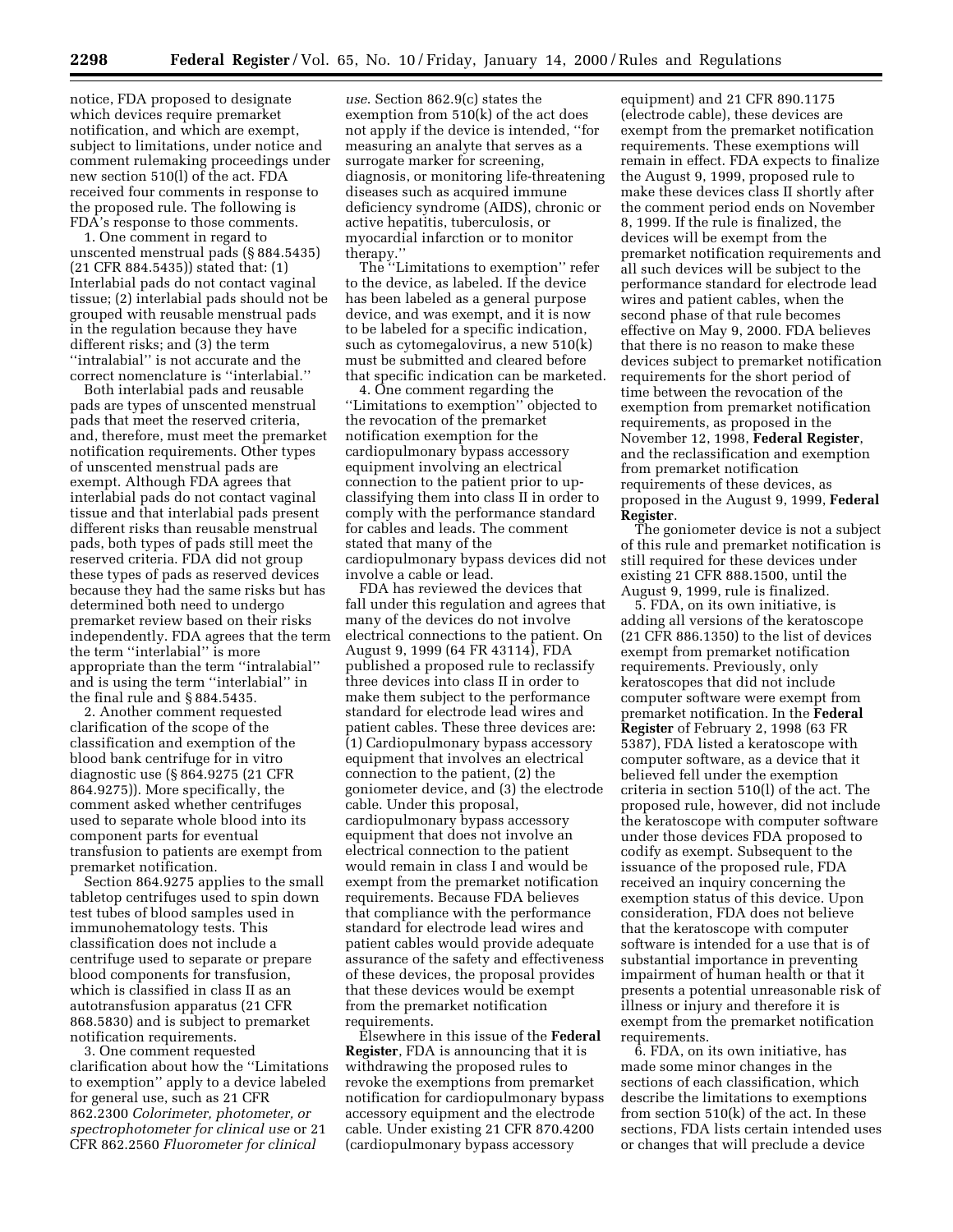notice, FDA proposed to designate which devices require premarket notification, and which are exempt, subject to limitations, under notice and comment rulemaking proceedings under new section 510(l) of the act. FDA received four comments in response to the proposed rule. The following is FDA's response to those comments.

1. One comment in regard to unscented menstrual pads (§ 884.5435) (21 CFR 884.5435)) stated that: (1) Interlabial pads do not contact vaginal tissue; (2) interlabial pads should not be grouped with reusable menstrual pads in the regulation because they have different risks; and (3) the term ''intralabial'' is not accurate and the correct nomenclature is ''interlabial.''

Both interlabial pads and reusable pads are types of unscented menstrual pads that meet the reserved criteria, and, therefore, must meet the premarket notification requirements. Other types of unscented menstrual pads are exempt. Although FDA agrees that interlabial pads do not contact vaginal tissue and that interlabial pads present different risks than reusable menstrual pads, both types of pads still meet the reserved criteria. FDA did not group these types of pads as reserved devices because they had the same risks but has determined both need to undergo premarket review based on their risks independently. FDA agrees that the term the term ''interlabial'' is more appropriate than the term ''intralabial'' and is using the term ''interlabial'' in the final rule and § 884.5435.

2. Another comment requested clarification of the scope of the classification and exemption of the blood bank centrifuge for in vitro diagnostic use (§ 864.9275 (21 CFR 864.9275)). More specifically, the comment asked whether centrifuges used to separate whole blood into its component parts for eventual transfusion to patients are exempt from premarket notification.

Section 864.9275 applies to the small tabletop centrifuges used to spin down test tubes of blood samples used in immunohematology tests. This classification does not include a centrifuge used to separate or prepare blood components for transfusion, which is classified in class II as an autotransfusion apparatus (21 CFR 868.5830) and is subject to premarket notification requirements.

3. One comment requested clarification about how the ''Limitations to exemption'' apply to a device labeled for general use, such as 21 CFR 862.2300 *Colorimeter, photometer, or spectrophotometer for clinical use* or 21 CFR 862.2560 *Fluorometer for clinical use*. Section 862.9(c) states the exemption from 510(k) of the act does not apply if the device is intended, ''for measuring an analyte that serves as a surrogate marker for screening, diagnosis, or monitoring life-threatening diseases such as acquired immune deficiency syndrome (AIDS), chronic or active hepatitis, tuberculosis, or myocardial infarction or to monitor therapy.''

The ''Limitations to exemption'' refer to the device, as labeled. If the device has been labeled as a general purpose device, and was exempt, and it is now to be labeled for a specific indication, such as cytomegalovirus, a new 510(k) must be submitted and cleared before that specific indication can be marketed.

4. One comment regarding the ''Limitations to exemption'' objected to the revocation of the premarket notification exemption for the cardiopulmonary bypass accessory equipment involving an electrical connection to the patient prior to up-classifying them into class II in order to comply with the performance standard for cables and leads. The comment stated that many of the cardiopulmonary bypass devices did not involve a cable or lead.

FDA has reviewed the devices that fall under this regulation and agrees that many of the devices do not involve electrical connections to the patient. On August 9, 1999 (64 FR 43114), FDA published a proposed rule to reclassify three devices into class II in order to make them subject to the performance standard for electrode lead wires and patient cables. These three devices are: (1) Cardiopulmonary bypass accessory equipment that involves an electrical connection to the patient, (2) the goniometer device, and (3) the electrode cable. Under this proposal, cardiopulmonary bypass accessory equipment that does not involve an electrical connection to the patient would remain in class I and would be exempt from the premarket notification requirements. Because FDA believes that compliance with the performance standard for electrode lead wires and patient cables would provide adequate assurance of the safety and effectiveness of these devices, the proposal provides that these devices would be exempt from the premarket notification requirements.

Elsewhere in this issue of the **Federal Register**, FDA is announcing that it is withdrawing the proposed rules to revoke the exemptions from premarket notification for cardiopulmonary bypass accessory equipment and the electrode cable. Under existing 21 CFR 870.4200 (cardiopulmonary bypass accessory equipment) and 21 CFR 890.1175 (electrode cable), these devices are exempt from the premarket notification requirements. These exemptions will remain in effect. FDA expects to finalize the August 9, 1999, proposed rule to make these devices class II shortly after the comment period ends on November 8, 1999. If the rule is finalized, the devices will be exempt from the premarket notification requirements and all such devices will be subject to the performance standard for electrode lead wires and patient cables, when the second phase of that rule becomes effective on May 9, 2000. FDA believes that there is no reason to make these devices subject to premarket notification requirements for the short period of time between the revocation of the exemption from premarket notification requirements, as proposed in the November 12, 1998, **Federal Register**, and the reclassification and exemption from premarket notification requirements of these devices, as proposed in the August 9, 1999, **Federal Register**.

The goniometer device is not a subject of this rule and premarket notification is still required for these devices under existing 21 CFR 888.1500, until the August 9, 1999, rule is finalized.

5. FDA, on its own initiative, is adding all versions of the keratoscope (21 CFR 886.1350) to the list of devices exempt from premarket notification requirements. Previously, only keratoscopes that did not include computer software were exempt from premarket notification. In the **Federal Register** of February 2, 1998 (63 FR 5387), FDA listed a keratoscope with computer software, as a device that it believed fell under the exemption criteria in section 510(l) of the act. The proposed rule, however, did not include the keratoscope with computer software under those devices FDA proposed to codify as exempt. Subsequent to the issuance of the proposed rule, FDA received an inquiry concerning the exemption status of this device. Upon consideration, FDA does not believe that the keratoscope with computer software is intended for a use that is of substantial importance in preventing impairment of human health or that it presents a potential unreasonable risk of illness or injury and therefore it is exempt from the premarket notification requirements.

6. FDA, on its own initiative, has made some minor changes in the sections of each classification, which describe the limitations to exemptions from section 510(k) of the act. In these sections, FDA lists certain intended uses or changes that will preclude a device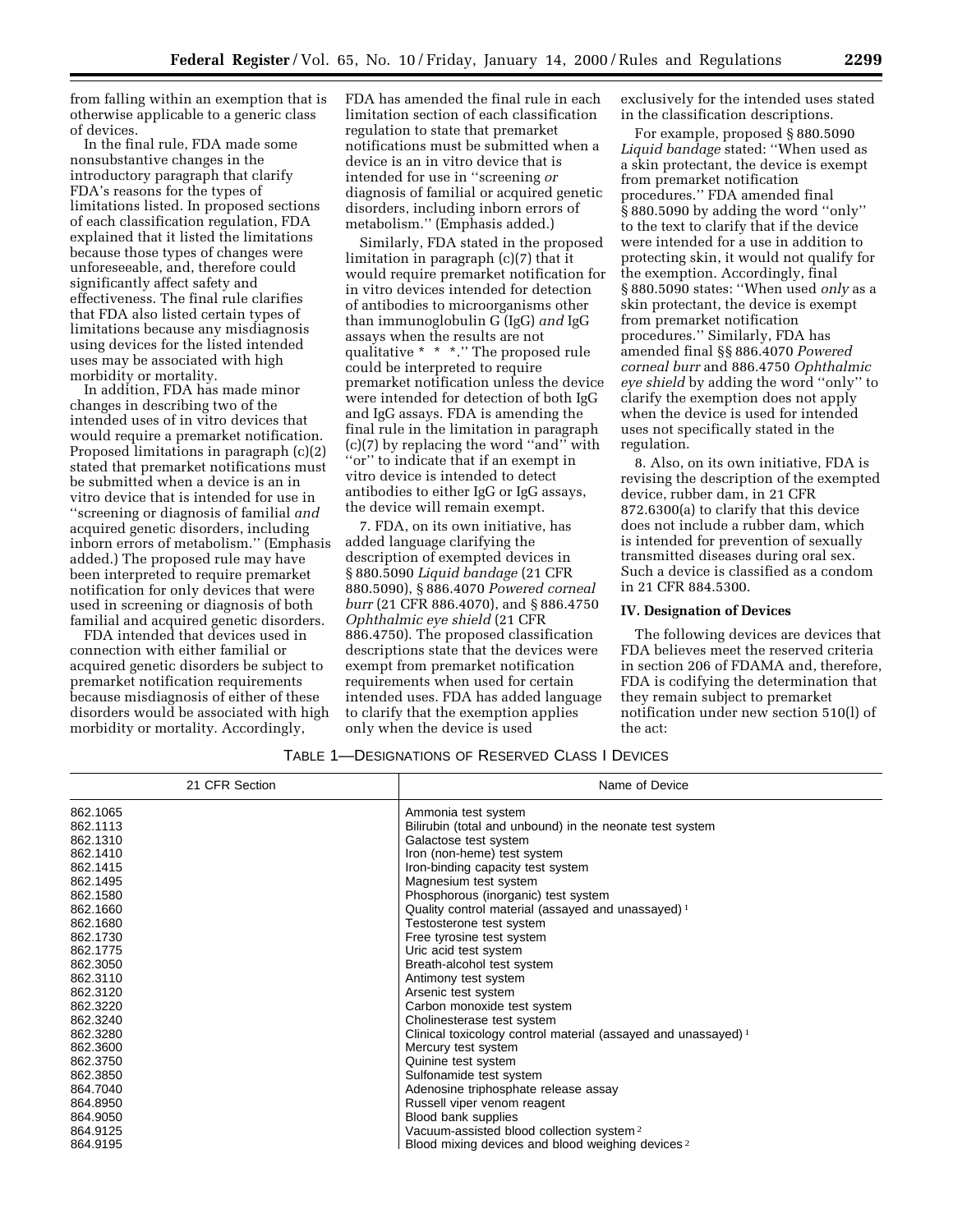from falling within an exemption that is otherwise applicable to a generic class of devices.

In the final rule, FDA made some nonsubstantive changes in the introductory paragraph that clarify FDA's reasons for the types of limitations listed. In proposed sections of each classification regulation, FDA explained that it listed the limitations because those types of changes were unforeseeable, and, therefore could significantly affect safety and effectiveness. The final rule clarifies that FDA also listed certain types of limitations because any misdiagnosis using devices for the listed intended uses may be associated with high morbidity or mortality.

In addition, FDA has made minor changes in describing two of the intended uses of in vitro devices that would require a premarket notification. Proposed limitations in paragraph (c)(2) stated that premarket notifications must be submitted when a device is an in vitro device that is intended for use in ''screening or diagnosis of familial *and* acquired genetic disorders, including inborn errors of metabolism.'' (Emphasis added.) The proposed rule may have been interpreted to require premarket notification for only devices that were used in screening or diagnosis of both familial and acquired genetic disorders.

FDA intended that devices used in connection with either familial or acquired genetic disorders be subject to premarket notification requirements because misdiagnosis of either of these disorders would be associated with high morbidity or mortality. Accordingly, FDA has amended the final rule in each limitation section of each classification regulation to state that premarket notifications must be submitted when a device is an in vitro device that is intended for use in ''screening *or* diagnosis of familial or acquired genetic disorders, including inborn errors of metabolism.'' (Emphasis added.)

Similarly, FDA stated in the proposed limitation in paragraph (c)(7) that it would require premarket notification for in vitro devices intended for detection of antibodies to microorganisms other than immunoglobulin G (IgG) *and* IgG assays when the results are not qualitative * * *.'' The proposed rule could be interpreted to require premarket notification unless the device were intended for detection of both IgG and IgG assays. FDA is amending the final rule in the limitation in paragraph (c)(7) by replacing the word ''and'' with ''or'' to indicate that if an exempt in vitro device is intended to detect antibodies to either IgG or IgG assays, the device will remain exempt.

7. FDA, on its own initiative, has added language clarifying the description of exempted devices in § 880.5090 *Liquid bandage* (21 CFR 880.5090), § 886.4070 *Powered corneal burr* (21 CFR 886.4070), and § 886.4750 *Ophthalmic eye shield* (21 CFR 886.4750). The proposed classification descriptions state that the devices were exempt from premarket notification requirements when used for certain intended uses. FDA has added language to clarify that the exemption applies only when the device is used exclusively for the intended uses stated in the classification descriptions.

For example, proposed § 880.5090 *Liquid bandage* stated: ''When used as a skin protectant, the device is exempt from premarket notification procedures.'' FDA amended final § 880.5090 by adding the word ''only'' to the text to clarify that if the device were intended for a use in addition to protecting skin, it would not qualify for the exemption. Accordingly, final § 880.5090 states: ''When used *only* as a skin protectant, the device is exempt from premarket notification procedures.'' Similarly, FDA has amended final §§ 886.4070 *Powered corneal burr* and 886.4750 *Ophthalmic eye shield* by adding the word ''only'' to clarify the exemption does not apply when the device is used for intended uses not specifically stated in the regulation.

8. Also, on its own initiative, FDA is revising the description of the exempted device, rubber dam, in 21 CFR 872.6300(a) to clarify that this device does not include a rubber dam, which is intended for prevention of sexually transmitted diseases during oral sex. Such a device is classified as a condom in 21 CFR 884.5300.

## IV. Designation of Devices

The following devices are devices that FDA believes meet the reserved criteria in section 206 of FDAMA and, therefore, FDA is codifying the determination that they remain subject to premarket notification under new section 510(l) of the act:

TABLE 1—DESIGNATIONS OF RESERVED CLASS I DEVICES

| 21 CFR Section | Name of Device |
|---|---|
| 862.1065 | Ammonia test system |
| 862.1113 | Bilirubin (total and unbound) in the neonate test system |
| 862.1310 | Galactose test system |
| 862.1410 | Iron (non-heme) test system |
| 862.1415 | Iron-binding capacity test system |
| 862.1495 | Magnesium test system |
| 862.1580 | Phosphorous (inorganic) test system |
| 862.1660 | Quality control material (assayed and unassayed) [1] |
| 862.1680 | Testosterone test system |
| 862.1730 | Free tyrosine test system |
| 862.1775 | Uric acid test system |
| 862.3050 | Breath-alcohol test system |
| 862.3110 | Antimony test system |
| 862.3120 | Arsenic test system |
| 862.3220 | Carbon monoxide test system |
| 862.3240 | Cholinesterase test system |
| 862.3280 | Clinical toxicology control material (assayed and unassayed) [1] |
| 862.3600 | Mercury test system |
| 862.3750 | Quinine test system |
| 862.3850 | Sulfonamide test system |
| 864.7040 | Adenosine triphosphate release assay |
| 864.8950 | Russell viper venom reagent |
| 864.9050 | Blood bank supplies |
| 864.9125 | Vacuum-assisted blood collection system [2] |
| 864.9195 | Blood mixing devices and blood weighing devices [2] |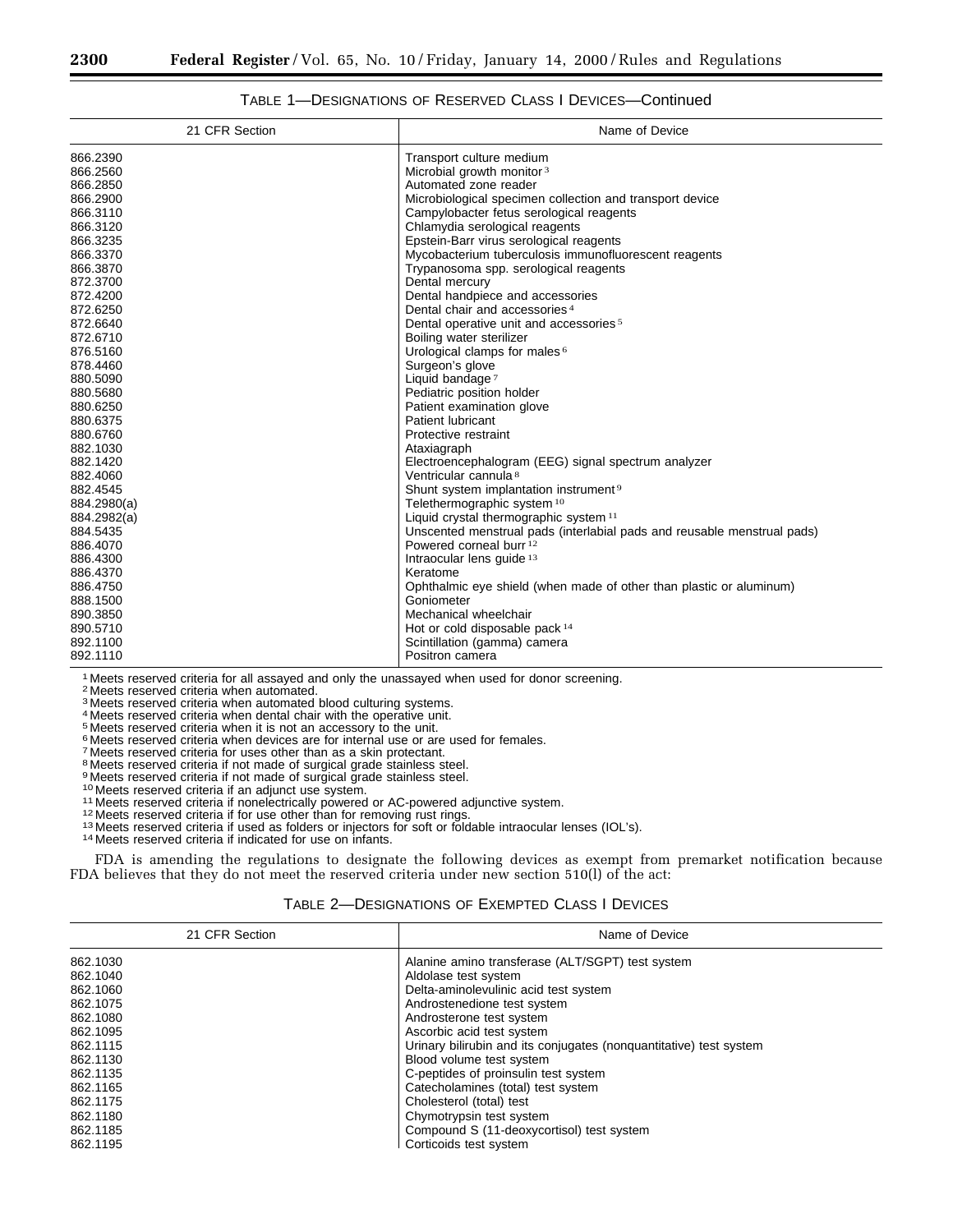TABLE 1—DESIGNATIONS OF RESERVED CLASS I DEVICES—Continued

| 21 CFR Section | Name of Device |
| --- | --- |
| 866.2390 | Transport culture medium |
| 866.2560 | Microbial growth monitor [3] |
| 866.2850 | Automated zone reader |
| 866.2900 | Microbiological specimen collection and transport device |
| 866.3110 | Campylobacter fetus serological reagents |
| 866.3120 | Chlamydia serological reagents |
| 866.3235 | Epstein-Barr virus serological reagents |
| 866.3370 | Mycobacterium tuberculosis immunofluorescent reagents |
| 866.3870 | Trypanosoma spp. serological reagents |
| 872.3700 | Dental mercury |
| 872.4200 | Dental handpiece and accessories |
| 872.6250 | Dental chair and accessories [4] |
| 872.6640 | Dental operative unit and accessories [5] |
| 872.6710 | Boiling water sterilizer |
| 876.5160 | Urological clamps for males [6] |
| 878.4460 | Surgeon's glove |
| 880.5090 | Liquid bandage [7] |
| 880.5680 | Pediatric position holder |
| 880.6250 | Patient examination glove |
| 880.6375 | Patient lubricant |
| 880.6760 | Protective restraint |
| 882.1030 | Ataxiagraph |
| 882.1420 | Electroencephalogram (EEG) signal spectrum analyzer |
| 882.4060 | Ventricular cannula [8] |
| 882.4545 | Shunt system implantation instrument [9] |
| 884.2980(a) | Telethermographic system [10] |
| 884.2982(a) | Liquid crystal thermographic system [11] |
| 884.5435 | Unscented menstrual pads (interlabial pads and reusable menstrual pads) |
| 886.4070 | Powered corneal burr [12] |
| 886.4300 | Intraocular lens guide [13] |
| 886.4370 | Keratome |
| 886.4750 | Ophthalmic eye shield (when made of other than plastic or aluminum) |
| 888.1500 | Goniometer |
| 890.3850 | Mechanical wheelchair |
| 890.5710 | Hot or cold disposable pack [14] |
| 892.1100 | Scintillation (gamma) camera |
| 892.1110 | Positron camera |

[1] Meets reserved criteria for all assayed and only the unassayed when used for donor screening.
[2] Meets reserved criteria when automated.
[3] Meets reserved criteria when automated blood culturing systems.
[4] Meets reserved criteria when dental chair with the operative unit.
[5] Meets reserved criteria when it is not an accessory to the unit.
[6] Meets reserved criteria when devices are for internal use or are used for females.
[7] Meets reserved criteria for uses other than as a skin protectant.
[8] Meets reserved criteria if not made of surgical grade stainless steel.
[9] Meets reserved criteria if not made of surgical grade stainless steel.
[10] Meets reserved criteria if an adjunct use system.
[11] Meets reserved criteria if nonelectrically powered or AC-powered adjunctive system.
[12] Meets reserved criteria if for use other than for removing rust rings.
[13] Meets reserved criteria if used as folders or injectors for soft or foldable intraocular lenses (IOL's).
[14] Meets reserved criteria if indicated for use on infants.

FDA is amending the regulations to designate the following devices as exempt from premarket notification because FDA believes that they do not meet the reserved criteria under new section 510(l) of the act:

TABLE 2—DESIGNATIONS OF EXEMPTED CLASS I DEVICES

| 21 CFR Section | Name of Device |
| --- | --- |
| 862.1030 | Alanine amino transferase (ALT/SGPT) test system |
| 862.1040 | Aldolase test system |
| 862.1060 | Delta-aminolevulinic acid test system |
| 862.1075 | Androstenedione test system |
| 862.1080 | Androsterone test system |
| 862.1095 | Ascorbic acid test system |
| 862.1115 | Urinary bilirubin and its conjugates (nonquantitative) test system |
| 862.1130 | Blood volume test system |
| 862.1135 | C-peptides of proinsulin test system |
| 862.1165 | Catecholamines (total) test system |
| 862.1175 | Cholesterol (total) test |
| 862.1180 | Chymotrypsin test system |
| 862.1185 | Compound S (11-deoxycortisol) test system |
| 862.1195 | Corticoids test system |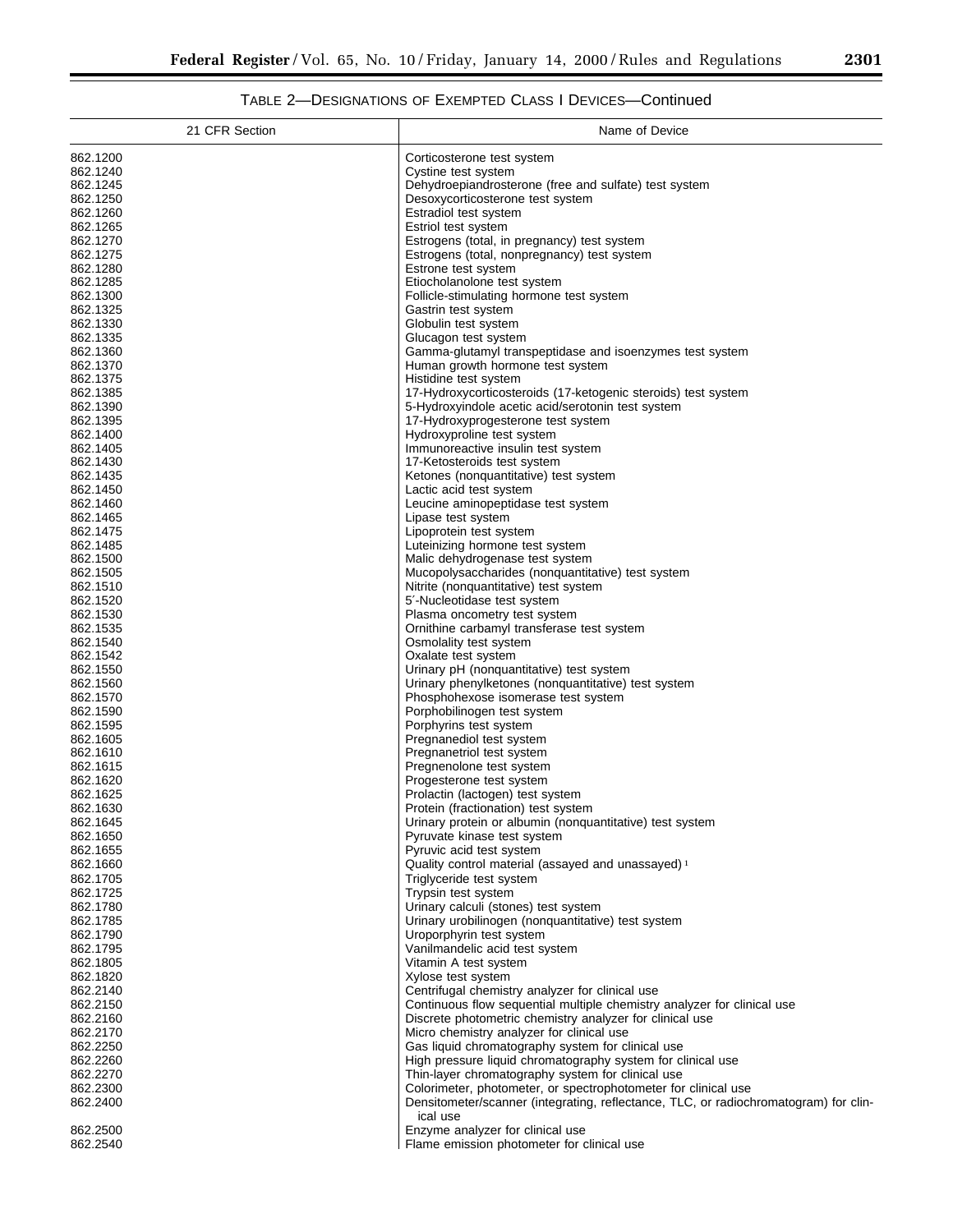TABLE 2—DESIGNATIONS OF EXEMPTED CLASS I DEVICES—Continued

| 21 CFR Section | Name of Device |
| --- | --- |
| 862.1200 | Corticosterone test system |
| 862.1240 | Cystine test system |
| 862.1245 | Dehydroepiandrosterone (free and sulfate) test system |
| 862.1250 | Desoxycorticosterone test system |
| 862.1260 | Estradiol test system |
| 862.1265 | Estriol test system |
| 862.1270 | Estrogens (total, in pregnancy) test system |
| 862.1275 | Estrogens (total, nonpregnancy) test system |
| 862.1280 | Estrone test system |
| 862.1285 | Etiocholanolone test system |
| 862.1300 | Follicle-stimulating hormone test system |
| 862.1325 | Gastrin test system |
| 862.1330 | Globulin test system |
| 862.1335 | Glucagon test system |
| 862.1360 | Gamma-glutamyl transpeptidase and isoenzymes test system |
| 862.1370 | Human growth hormone test system |
| 862.1375 | Histidine test system |
| 862.1385 | 17-Hydroxycorticosteroids (17-ketogenic steroids) test system |
| 862.1390 | 5-Hydroxyindole acetic acid/serotonin test system |
| 862.1395 | 17-Hydroxyprogesterone test system |
| 862.1400 | Hydroxyproline test system |
| 862.1405 | Immunoreactive insulin test system |
| 862.1430 | 17-Ketosteroids test system |
| 862.1435 | Ketones (nonquantitative) test system |
| 862.1450 | Lactic acid test system |
| 862.1460 | Leucine aminopeptidase test system |
| 862.1465 | Lipase test system |
| 862.1475 | Lipoprotein test system |
| 862.1485 | Luteinizing hormone test system |
| 862.1500 | Malic dehydrogenase test system |
| 862.1505 | Mucopolysaccharides (nonquantitative) test system |
| 862.1510 | Nitrite (nonquantitative) test system |
| 862.1520 | 5′-Nucleotidase test system |
| 862.1530 | Plasma oncometry test system |
| 862.1535 | Ornithine carbamyl transferase test system |
| 862.1540 | Osmolality test system |
| 862.1542 | Oxalate test system |
| 862.1550 | Urinary pH (nonquantitative) test system |
| 862.1560 | Urinary phenylketones (nonquantitative) test system |
| 862.1570 | Phosphohexose isomerase test system |
| 862.1590 | Porphobilinogen test system |
| 862.1595 | Porphyrins test system |
| 862.1605 | Pregnanediol test system |
| 862.1610 | Pregnanetriol test system |
| 862.1615 | Pregnenolone test system |
| 862.1620 | Progesterone test system |
| 862.1625 | Prolactin (lactogen) test system |
| 862.1630 | Protein (fractionation) test system |
| 862.1645 | Urinary protein or albumin (nonquantitative) test system |
| 862.1650 | Pyruvate kinase test system |
| 862.1655 | Pyruvic acid test system |
| 862.1660 | Quality control material (assayed and unassayed) [1] |
| 862.1705 | Triglyceride test system |
| 862.1725 | Trypsin test system |
| 862.1780 | Urinary calculi (stones) test system |
| 862.1785 | Urinary urobilinogen (nonquantitative) test system |
| 862.1790 | Uroporphyrin test system |
| 862.1795 | Vanilmandelic acid test system |
| 862.1805 | Vitamin A test system |
| 862.1820 | Xylose test system |
| 862.2140 | Centrifugal chemistry analyzer for clinical use |
| 862.2150 | Continuous flow sequential multiple chemistry analyzer for clinical use |
| 862.2160 | Discrete photometric chemistry analyzer for clinical use |
| 862.2170 | Micro chemistry analyzer for clinical use |
| 862.2250 | Gas liquid chromatography system for clinical use |
| 862.2260 | High pressure liquid chromatography system for clinical use |
| 862.2270 | Thin-layer chromatography system for clinical use |
| 862.2300 | Colorimeter, photometer, or spectrophotometer for clinical use |
| 862.2400 | Densitometer/scanner (integrating, reflectance, TLC, or radiochromatogram) for clinical use |
| 862.2500 | Enzyme analyzer for clinical use |
| 862.2540 | Flame emission photometer for clinical use |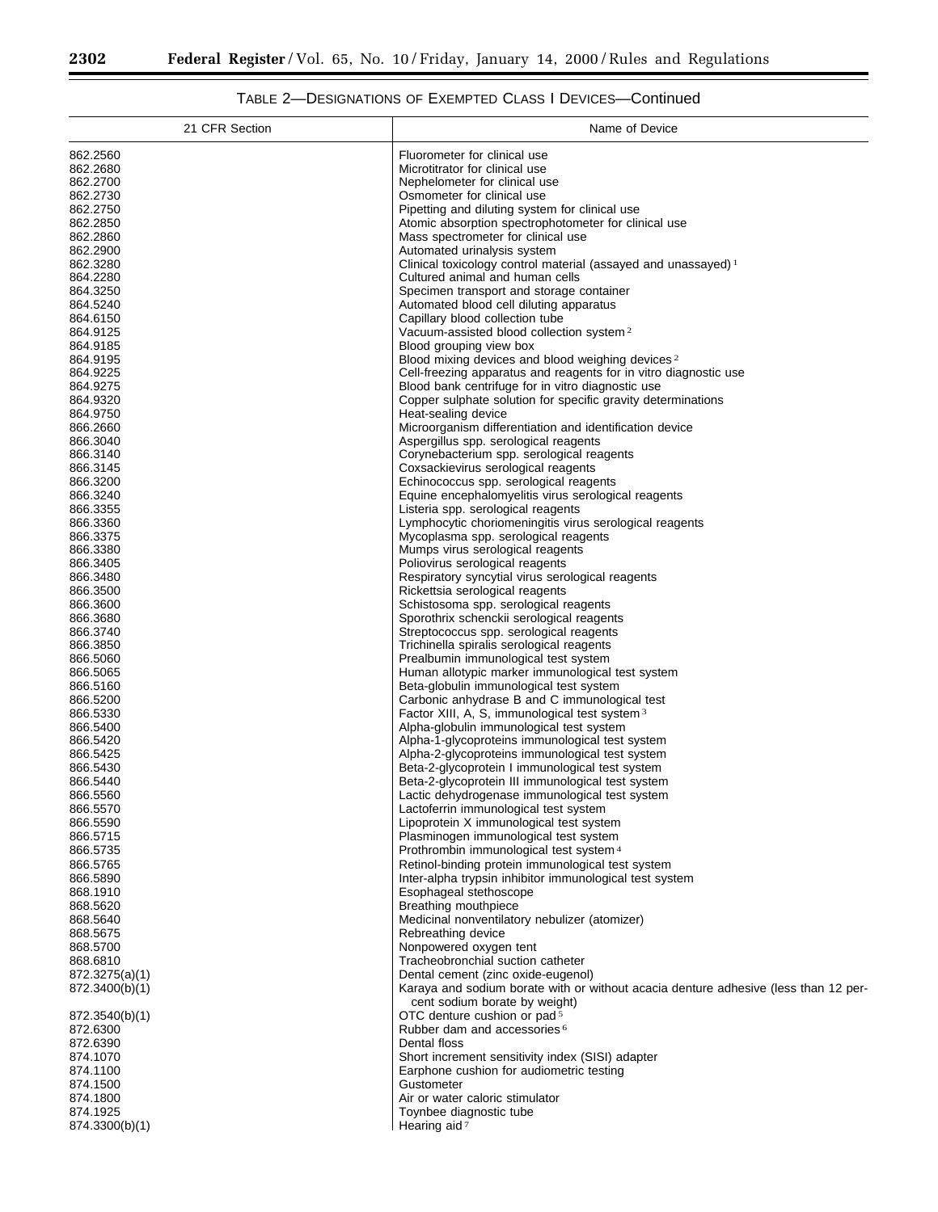TABLE 2—DESIGNATIONS OF EXEMPTED CLASS I DEVICES—Continued

| 21 CFR Section | Name of Device |
|---|---|
| 862.2560 | Fluorometer for clinical use |
| 862.2680 | Microtitrator for clinical use |
| 862.2700 | Nephelometer for clinical use |
| 862.2730 | Osmometer for clinical use |
| 862.2750 | Pipetting and diluting system for clinical use |
| 862.2850 | Atomic absorption spectrophotometer for clinical use |
| 862.2860 | Mass spectrometer for clinical use |
| 862.2900 | Automated urinalysis system |
| 862.3280 | Clinical toxicology control material (assayed and unassayed) [1] |
| 864.2280 | Cultured animal and human cells |
| 864.3250 | Specimen transport and storage container |
| 864.5240 | Automated blood cell diluting apparatus |
| 864.6150 | Capillary blood collection tube |
| 864.9125 | Vacuum-assisted blood collection system [2] |
| 864.9185 | Blood grouping view box |
| 864.9195 | Blood mixing devices and blood weighing devices [2] |
| 864.9225 | Cell-freezing apparatus and reagents for in vitro diagnostic use |
| 864.9275 | Blood bank centrifuge for in vitro diagnostic use |
| 864.9320 | Copper sulphate solution for specific gravity determinations |
| 864.9750 | Heat-sealing device |
| 866.2660 | Microorganism differentiation and identification device |
| 866.3040 | Aspergillus spp. serological reagents |
| 866.3140 | Corynebacterium spp. serological reagents |
| 866.3145 | Coxsackievirus serological reagents |
| 866.3200 | Echinococcus spp. serological reagents |
| 866.3240 | Equine encephalomyelitis virus serological reagents |
| 866.3355 | Listeria spp. serological reagents |
| 866.3360 | Lymphocytic choriomeningitis virus serological reagents |
| 866.3375 | Mycoplasma spp. serological reagents |
| 866.3380 | Mumps virus serological reagents |
| 866.3405 | Poliovirus serological reagents |
| 866.3480 | Respiratory syncytial virus serological reagents |
| 866.3500 | Rickettsia serological reagents |
| 866.3600 | Schistosoma spp. serological reagents |
| 866.3680 | Sporothrix schenckii serological reagents |
| 866.3740 | Streptococcus spp. serological reagents |
| 866.3850 | Trichinella spiralis serological reagents |
| 866.5060 | Prealbumin immunological test system |
| 866.5065 | Human allotypic marker immunological test system |
| 866.5160 | Beta-globulin immunological test system |
| 866.5200 | Carbonic anhydrase B and C immunological test |
| 866.5330 | Factor XIII, A, S, immunological test system [3] |
| 866.5400 | Alpha-globulin immunological test system |
| 866.5420 | Alpha-1-glycoproteins immunological test system |
| 866.5425 | Alpha-2-glycoproteins immunological test system |
| 866.5430 | Beta-2-glycoprotein I immunological test system |
| 866.5440 | Beta-2-glycoprotein III immunological test system |
| 866.5560 | Lactic dehydrogenase immunological test system |
| 866.5570 | Lactoferrin immunological test system |
| 866.5590 | Lipoprotein X immunological test system |
| 866.5715 | Plasminogen immunological test system |
| 866.5735 | Prothrombin immunological test system [4] |
| 866.5765 | Retinol-binding protein immunological test system |
| 866.5890 | Inter-alpha trypsin inhibitor immunological test system |
| 868.1910 | Esophageal stethoscope |
| 868.5620 | Breathing mouthpiece |
| 868.5640 | Medicinal nonventilatory nebulizer (atomizer) |
| 868.5675 | Rebreathing device |
| 868.5700 | Nonpowered oxygen tent |
| 868.6810 | Tracheobronchial suction catheter |
| 872.3275(a)(1) | Dental cement (zinc oxide-eugenol) |
| 872.3400(b)(1) | Karaya and sodium borate with or without acacia denture adhesive (less than 12 percent sodium borate by weight) |
| 872.3540(b)(1) | OTC denture cushion or pad [5] |
| 872.6300 | Rubber dam and accessories [6] |
| 872.6390 | Dental floss |
| 874.1070 | Short increment sensitivity index (SISI) adapter |
| 874.1100 | Earphone cushion for audiometric testing |
| 874.1500 | Gustometer |
| 874.1800 | Air or water caloric stimulator |
| 874.1925 | Toynbee diagnostic tube |
| 874.3300(b)(1) | Hearing aid [7] |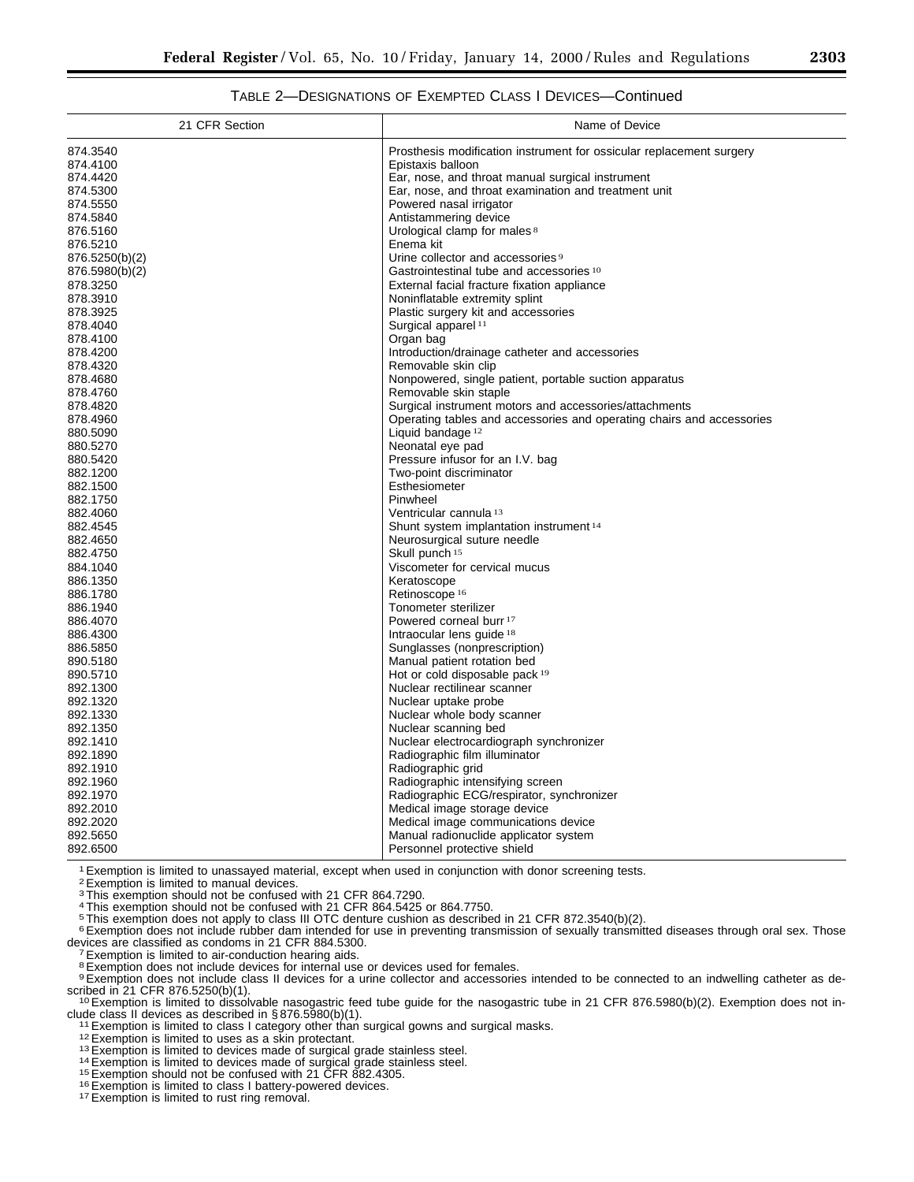TABLE 2—DESIGNATIONS OF EXEMPTED CLASS I DEVICES—Continued

| 21 CFR Section | Name of Device |
| --- | --- |
| 874.3540 | Prosthesis modification instrument for ossicular replacement surgery |
| 874.4100 | Epistaxis balloon |
| 874.4420 | Ear, nose, and throat manual surgical instrument |
| 874.5300 | Ear, nose, and throat examination and treatment unit |
| 874.5550 | Powered nasal irrigator |
| 874.5840 | Antistammering device |
| 876.5160 | Urological clamp for males [8] |
| 876.5210 | Enema kit |
| 876.5250(b)(2) | Urine collector and accessories [9] |
| 876.5980(b)(2) | Gastrointestinal tube and accessories [10] |
| 878.3250 | External facial fracture fixation appliance |
| 878.3910 | Noninflatable extremity splint |
| 878.3925 | Plastic surgery kit and accessories |
| 878.4040 | Surgical apparel [11] |
| 878.4100 | Organ bag |
| 878.4200 | Introduction/drainage catheter and accessories |
| 878.4320 | Removable skin clip |
| 878.4680 | Nonpowered, single patient, portable suction apparatus |
| 878.4760 | Removable skin staple |
| 878.4820 | Surgical instrument motors and accessories/attachments |
| 878.4960 | Operating tables and accessories and operating chairs and accessories |
| 880.5090 | Liquid bandage [12] |
| 880.5270 | Neonatal eye pad |
| 880.5420 | Pressure infusor for an I.V. bag |
| 882.1200 | Two-point discriminator |
| 882.1500 | Esthesiometer |
| 882.1750 | Pinwheel |
| 882.4060 | Ventricular cannula [13] |
| 882.4545 | Shunt system implantation instrument [14] |
| 882.4650 | Neurosurgical suture needle |
| 882.4750 | Skull punch [15] |
| 884.1040 | Viscometer for cervical mucus |
| 886.1350 | Keratoscope |
| 886.1780 | Retinoscope [16] |
| 886.1940 | Tonometer sterilizer |
| 886.4070 | Powered corneal burr [17] |
| 886.4300 | Intraocular lens guide [18] |
| 886.5850 | Sunglasses (nonprescription) |
| 890.5180 | Manual patient rotation bed |
| 890.5710 | Hot or cold disposable pack [19] |
| 892.1300 | Nuclear rectilinear scanner |
| 892.1320 | Nuclear uptake probe |
| 892.1330 | Nuclear whole body scanner |
| 892.1350 | Nuclear scanning bed |
| 892.1410 | Nuclear electrocardiograph synchronizer |
| 892.1890 | Radiographic film illuminator |
| 892.1910 | Radiographic grid |
| 892.1960 | Radiographic intensifying screen |
| 892.1970 | Radiographic ECG/respirator, synchronizer |
| 892.2010 | Medical image storage device |
| 892.2020 | Medical image communications device |
| 892.5650 | Manual radionuclide applicator system |
| 892.6500 | Personnel protective shield |

[1] Exemption is limited to unassayed material, except when used in conjunction with donor screening tests.

[2] Exemption is limited to manual devices.

[3] This exemption should not be confused with 21 CFR 864.7290.

[4] This exemption should not be confused with 21 CFR 864.5425 or 864.7750.

[5] This exemption does not apply to class III OTC denture cushion as described in 21 CFR 872.3540(b)(2).

[6] Exemption does not include rubber dam intended for use in preventing transmission of sexually transmitted diseases through oral sex. Those devices are classified as condoms in 21 CFR 884.5300.

[7] Exemption is limited to air-conduction hearing aids.

[8] Exemption does not include devices for internal use or devices used for females.

[9] Exemption does not include class II devices for a urine collector and accessories intended to be connected to an indwelling catheter as described in 21 CFR 876.5250(b)(1).

[10] Exemption is limited to dissolvable nasogastric feed tube guide for the nasogastric tube in 21 CFR 876.5980(b)(2). Exemption does not include class II devices as described in § 876.5980(b)(1).

[11] Exemption is limited to class I category other than surgical gowns and surgical masks.

[12] Exemption is limited to uses as a skin protectant.

[13] Exemption is limited to devices made of surgical grade stainless steel.

[14] Exemption is limited to devices made of surgical grade stainless steel.

[15] Exemption should not be confused with 21 CFR 882.4305.

[16] Exemption is limited to class I battery-powered devices.

[17] Exemption is limited to rust ring removal.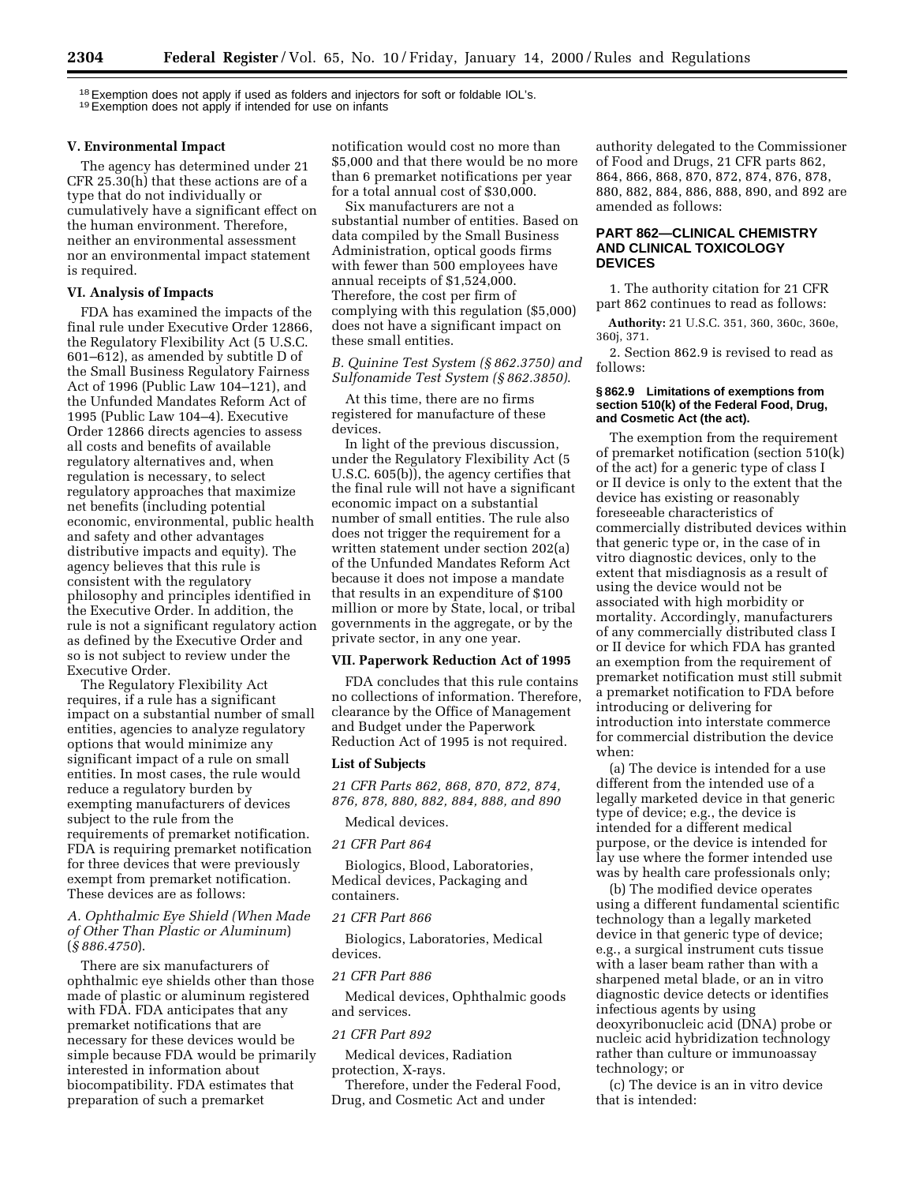[18] Exemption does not apply if used as folders and injectors for soft or foldable IOL's.

[19] Exemption does not apply if intended for use on infants

**V. Environmental Impact**

The agency has determined under 21 CFR 25.30(h) that these actions are of a type that do not individually or cumulatively have a significant effect on the human environment. Therefore, neither an environmental assessment nor an environmental impact statement is required.

**VI. Analysis of Impacts**

FDA has examined the impacts of the final rule under Executive Order 12866, the Regulatory Flexibility Act (5 U.S.C. 601–612), as amended by subtitle D of the Small Business Regulatory Fairness Act of 1996 (Public Law 104–121), and the Unfunded Mandates Reform Act of 1995 (Public Law 104–4). Executive Order 12866 directs agencies to assess all costs and benefits of available regulatory alternatives and, when regulation is necessary, to select regulatory approaches that maximize net benefits (including potential economic, environmental, public health and safety and other advantages distributive impacts and equity). The agency believes that this rule is consistent with the regulatory philosophy and principles identified in the Executive Order. In addition, the rule is not a significant regulatory action as defined by the Executive Order and so is not subject to review under the Executive Order.

The Regulatory Flexibility Act requires, if a rule has a significant impact on a substantial number of small entities, agencies to analyze regulatory options that would minimize any significant impact of a rule on small entities. In most cases, the rule would reduce a regulatory burden by exempting manufacturers of devices subject to the rule from the requirements of premarket notification. FDA is requiring premarket notification for three devices that were previously exempt from premarket notification. These devices are as follows:

*A. Ophthalmic Eye Shield (When Made of Other Than Plastic or Aluminum) (§ 886.4750).*

There are six manufacturers of ophthalmic eye shields other than those made of plastic or aluminum registered with FDA. FDA anticipates that any premarket notifications that are necessary for these devices would be simple because FDA would be primarily interested in information about biocompatibility. FDA estimates that preparation of such a premarket notification would cost no more than $5,000 and that there would be no more than 6 premarket notifications per year for a total annual cost of $30,000.

Six manufacturers are not a substantial number of entities. Based on data compiled by the Small Business Administration, optical goods firms with fewer than 500 employees have annual receipts of $1,524,000. Therefore, the cost per firm of complying with this regulation ($5,000) does not have a significant impact on these small entities.

*B. Quinine Test System (§ 862.3750) and Sulfonamide Test System (§ 862.3850).*

At this time, there are no firms registered for manufacture of these devices.

In light of the previous discussion, under the Regulatory Flexibility Act (5 U.S.C. 605(b)), the agency certifies that the final rule will not have a significant economic impact on a substantial number of small entities. The rule also does not trigger the requirement for a written statement under section 202(a) of the Unfunded Mandates Reform Act because it does not impose a mandate that results in an expenditure of $100 million or more by State, local, or tribal governments in the aggregate, or by the private sector, in any one year.

**VII. Paperwork Reduction Act of 1995**

FDA concludes that this rule contains no collections of information. Therefore, clearance by the Office of Management and Budget under the Paperwork Reduction Act of 1995 is not required.

**List of Subjects**

*21 CFR Parts 862, 868, 870, 872, 874, 876, 878, 880, 882, 884, 888, and 890*

Medical devices.

*21 CFR Part 864*

Biologics, Blood, Laboratories, Medical devices, Packaging and containers.

*21 CFR Part 866*

Biologics, Laboratories, Medical devices.

*21 CFR Part 886*

Medical devices, Ophthalmic goods and services.

*21 CFR Part 892*

Medical devices, Radiation protection, X-rays.

Therefore, under the Federal Food, Drug, and Cosmetic Act and under authority delegated to the Commissioner of Food and Drugs, 21 CFR parts 862, 864, 866, 868, 870, 872, 874, 876, 878, 880, 882, 884, 886, 888, 890, and 892 are amended as follows:

## PART 862—CLINICAL CHEMISTRY AND CLINICAL TOXICOLOGY DEVICES

1. The authority citation for 21 CFR part 862 continues to read as follows:

**Authority:** 21 U.S.C. 351, 360, 360c, 360e, 360j, 371.

2. Section 862.9 is revised to read as follows:

**§ 862.9 Limitations of exemptions from section 510(k) of the Federal Food, Drug, and Cosmetic Act (the act).**

The exemption from the requirement of premarket notification (section 510(k) of the act) for a generic type of class I or II device is only to the extent that the device has existing or reasonably foreseeable characteristics of commercially distributed devices within that generic type or, in the case of in vitro diagnostic devices, only to the extent that misdiagnosis as a result of using the device would not be associated with high morbidity or mortality. Accordingly, manufacturers of any commercially distributed class I or II device for which FDA has granted an exemption from the requirement of premarket notification must still submit a premarket notification to FDA before introducing or delivering for introduction into interstate commerce for commercial distribution the device when:

(a) The device is intended for a use different from the intended use of a legally marketed device in that generic type of device; e.g., the device is intended for a different medical purpose, or the device is intended for lay use where the former intended use was by health care professionals only;

(b) The modified device operates using a different fundamental scientific technology than a legally marketed device in that generic type of device; e.g., a surgical instrument cuts tissue with a laser beam rather than with a sharpened metal blade, or an in vitro diagnostic device detects or identifies infectious agents by using deoxyribonucleic acid (DNA) probe or nucleic acid hybridization technology rather than culture or immunoassay technology; or

(c) The device is an in vitro device that is intended: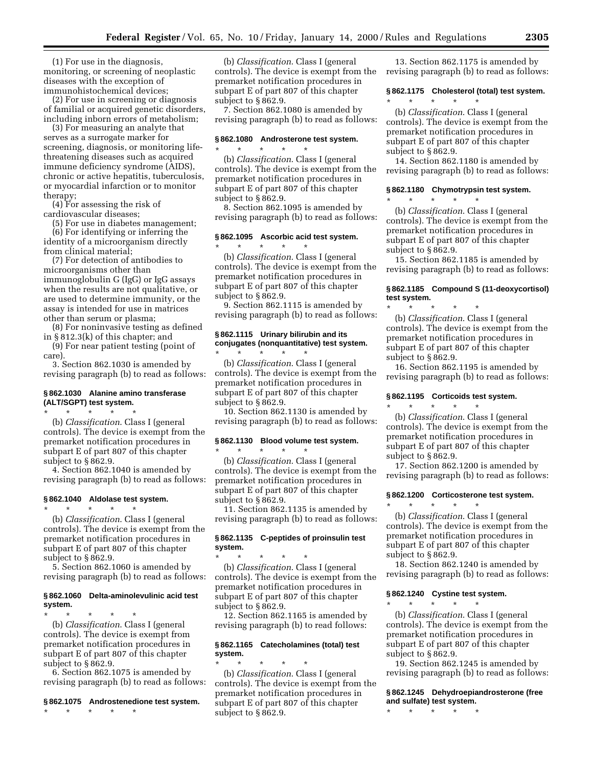(1) For use in the diagnosis, monitoring, or screening of neoplastic diseases with the exception of immunohistochemical devices;

(2) For use in screening or diagnosis of familial or acquired genetic disorders, including inborn errors of metabolism;

(3) For measuring an analyte that serves as a surrogate marker for screening, diagnosis, or monitoring life-threatening diseases such as acquired immune deficiency syndrome (AIDS), chronic or active hepatitis, tuberculosis, or myocardial infarction or to monitor therapy;

(4) For assessing the risk of cardiovascular diseases;

(5) For use in diabetes management;

(6) For identifying or inferring the identity of a microorganism directly from clinical material;

(7) For detection of antibodies to microorganisms other than immunoglobulin G (IgG) or IgG assays when the results are not qualitative, or are used to determine immunity, or the assay is intended for use in matrices other than serum or plasma;

(8) For noninvasive testing as defined in § 812.3(k) of this chapter; and

(9) For near patient testing (point of care).

3. Section 862.1030 is amended by revising paragraph (b) to read as follows:

### § 862.1030 Alanine amino transferase (ALT/SGPT) test system.

\* \* \* \* \*

(b) *Classification*. Class I (general controls). The device is exempt from the premarket notification procedures in subpart E of part 807 of this chapter subject to § 862.9.

4. Section 862.1040 is amended by revising paragraph (b) to read as follows:

### § 862.1040 Aldolase test system.

\* \* \* \* \*

(b) *Classification*. Class I (general controls). The device is exempt from the premarket notification procedures in subpart E of part 807 of this chapter subject to § 862.9.

5. Section 862.1060 is amended by revising paragraph (b) to read as follows:

### § 862.1060 Delta-aminolevulinic acid test system.

\* \* \* \* \*

(b) *Classification*. Class I (general controls). The device is exempt from premarket notification procedures in subpart E of part 807 of this chapter subject to § 862.9.

6. Section 862.1075 is amended by revising paragraph (b) to read as follows:

### § 862.1075 Androstenedione test system.

\* \* \* \* \*

(b) *Classification*. Class I (general controls). The device is exempt from the premarket notification procedures in subpart E of part 807 of this chapter subject to § 862.9.

7. Section 862.1080 is amended by revising paragraph (b) to read as follows:

### § 862.1080 Androsterone test system.

\* \* \* \* \*

(b) *Classification*. Class I (general controls). The device is exempt from the premarket notification procedures in subpart E of part 807 of this chapter subject to § 862.9.

8. Section 862.1095 is amended by revising paragraph (b) to read as follows:

### § 862.1095 Ascorbic acid test system.

\* \* \* \* \*

(b) *Classification*. Class I (general controls). The device is exempt from the premarket notification procedures in subpart E of part 807 of this chapter subject to § 862.9.

9. Section 862.1115 is amended by revising paragraph (b) to read as follows:

### § 862.1115 Urinary bilirubin and its conjugates (nonquantitative) test system.

\* \* \* \* \*

(b) *Classification*. Class I (general controls). The device is exempt from the premarket notification procedures in subpart E of part 807 of this chapter subject to § 862.9.

10. Section 862.1130 is amended by revising paragraph (b) to read as follows:

### § 862.1130 Blood volume test system.

\* \* \* \* \*

(b) *Classification*. Class I (general controls). The device is exempt from the premarket notification procedures in subpart E of part 807 of this chapter subject to § 862.9.

11. Section 862.1135 is amended by revising paragraph (b) to read as follows:

### § 862.1135 C-peptides of proinsulin test system.

\* \* \* \* \*

(b) *Classification*. Class I (general controls). The device is exempt from the premarket notification procedures in subpart E of part 807 of this chapter subject to § 862.9.

12. Section 862.1165 is amended by revising paragraph (b) to read follows:

### § 862.1165 Catecholamines (total) test system.

\* \* \* \* \*

(b) *Classification*. Class I (general controls). The device is exempt from the premarket notification procedures in subpart E of part 807 of this chapter subject to § 862.9.

13. Section 862.1175 is amended by revising paragraph (b) to read as follows:

### § 862.1175 Cholesterol (total) test system.

\* \* \* \* \*

(b) *Classification*. Class I (general controls). The device is exempt from the premarket notification procedures in subpart E of part 807 of this chapter subject to § 862.9.

14. Section 862.1180 is amended by revising paragraph (b) to read as follows:

### § 862.1180 Chymotrypsin test system.

\* \* \* \* \*

(b) *Classification*. Class I (general controls). The device is exempt from the premarket notification procedures in subpart E of part 807 of this chapter subject to § 862.9.

15. Section 862.1185 is amended by revising paragraph (b) to read as follows:

### § 862.1185 Compound S (11-deoxycortisol) test system.

\* \* \* \* \*

(b) *Classification*. Class I (general controls). The device is exempt from the premarket notification procedures in subpart E of part 807 of this chapter subject to § 862.9.

16. Section 862.1195 is amended by revising paragraph (b) to read as follows:

### § 862.1195 Corticoids test system.

\* \* \* \* \*

(b) *Classification*. Class I (general controls). The device is exempt from the premarket notification procedures in subpart E of part 807 of this chapter subject to § 862.9.

17. Section 862.1200 is amended by revising paragraph (b) to read as follows:

### § 862.1200 Corticosterone test system.

\* \* \* \* \*

(b) *Classification*. Class I (general controls). The device is exempt from the premarket notification procedures in subpart E of part 807 of this chapter subject to § 862.9.

18. Section 862.1240 is amended by revising paragraph (b) to read as follows:

### § 862.1240 Cystine test system.

\* \* \* \* \*

(b) *Classification*. Class I (general controls). The device is exempt from the premarket notification procedures in subpart E of part 807 of this chapter subject to § 862.9.

19. Section 862.1245 is amended by revising paragraph (b) to read as follows:

### § 862.1245 Dehydroepiandrosterone (free and sulfate) test system.

\* \* \* \* \*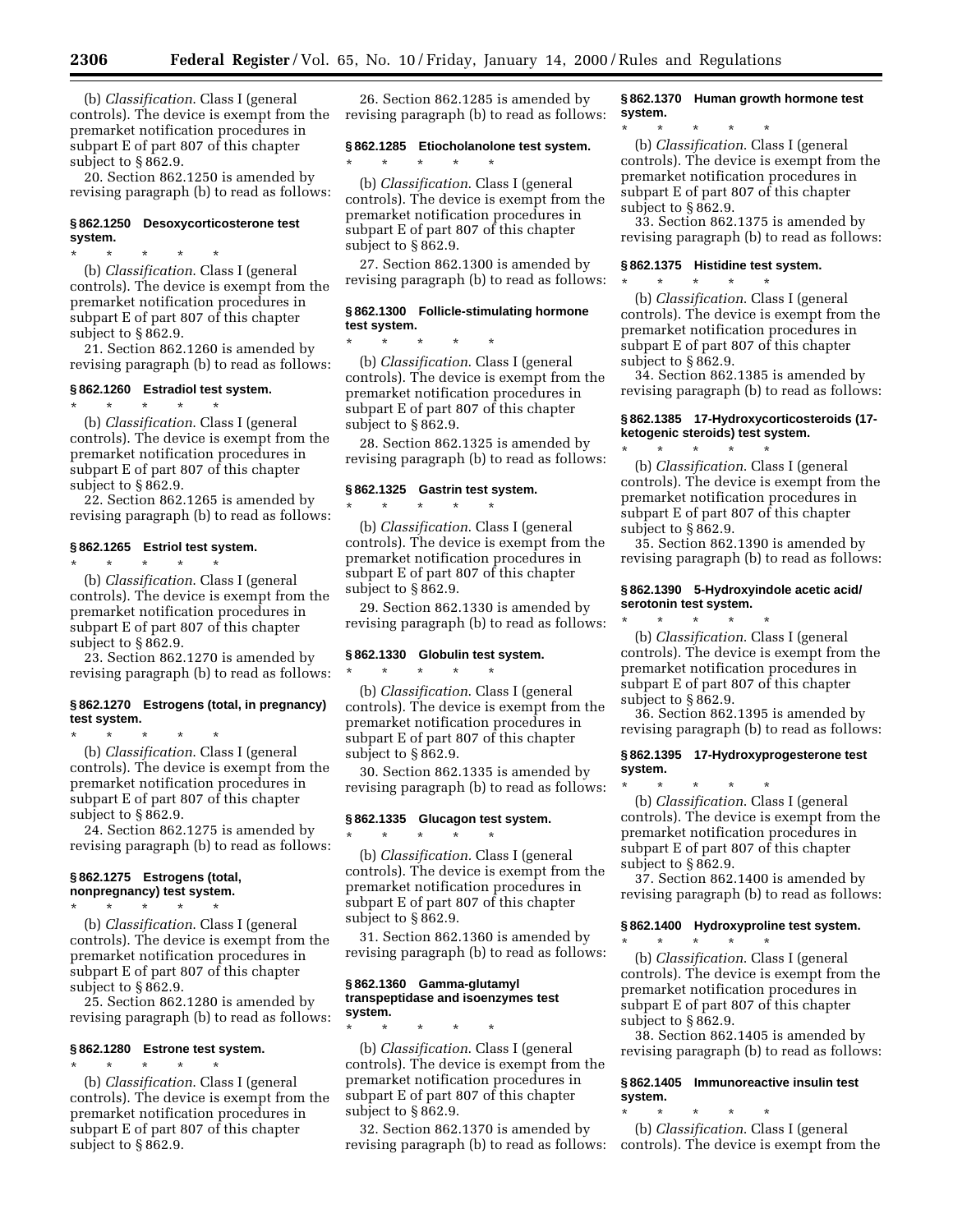(b) *Classification*. Class I (general controls). The device is exempt from the premarket notification procedures in subpart E of part 807 of this chapter subject to § 862.9.

20. Section 862.1250 is amended by revising paragraph (b) to read as follows:

**§ 862.1250 Desoxycorticosterone test system.**

\* \* \* \* \*

(b) *Classification*. Class I (general controls). The device is exempt from the premarket notification procedures in subpart E of part 807 of this chapter subject to § 862.9.

21. Section 862.1260 is amended by revising paragraph (b) to read as follows:

**§ 862.1260 Estradiol test system.**

\* \* \* \* \*

(b) *Classification*. Class I (general controls). The device is exempt from the premarket notification procedures in subpart E of part 807 of this chapter subject to § 862.9.

22. Section 862.1265 is amended by revising paragraph (b) to read as follows:

**§ 862.1265 Estriol test system.**

\* \* \* \* \*

(b) *Classification*. Class I (general controls). The device is exempt from the premarket notification procedures in subpart E of part 807 of this chapter subject to § 862.9.

23. Section 862.1270 is amended by revising paragraph (b) to read as follows:

**§ 862.1270 Estrogens (total, in pregnancy) test system.**

\* \* \* \* \*

(b) *Classification*. Class I (general controls). The device is exempt from the premarket notification procedures in subpart E of part 807 of this chapter subject to § 862.9.

24. Section 862.1275 is amended by revising paragraph (b) to read as follows:

**§ 862.1275 Estrogens (total, nonpregnancy) test system.**

\* \* \* \* \*

(b) *Classification*. Class I (general controls). The device is exempt from the premarket notification procedures in subpart E of part 807 of this chapter subject to § 862.9.

25. Section 862.1280 is amended by revising paragraph (b) to read as follows:

**§ 862.1280 Estrone test system.**

\* \* \* \* \*

(b) *Classification*. Class I (general controls). The device is exempt from the premarket notification procedures in subpart E of part 807 of this chapter subject to § 862.9.

26. Section 862.1285 is amended by revising paragraph (b) to read as follows:

**§ 862.1285 Etiocholanolone test system.**

\* \* \* \* \*

(b) *Classification*. Class I (general controls). The device is exempt from the premarket notification procedures in subpart E of part 807 of this chapter subject to § 862.9.

27. Section 862.1300 is amended by revising paragraph (b) to read as follows:

**§ 862.1300 Follicle-stimulating hormone test system.**

\* \* \* \* \*

(b) *Classification*. Class I (general controls). The device is exempt from the premarket notification procedures in subpart E of part 807 of this chapter subject to § 862.9.

28. Section 862.1325 is amended by revising paragraph (b) to read as follows:

**§ 862.1325 Gastrin test system.**

\* \* \* \* \*

(b) *Classification*. Class I (general controls). The device is exempt from the premarket notification procedures in subpart E of part 807 of this chapter subject to § 862.9.

29. Section 862.1330 is amended by revising paragraph (b) to read as follows:

**§ 862.1330 Globulin test system.**

\* \* \* \* \*

(b) *Classification*. Class I (general controls). The device is exempt from the premarket notification procedures in subpart E of part 807 of this chapter subject to § 862.9.

30. Section 862.1335 is amended by revising paragraph (b) to read as follows:

**§ 862.1335 Glucagon test system.**

\* \* \* \* \*

(b) *Classification*. Class I (general controls). The device is exempt from the premarket notification procedures in subpart E of part 807 of this chapter subject to § 862.9.

31. Section 862.1360 is amended by revising paragraph (b) to read as follows:

**§ 862.1360 Gamma-glutamyl transpeptidase and isoenzymes test system.**

\* \* \* \* \*

(b) *Classification*. Class I (general controls). The device is exempt from the premarket notification procedures in subpart E of part 807 of this chapter subject to § 862.9.

32. Section 862.1370 is amended by revising paragraph (b) to read as follows:

**§ 862.1370 Human growth hormone test system.**

\* \* \* \* \*

(b) *Classification*. Class I (general controls). The device is exempt from the premarket notification procedures in subpart E of part 807 of this chapter subject to § 862.9.

33. Section 862.1375 is amended by revising paragraph (b) to read as follows:

**§ 862.1375 Histidine test system.**

\* \* \* \* \*

(b) *Classification*. Class I (general controls). The device is exempt from the premarket notification procedures in subpart E of part 807 of this chapter subject to § 862.9.

34. Section 862.1385 is amended by revising paragraph (b) to read as follows:

**§ 862.1385 17-Hydroxycorticosteroids (17-ketogenic steroids) test system.**

\* \* \* \* \*

(b) *Classification*. Class I (general controls). The device is exempt from the premarket notification procedures in subpart E of part 807 of this chapter subject to § 862.9.

35. Section 862.1390 is amended by revising paragraph (b) to read as follows:

**§ 862.1390 5-Hydroxyindole acetic acid/serotonin test system.**

\* \* \* \* \*

(b) *Classification*. Class I (general controls). The device is exempt from the premarket notification procedures in subpart E of part 807 of this chapter subject to § 862.9.

36. Section 862.1395 is amended by revising paragraph (b) to read as follows:

**§ 862.1395 17-Hydroxyprogesterone test system.**

\* \* \* \* \*

(b) *Classification*. Class I (general controls). The device is exempt from the premarket notification procedures in subpart E of part 807 of this chapter subject to § 862.9.

37. Section 862.1400 is amended by revising paragraph (b) to read as follows:

**§ 862.1400 Hydroxyproline test system.**

\* \* \* \* \*

(b) *Classification*. Class I (general controls). The device is exempt from the premarket notification procedures in subpart E of part 807 of this chapter subject to § 862.9.

38. Section 862.1405 is amended by revising paragraph (b) to read as follows:

**§ 862.1405 Immunoreactive insulin test system.**

\* \* \* \* \*

(b) *Classification*. Class I (general controls). The device is exempt from the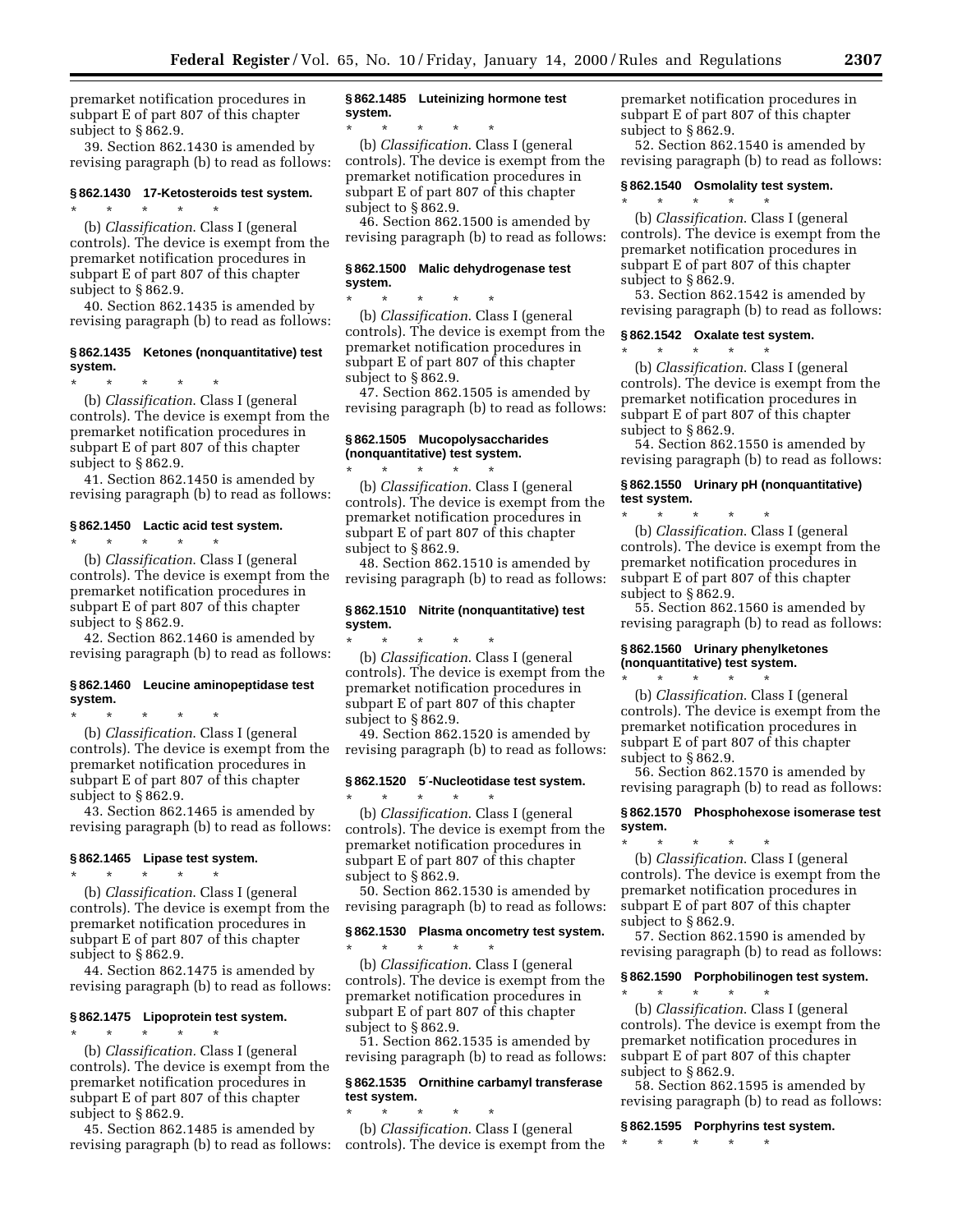premarket notification procedures in subpart E of part 807 of this chapter subject to § 862.9.

39. Section 862.1430 is amended by revising paragraph (b) to read as follows:

#### § 862.1430 17-Ketosteroids test system.

* * * * *

(b) *Classification.* Class I (general controls). The device is exempt from the premarket notification procedures in subpart E of part 807 of this chapter subject to § 862.9.

40. Section 862.1435 is amended by revising paragraph (b) to read as follows:

#### § 862.1435 Ketones (nonquantitative) test system.

* * * * *

(b) *Classification.* Class I (general controls). The device is exempt from the premarket notification procedures in subpart E of part 807 of this chapter subject to § 862.9.

41. Section 862.1450 is amended by revising paragraph (b) to read as follows:

#### § 862.1450 Lactic acid test system.

* * * * *

(b) *Classification.* Class I (general controls). The device is exempt from the premarket notification procedures in subpart E of part 807 of this chapter subject to § 862.9.

42. Section 862.1460 is amended by revising paragraph (b) to read as follows:

#### § 862.1460 Leucine aminopeptidase test system.

* * * * *

(b) *Classification.* Class I (general controls). The device is exempt from the premarket notification procedures in subpart E of part 807 of this chapter subject to § 862.9.

43. Section 862.1465 is amended by revising paragraph (b) to read as follows:

#### § 862.1465 Lipase test system.

* * * * *

(b) *Classification.* Class I (general controls). The device is exempt from the premarket notification procedures in subpart E of part 807 of this chapter subject to § 862.9.

44. Section 862.1475 is amended by revising paragraph (b) to read as follows:

#### § 862.1475 Lipoprotein test system.

* * * * *

(b) *Classification.* Class I (general controls). The device is exempt from the premarket notification procedures in subpart E of part 807 of this chapter subject to § 862.9.

45. Section 862.1485 is amended by revising paragraph (b) to read as follows:

#### § 862.1485 Luteinizing hormone test system.

* * * * *

(b) *Classification.* Class I (general controls). The device is exempt from the premarket notification procedures in subpart E of part 807 of this chapter subject to § 862.9.

46. Section 862.1500 is amended by revising paragraph (b) to read as follows:

#### § 862.1500 Malic dehydrogenase test system.

* * * * *

(b) *Classification.* Class I (general controls). The device is exempt from the premarket notification procedures in subpart E of part 807 of this chapter subject to § 862.9.

47. Section 862.1505 is amended by revising paragraph (b) to read as follows:

#### § 862.1505 Mucopolysaccharides (nonquantitative) test system.

* * * * *

(b) *Classification.* Class I (general controls). The device is exempt from the premarket notification procedures in subpart E of part 807 of this chapter subject to § 862.9.

48. Section 862.1510 is amended by revising paragraph (b) to read as follows:

#### § 862.1510 Nitrite (nonquantitative) test system.

* * * * *

(b) *Classification.* Class I (general controls). The device is exempt from the premarket notification procedures in subpart E of part 807 of this chapter subject to § 862.9.

49. Section 862.1520 is amended by revising paragraph (b) to read as follows:

#### § 862.1520 5′-Nucleotidase test system.

* * * * *

(b) *Classification.* Class I (general controls). The device is exempt from the premarket notification procedures in subpart E of part 807 of this chapter subject to § 862.9.

50. Section 862.1530 is amended by revising paragraph (b) to read as follows:

#### § 862.1530 Plasma oncometry test system.

* * * * *

(b) *Classification.* Class I (general controls). The device is exempt from the premarket notification procedures in subpart E of part 807 of this chapter subject to § 862.9.

51. Section 862.1535 is amended by revising paragraph (b) to read as follows:

#### § 862.1535 Ornithine carbamyl transferase test system.

* * * * *

(b) *Classification.* Class I (general controls). The device is exempt from the premarket notification procedures in subpart E of part 807 of this chapter subject to § 862.9.

52. Section 862.1540 is amended by revising paragraph (b) to read as follows:

#### § 862.1540 Osmolality test system.

* * * * *

(b) *Classification.* Class I (general controls). The device is exempt from the premarket notification procedures in subpart E of part 807 of this chapter subject to § 862.9.

53. Section 862.1542 is amended by revising paragraph (b) to read as follows:

#### § 862.1542 Oxalate test system.

* * * * *

(b) *Classification.* Class I (general controls). The device is exempt from the premarket notification procedures in subpart E of part 807 of this chapter subject to § 862.9.

54. Section 862.1550 is amended by revising paragraph (b) to read as follows:

#### § 862.1550 Urinary pH (nonquantitative) test system.

* * * * *

(b) *Classification.* Class I (general controls). The device is exempt from the premarket notification procedures in subpart E of part 807 of this chapter subject to § 862.9.

55. Section 862.1560 is amended by revising paragraph (b) to read as follows:

#### § 862.1560 Urinary phenylketones (nonquantitative) test system.

* * * * *

(b) *Classification.* Class I (general controls). The device is exempt from the premarket notification procedures in subpart E of part 807 of this chapter subject to § 862.9.

56. Section 862.1570 is amended by revising paragraph (b) to read as follows:

#### § 862.1570 Phosphohexose isomerase test system.

* * * * *

(b) *Classification.* Class I (general controls). The device is exempt from the premarket notification procedures in subpart E of part 807 of this chapter subject to § 862.9.

57. Section 862.1590 is amended by revising paragraph (b) to read as follows:

#### § 862.1590 Porphobilinogen test system.

* * * * *

(b) *Classification.* Class I (general controls). The device is exempt from the premarket notification procedures in subpart E of part 807 of this chapter subject to § 862.9.

58. Section 862.1595 is amended by revising paragraph (b) to read as follows:

#### § 862.1595 Porphyrins test system.

* * * * *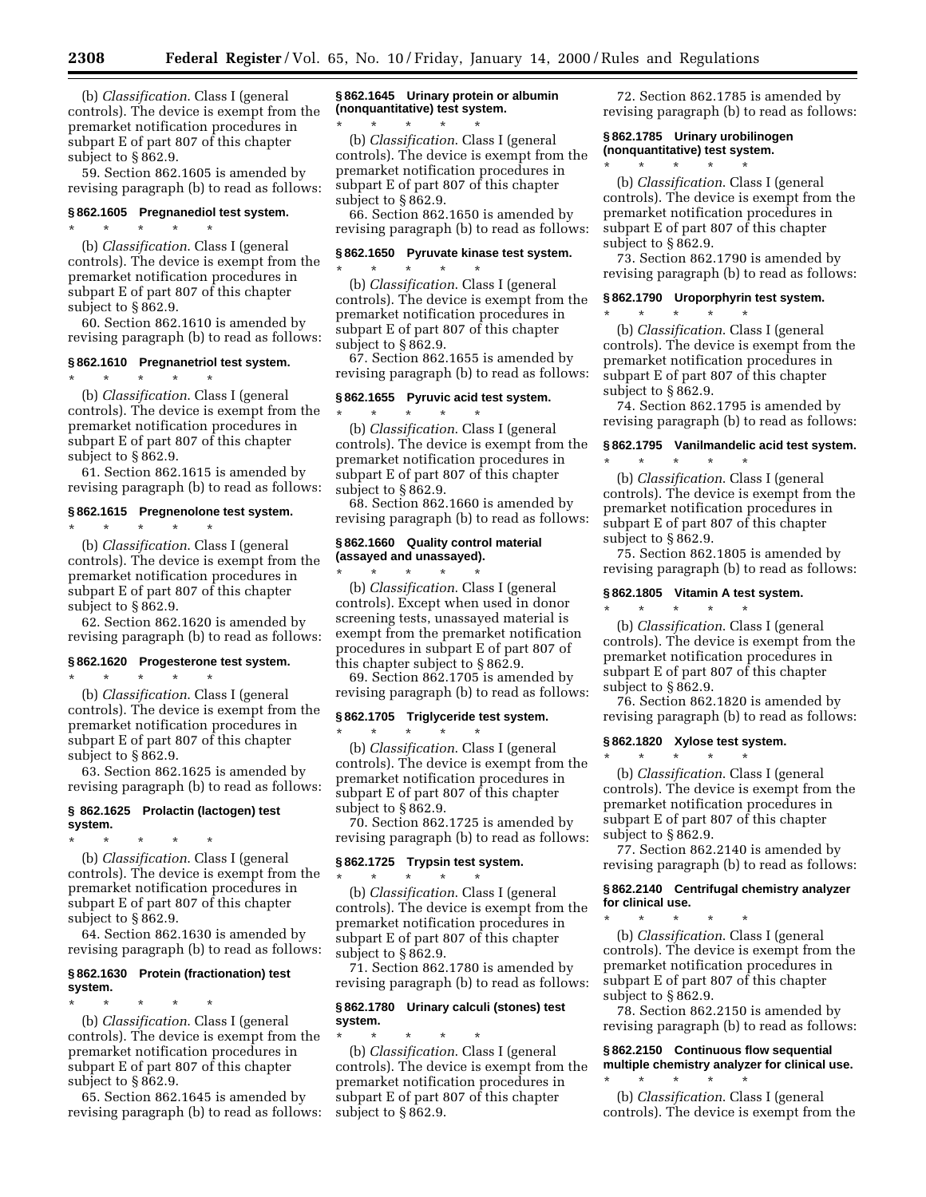(b) *Classification*. Class I (general controls). The device is exempt from the premarket notification procedures in subpart E of part 807 of this chapter subject to § 862.9.

59. Section 862.1605 is amended by revising paragraph (b) to read as follows:

**§ 862.1605 Pregnanediol test system.**

\* \* \* \* \*

(b) *Classification*. Class I (general controls). The device is exempt from the premarket notification procedures in subpart E of part 807 of this chapter subject to § 862.9.

60. Section 862.1610 is amended by revising paragraph (b) to read as follows:

**§ 862.1610 Pregnanetriol test system.**

\* \* \* \* \*

(b) *Classification*. Class I (general controls). The device is exempt from the premarket notification procedures in subpart E of part 807 of this chapter subject to § 862.9.

61. Section 862.1615 is amended by revising paragraph (b) to read as follows:

**§ 862.1615 Pregnenolone test system.**

\* \* \* \* \*

(b) *Classification*. Class I (general controls). The device is exempt from the premarket notification procedures in subpart E of part 807 of this chapter subject to § 862.9.

62. Section 862.1620 is amended by revising paragraph (b) to read as follows:

**§ 862.1620 Progesterone test system.**

\* \* \* \* \*

(b) *Classification*. Class I (general controls). The device is exempt from the premarket notification procedures in subpart E of part 807 of this chapter subject to § 862.9.

63. Section 862.1625 is amended by revising paragraph (b) to read as follows:

**§ 862.1625 Prolactin (lactogen) test system.**

\* \* \* \* \*

(b) *Classification*. Class I (general controls). The device is exempt from the premarket notification procedures in subpart E of part 807 of this chapter subject to § 862.9.

64. Section 862.1630 is amended by revising paragraph (b) to read as follows:

**§ 862.1630 Protein (fractionation) test system.**

\* \* \* \* \*

(b) *Classification*. Class I (general controls). The device is exempt from the premarket notification procedures in subpart E of part 807 of this chapter subject to § 862.9.

65. Section 862.1645 is amended by revising paragraph (b) to read as follows:

**§ 862.1645 Urinary protein or albumin (nonquantitative) test system.**

\* \* \* \* \*

(b) *Classification*. Class I (general controls). The device is exempt from the premarket notification procedures in subpart E of part 807 of this chapter subject to § 862.9.

66. Section 862.1650 is amended by revising paragraph (b) to read as follows:

**§ 862.1650 Pyruvate kinase test system.**

\* \* \* \* \*

(b) *Classification*. Class I (general controls). The device is exempt from the premarket notification procedures in subpart E of part 807 of this chapter subject to § 862.9.

67. Section 862.1655 is amended by revising paragraph (b) to read as follows:

**§ 862.1655 Pyruvic acid test system.**

\* \* \* \* \*

(b) *Classification*. Class I (general controls). The device is exempt from the premarket notification procedures in subpart E of part 807 of this chapter subject to § 862.9.

68. Section 862.1660 is amended by revising paragraph (b) to read as follows:

**§ 862.1660 Quality control material (assayed and unassayed).**

\* \* \* \* \*

(b) *Classification*. Class I (general controls). Except when used in donor screening tests, unassayed material is exempt from the premarket notification procedures in subpart E of part 807 of this chapter subject to § 862.9.

69. Section 862.1705 is amended by revising paragraph (b) to read as follows:

**§ 862.1705 Triglyceride test system.**

\* \* \* \* \*

(b) *Classification*. Class I (general controls). The device is exempt from the premarket notification procedures in subpart E of part 807 of this chapter subject to § 862.9.

70. Section 862.1725 is amended by revising paragraph (b) to read as follows:

**§ 862.1725 Trypsin test system.**

\* \* \* \* \*

(b) *Classification*. Class I (general controls). The device is exempt from the premarket notification procedures in subpart E of part 807 of this chapter subject to § 862.9.

71. Section 862.1780 is amended by revising paragraph (b) to read as follows:

**§ 862.1780 Urinary calculi (stones) test system.**

\* \* \* \* \*

(b) *Classification*. Class I (general controls). The device is exempt from the premarket notification procedures in subpart E of part 807 of this chapter subject to § 862.9.

72. Section 862.1785 is amended by revising paragraph (b) to read as follows:

**§ 862.1785 Urinary urobilinogen (nonquantitative) test system.**

\* \* \* \* \*

(b) *Classification*. Class I (general controls). The device is exempt from the premarket notification procedures in subpart E of part 807 of this chapter subject to § 862.9.

73. Section 862.1790 is amended by revising paragraph (b) to read as follows:

**§ 862.1790 Uroporphyrin test system.**

\* \* \* \* \*

(b) *Classification*. Class I (general controls). The device is exempt from the premarket notification procedures in subpart E of part 807 of this chapter subject to § 862.9.

74. Section 862.1795 is amended by revising paragraph (b) to read as follows:

**§ 862.1795 Vanilmandelic acid test system.**

\* \* \* \* \*

(b) *Classification*. Class I (general controls). The device is exempt from the premarket notification procedures in subpart E of part 807 of this chapter subject to § 862.9.

75. Section 862.1805 is amended by revising paragraph (b) to read as follows:

**§ 862.1805 Vitamin A test system.**

\* \* \* \* \*

(b) *Classification*. Class I (general controls). The device is exempt from the premarket notification procedures in subpart E of part 807 of this chapter subject to § 862.9.

76. Section 862.1820 is amended by revising paragraph (b) to read as follows:

**§ 862.1820 Xylose test system.**

\* \* \* \* \*

(b) *Classification*. Class I (general controls). The device is exempt from the premarket notification procedures in subpart E of part 807 of this chapter subject to § 862.9.

77. Section 862.2140 is amended by revising paragraph (b) to read as follows:

**§ 862.2140 Centrifugal chemistry analyzer for clinical use.**

\* \* \* \* \*

(b) *Classification*. Class I (general controls). The device is exempt from the premarket notification procedures in subpart E of part 807 of this chapter subject to § 862.9.

78. Section 862.2150 is amended by revising paragraph (b) to read as follows:

**§ 862.2150 Continuous flow sequential multiple chemistry analyzer for clinical use.**

\* \* \* \* \*

(b) *Classification*. Class I (general controls). The device is exempt from the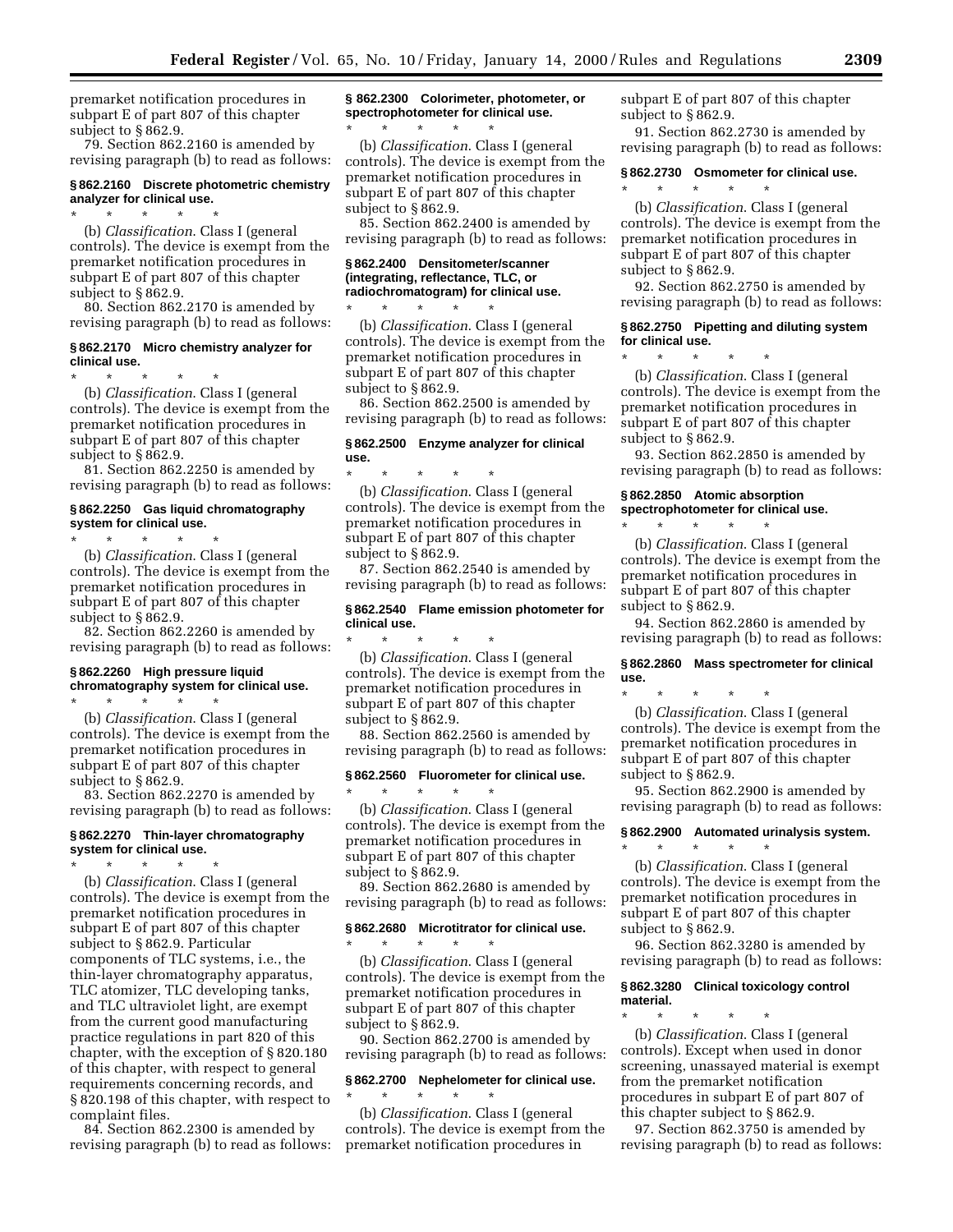premarket notification procedures in subpart E of part 807 of this chapter subject to § 862.9.

79. Section 862.2160 is amended by revising paragraph (b) to read as follows:

**§ 862.2160 Discrete photometric chemistry analyzer for clinical use.**

\* \* \* \* \*

(b) *Classification*. Class I (general controls). The device is exempt from the premarket notification procedures in subpart E of part 807 of this chapter subject to § 862.9.

80. Section 862.2170 is amended by revising paragraph (b) to read as follows:

**§ 862.2170 Micro chemistry analyzer for clinical use.**

\* \* \* \* \*

(b) *Classification*. Class I (general controls). The device is exempt from the premarket notification procedures in subpart E of part 807 of this chapter subject to § 862.9.

81. Section 862.2250 is amended by revising paragraph (b) to read as follows:

**§ 862.2250 Gas liquid chromatography system for clinical use.**

\* \* \* \* \*

(b) *Classification*. Class I (general controls). The device is exempt from the premarket notification procedures in subpart E of part 807 of this chapter subject to § 862.9.

82. Section 862.2260 is amended by revising paragraph (b) to read as follows:

**§ 862.2260 High pressure liquid chromatography system for clinical use.**

\* \* \* \* \*

(b) *Classification*. Class I (general controls). The device is exempt from the premarket notification procedures in subpart E of part 807 of this chapter subject to § 862.9.

83. Section 862.2270 is amended by revising paragraph (b) to read as follows:

**§ 862.2270 Thin-layer chromatography system for clinical use.**

\* \* \* \* \*

(b) *Classification*. Class I (general controls). The device is exempt from the premarket notification procedures in subpart E of part 807 of this chapter subject to § 862.9. Particular components of TLC systems, i.e., the thin-layer chromatography apparatus, TLC atomizer, TLC developing tanks, and TLC ultraviolet light, are exempt from the current good manufacturing practice regulations in part 820 of this chapter, with the exception of § 820.180 of this chapter, with respect to general requirements concerning records, and § 820.198 of this chapter, with respect to complaint files.

84. Section 862.2300 is amended by revising paragraph (b) to read as follows:

**§ 862.2300 Colorimeter, photometer, or spectrophotometer for clinical use.**

\* \* \* \* \*

(b) *Classification*. Class I (general controls). The device is exempt from the premarket notification procedures in subpart E of part 807 of this chapter subject to § 862.9.

85. Section 862.2400 is amended by revising paragraph (b) to read as follows:

**§ 862.2400 Densitometer/scanner (integrating, reflectance, TLC, or radiochromatogram) for clinical use.**

\* \* \* \* \*

(b) *Classification*. Class I (general controls). The device is exempt from the premarket notification procedures in subpart E of part 807 of this chapter subject to § 862.9.

86. Section 862.2500 is amended by revising paragraph (b) to read as follows:

**§ 862.2500 Enzyme analyzer for clinical use.**

\* \* \* \* \*

(b) *Classification*. Class I (general controls). The device is exempt from the premarket notification procedures in subpart E of part 807 of this chapter subject to § 862.9.

87. Section 862.2540 is amended by revising paragraph (b) to read as follows:

**§ 862.2540 Flame emission photometer for clinical use.**

\* \* \* \* \*

(b) *Classification*. Class I (general controls). The device is exempt from the premarket notification procedures in subpart E of part 807 of this chapter subject to § 862.9.

88. Section 862.2560 is amended by revising paragraph (b) to read as follows:

**§ 862.2560 Fluorometer for clinical use.**

\* \* \* \* \*

(b) *Classification*. Class I (general controls). The device is exempt from the premarket notification procedures in subpart E of part 807 of this chapter subject to § 862.9.

89. Section 862.2680 is amended by revising paragraph (b) to read as follows:

**§ 862.2680 Microtitrator for clinical use.**

\* \* \* \* \*

(b) *Classification*. Class I (general controls). The device is exempt from the premarket notification procedures in subpart E of part 807 of this chapter subject to § 862.9.

90. Section 862.2700 is amended by revising paragraph (b) to read as follows:

**§ 862.2700 Nephelometer for clinical use.**

\* \* \* \* \*

(b) *Classification*. Class I (general controls). The device is exempt from the premarket notification procedures in subpart E of part 807 of this chapter subject to § 862.9.

91. Section 862.2730 is amended by revising paragraph (b) to read as follows:

**§ 862.2730 Osmometer for clinical use.**

\* \* \* \* \*

(b) *Classification*. Class I (general controls). The device is exempt from the premarket notification procedures in subpart E of part 807 of this chapter subject to § 862.9.

92. Section 862.2750 is amended by revising paragraph (b) to read as follows:

**§ 862.2750 Pipetting and diluting system for clinical use.**

\* \* \* \* \*

(b) *Classification*. Class I (general controls). The device is exempt from the premarket notification procedures in subpart E of part 807 of this chapter subject to § 862.9.

93. Section 862.2850 is amended by revising paragraph (b) to read as follows:

**§ 862.2850 Atomic absorption spectrophotometer for clinical use.**

\* \* \* \* \*

(b) *Classification*. Class I (general controls). The device is exempt from the premarket notification procedures in subpart E of part 807 of this chapter subject to § 862.9.

94. Section 862.2860 is amended by revising paragraph (b) to read as follows:

**§ 862.2860 Mass spectrometer for clinical use.**

\* \* \* \* \*

(b) *Classification*. Class I (general controls). The device is exempt from the premarket notification procedures in subpart E of part 807 of this chapter subject to § 862.9.

95. Section 862.2900 is amended by revising paragraph (b) to read as follows:

**§ 862.2900 Automated urinalysis system.**

\* \* \* \* \*

(b) *Classification*. Class I (general controls). The device is exempt from the premarket notification procedures in subpart E of part 807 of this chapter subject to § 862.9.

96. Section 862.3280 is amended by revising paragraph (b) to read as follows:

**§ 862.3280 Clinical toxicology control material.**

\* \* \* \* \*

(b) *Classification*. Class I (general controls). Except when used in donor screening, unassayed material is exempt from the premarket notification procedures in subpart E of part 807 of this chapter subject to § 862.9.

97. Section 862.3750 is amended by revising paragraph (b) to read as follows: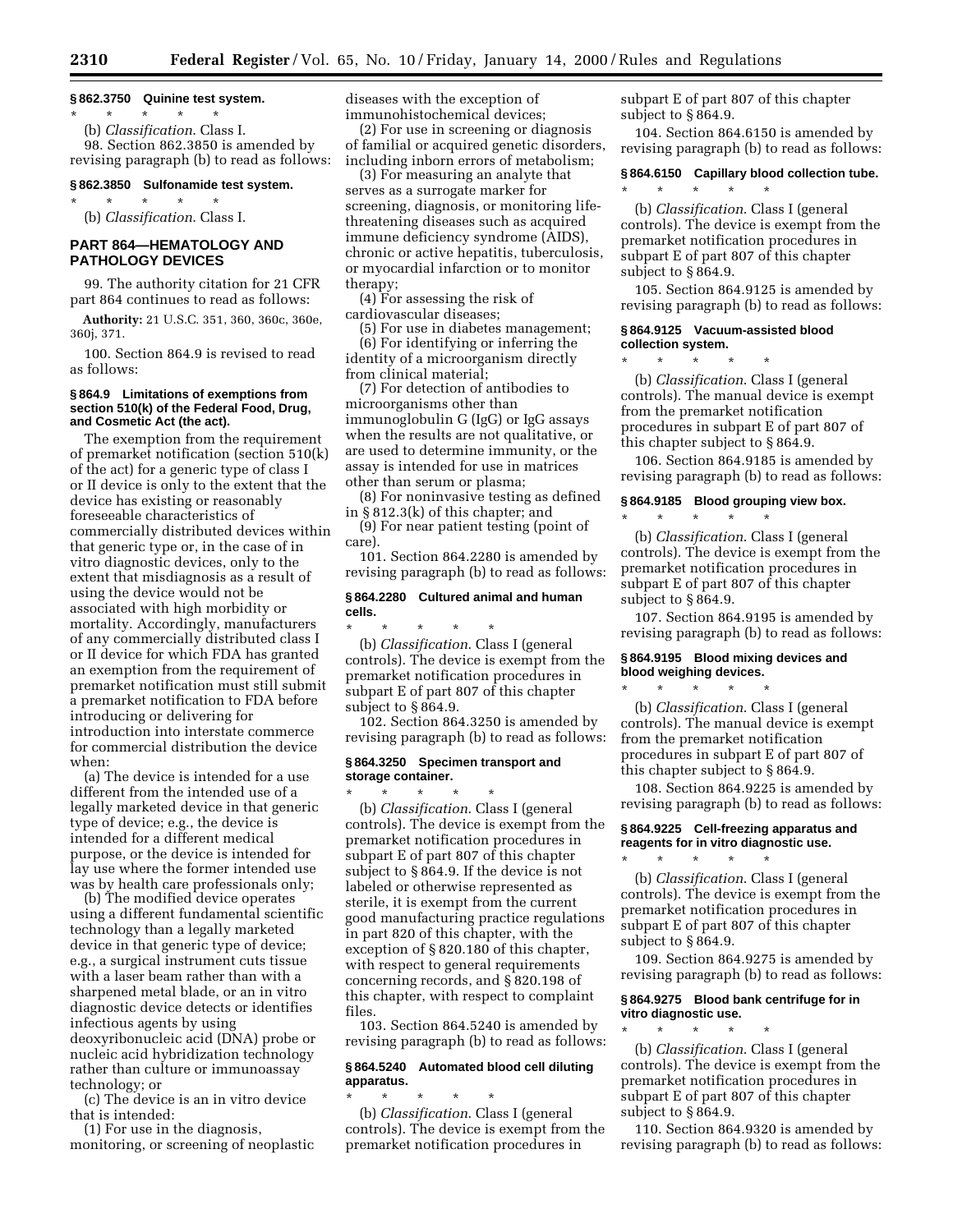**§ 862.3750 Quinine test system.**

\* \* \* \* \*

(b) *Classification*. Class I.

98. Section 862.3850 is amended by revising paragraph (b) to read as follows:

**§ 862.3850 Sulfonamide test system.**

\* \* \* \* \*

(b) *Classification*. Class I.

## PART 864—HEMATOLOGY AND PATHOLOGY DEVICES

99. The authority citation for 21 CFR part 864 continues to read as follows:

**Authority:** 21 U.S.C. 351, 360, 360c, 360e, 360j, 371.

100. Section 864.9 is revised to read as follows:

**§ 864.9 Limitations of exemptions from section 510(k) of the Federal Food, Drug, and Cosmetic Act (the act).**

The exemption from the requirement of premarket notification (section 510(k) of the act) for a generic type of class I or II device is only to the extent that the device has existing or reasonably foreseeable characteristics of commercially distributed devices within that generic type or, in the case of in vitro diagnostic devices, only to the extent that misdiagnosis as a result of using the device would not be associated with high morbidity or mortality. Accordingly, manufacturers of any commercially distributed class I or II device for which FDA has granted an exemption from the requirement of premarket notification must still submit a premarket notification to FDA before introducing or delivering for introduction into interstate commerce for commercial distribution the device when:

(a) The device is intended for a use different from the intended use of a legally marketed device in that generic type of device; e.g., the device is intended for a different medical purpose, or the device is intended for lay use where the former intended use was by health care professionals only;

(b) The modified device operates using a different fundamental scientific technology than a legally marketed device in that generic type of device; e.g., a surgical instrument cuts tissue with a laser beam rather than with a sharpened metal blade, or an in vitro diagnostic device detects or identifies infectious agents by using deoxyribonucleic acid (DNA) probe or nucleic acid hybridization technology rather than culture or immunoassay technology; or

(c) The device is an in vitro device that is intended:

(1) For use in the diagnosis, monitoring, or screening of neoplastic diseases with the exception of immunohistochemical devices;

(2) For use in screening or diagnosis of familial or acquired genetic disorders, including inborn errors of metabolism;

(3) For measuring an analyte that serves as a surrogate marker for screening, diagnosis, or monitoring life-threatening diseases such as acquired immune deficiency syndrome (AIDS), chronic or active hepatitis, tuberculosis, or myocardial infarction or to monitor therapy;

(4) For assessing the risk of cardiovascular diseases;

(5) For use in diabetes management;

(6) For identifying or inferring the identity of a microorganism directly from clinical material;

(7) For detection of antibodies to microorganisms other than immunoglobulin G (IgG) or IgG assays when the results are not qualitative, or are used to determine immunity, or the assay is intended for use in matrices other than serum or plasma;

(8) For noninvasive testing as defined in § 812.3(k) of this chapter; and

(9) For near patient testing (point of care).

101. Section 864.2280 is amended by revising paragraph (b) to read as follows:

**§ 864.2280 Cultured animal and human cells.**

\* \* \* \* \*

(b) *Classification*. Class I (general controls). The device is exempt from the premarket notification procedures in subpart E of part 807 of this chapter subject to § 864.9.

102. Section 864.3250 is amended by revising paragraph (b) to read as follows:

**§ 864.3250 Specimen transport and storage container.**

\* \* \* \* \*

(b) *Classification*. Class I (general controls). The device is exempt from the premarket notification procedures in subpart E of part 807 of this chapter subject to § 864.9. If the device is not labeled or otherwise represented as sterile, it is exempt from the current good manufacturing practice regulations in part 820 of this chapter, with the exception of § 820.180 of this chapter, with respect to general requirements concerning records, and § 820.198 of this chapter, with respect to complaint files.

103. Section 864.5240 is amended by revising paragraph (b) to read as follows:

**§ 864.5240 Automated blood cell diluting apparatus.**

\* \* \* \* \*

(b) *Classification*. Class I (general controls). The device is exempt from the premarket notification procedures in subpart E of part 807 of this chapter subject to § 864.9.

104. Section 864.6150 is amended by revising paragraph (b) to read as follows:

**§ 864.6150 Capillary blood collection tube.**

\* \* \* \* \*

(b) *Classification*. Class I (general controls). The device is exempt from the premarket notification procedures in subpart E of part 807 of this chapter subject to § 864.9.

105. Section 864.9125 is amended by revising paragraph (b) to read as follows:

**§ 864.9125 Vacuum-assisted blood collection system.**

\* \* \* \* \*

(b) *Classification*. Class I (general controls). The manual device is exempt from the premarket notification procedures in subpart E of part 807 of this chapter subject to § 864.9.

106. Section 864.9185 is amended by revising paragraph (b) to read as follows:

**§ 864.9185 Blood grouping view box.**

\* \* \* \* \*

(b) *Classification*. Class I (general controls). The device is exempt from the premarket notification procedures in subpart E of part 807 of this chapter subject to § 864.9.

107. Section 864.9195 is amended by revising paragraph (b) to read as follows:

**§ 864.9195 Blood mixing devices and blood weighing devices.**

\* \* \* \* \*

(b) *Classification*. Class I (general controls). The manual device is exempt from the premarket notification procedures in subpart E of part 807 of this chapter subject to § 864.9.

108. Section 864.9225 is amended by revising paragraph (b) to read as follows:

**§ 864.9225 Cell-freezing apparatus and reagents for in vitro diagnostic use.**

\* \* \* \* \*

(b) *Classification*. Class I (general controls). The device is exempt from the premarket notification procedures in subpart E of part 807 of this chapter subject to § 864.9.

109. Section 864.9275 is amended by revising paragraph (b) to read as follows:

**§ 864.9275 Blood bank centrifuge for in vitro diagnostic use.**

\* \* \* \* \*

(b) *Classification*. Class I (general controls). The device is exempt from the premarket notification procedures in subpart E of part 807 of this chapter subject to § 864.9.

110. Section 864.9320 is amended by revising paragraph (b) to read as follows: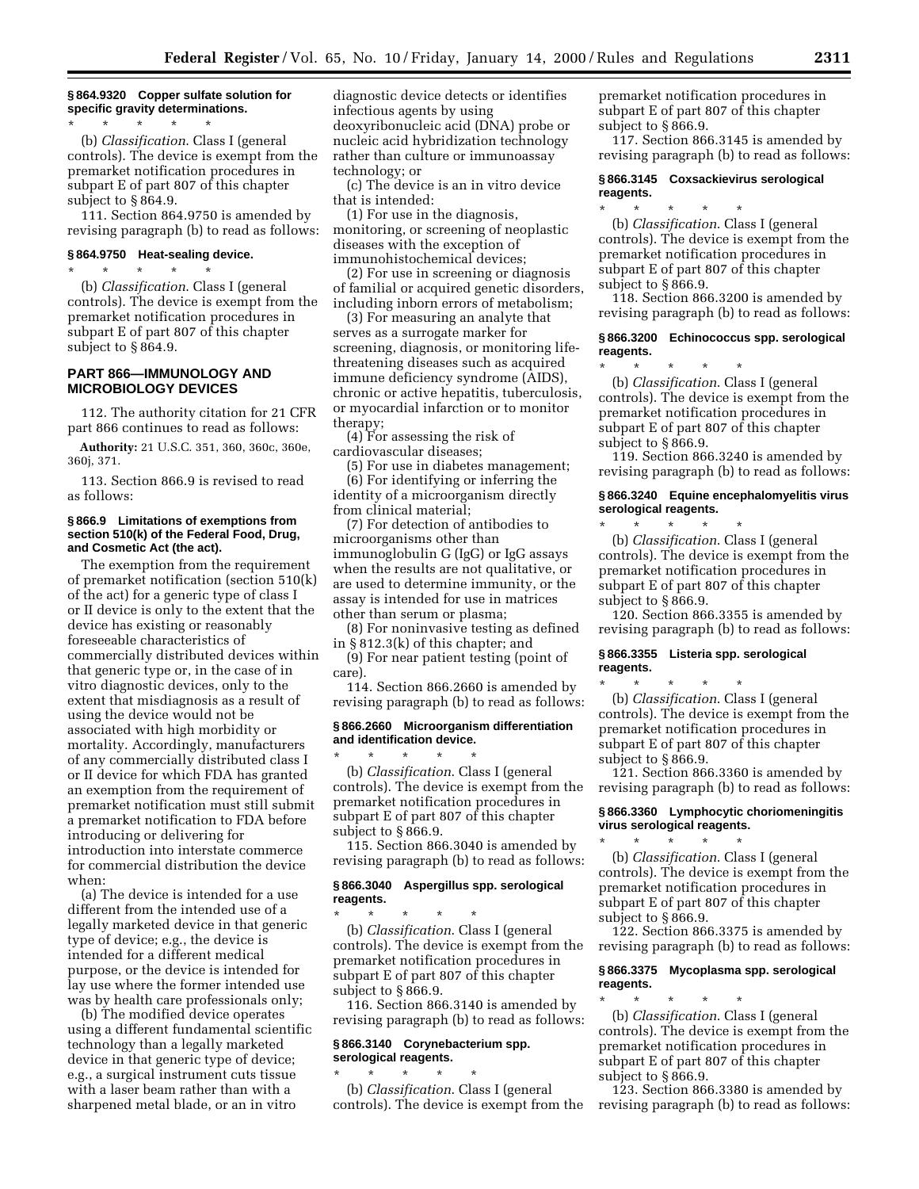**§ 864.9320 Copper sulfate solution for specific gravity determinations.**

\* \* \* \* \*

(b) *Classification.* Class I (general controls). The device is exempt from the premarket notification procedures in subpart E of part 807 of this chapter subject to § 864.9.

111. Section 864.9750 is amended by revising paragraph (b) to read as follows:

**§ 864.9750 Heat-sealing device.**

\* \* \* \* \*

(b) *Classification.* Class I (general controls). The device is exempt from the premarket notification procedures in subpart E of part 807 of this chapter subject to § 864.9.

## PART 866—IMMUNOLOGY AND MICROBIOLOGY DEVICES

112. The authority citation for 21 CFR part 866 continues to read as follows:

**Authority:** 21 U.S.C. 351, 360, 360c, 360e, 360j, 371.

113. Section 866.9 is revised to read as follows:

**§ 866.9 Limitations of exemptions from section 510(k) of the Federal Food, Drug, and Cosmetic Act (the act).**

The exemption from the requirement of premarket notification (section 510(k) of the act) for a generic type of class I or II device is only to the extent that the device has existing or reasonably foreseeable characteristics of commercially distributed devices within that generic type or, in the case of in vitro diagnostic devices, only to the extent that misdiagnosis as a result of using the device would not be associated with high morbidity or mortality. Accordingly, manufacturers of any commercially distributed class I or II device for which FDA has granted an exemption from the requirement of premarket notification must still submit a premarket notification to FDA before introducing or delivering for introduction into interstate commerce for commercial distribution the device when:

(a) The device is intended for a use different from the intended use of a legally marketed device in that generic type of device; e.g., the device is intended for a different medical purpose, or the device is intended for lay use where the former intended use was by health care professionals only;

(b) The modified device operates using a different fundamental scientific technology than a legally marketed device in that generic type of device; e.g., a surgical instrument cuts tissue with a laser beam rather than with a sharpened metal blade, or an in vitro diagnostic device detects or identifies infectious agents by using deoxyribonucleic acid (DNA) probe or nucleic acid hybridization technology rather than culture or immunoassay technology; or

(c) The device is an in vitro device that is intended:

(1) For use in the diagnosis, monitoring, or screening of neoplastic diseases with the exception of immunohistochemical devices;

(2) For use in screening or diagnosis of familial or acquired genetic disorders, including inborn errors of metabolism;

(3) For measuring an analyte that serves as a surrogate marker for screening, diagnosis, or monitoring life-threatening diseases such as acquired immune deficiency syndrome (AIDS), chronic or active hepatitis, tuberculosis, or myocardial infarction or to monitor therapy;

(4) For assessing the risk of cardiovascular diseases;

(5) For use in diabetes management;

(6) For identifying or inferring the identity of a microorganism directly from clinical material;

(7) For detection of antibodies to microorganisms other than immunoglobulin G (IgG) or IgG assays when the results are not qualitative, or are used to determine immunity, or the assay is intended for use in matrices other than serum or plasma;

(8) For noninvasive testing as defined in § 812.3(k) of this chapter; and

(9) For near patient testing (point of care).

114. Section 866.2660 is amended by revising paragraph (b) to read as follows:

**§ 866.2660 Microorganism differentiation and identification device.**

\* \* \* \* \*

(b) *Classification.* Class I (general controls). The device is exempt from the premarket notification procedures in subpart E of part 807 of this chapter subject to § 866.9.

115. Section 866.3040 is amended by revising paragraph (b) to read as follows:

**§ 866.3040 Aspergillus spp. serological reagents.**

\* \* \* \* \*

(b) *Classification.* Class I (general controls). The device is exempt from the premarket notification procedures in subpart E of part 807 of this chapter subject to § 866.9.

116. Section 866.3140 is amended by revising paragraph (b) to read as follows:

**§ 866.3140 Corynebacterium spp. serological reagents.**

\* \* \* \* \*

(b) *Classification.* Class I (general controls). The device is exempt from the premarket notification procedures in subpart E of part 807 of this chapter subject to § 866.9.

117. Section 866.3145 is amended by revising paragraph (b) to read as follows:

**§ 866.3145 Coxsackievirus serological reagents.**

\* \* \* \* \*

(b) *Classification.* Class I (general controls). The device is exempt from the premarket notification procedures in subpart E of part 807 of this chapter subject to § 866.9.

118. Section 866.3200 is amended by revising paragraph (b) to read as follows:

**§ 866.3200 Echinococcus spp. serological reagents.**

\* \* \* \* \*

(b) *Classification.* Class I (general controls). The device is exempt from the premarket notification procedures in subpart E of part 807 of this chapter subject to § 866.9.

119. Section 866.3240 is amended by revising paragraph (b) to read as follows:

**§ 866.3240 Equine encephalomyelitis virus serological reagents.**

\* \* \* \* \*

(b) *Classification.* Class I (general controls). The device is exempt from the premarket notification procedures in subpart E of part 807 of this chapter subject to § 866.9.

120. Section 866.3355 is amended by revising paragraph (b) to read as follows:

**§ 866.3355 Listeria spp. serological reagents.**

\* \* \* \* \*

(b) *Classification.* Class I (general controls). The device is exempt from the premarket notification procedures in subpart E of part 807 of this chapter subject to § 866.9.

121. Section 866.3360 is amended by revising paragraph (b) to read as follows:

**§ 866.3360 Lymphocytic choriomeningitis virus serological reagents.**

\* \* \* \* \*

(b) *Classification.* Class I (general controls). The device is exempt from the premarket notification procedures in subpart E of part 807 of this chapter subject to § 866.9.

122. Section 866.3375 is amended by revising paragraph (b) to read as follows:

**§ 866.3375 Mycoplasma spp. serological reagents.**

\* \* \* \* \*

(b) *Classification.* Class I (general controls). The device is exempt from the premarket notification procedures in subpart E of part 807 of this chapter subject to § 866.9.

123. Section 866.3380 is amended by revising paragraph (b) to read as follows: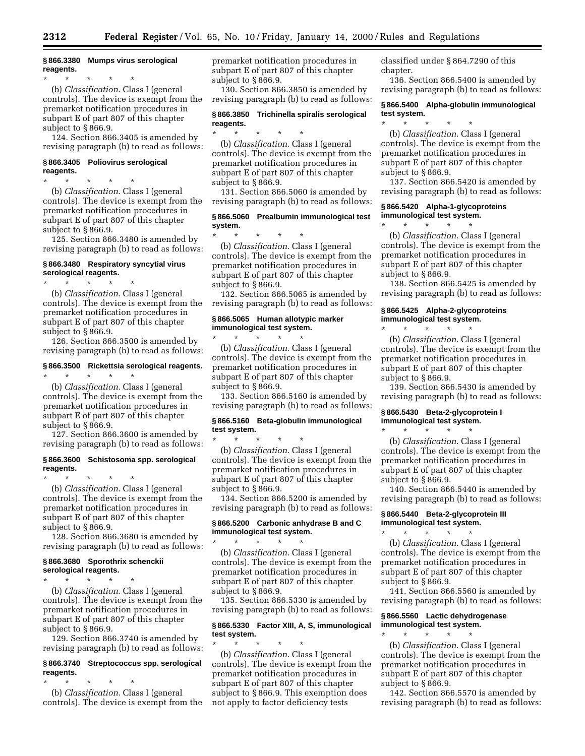**§ 866.3380 Mumps virus serological reagents.**

* * * * *

(b) *Classification.* Class I (general controls). The device is exempt from the premarket notification procedures in subpart E of part 807 of this chapter subject to § 866.9.

124. Section 866.3405 is amended by revising paragraph (b) to read as follows:

**§ 866.3405 Poliovirus serological reagents.**

* * * * *

(b) *Classification.* Class I (general controls). The device is exempt from the premarket notification procedures in subpart E of part 807 of this chapter subject to § 866.9.

125. Section 866.3480 is amended by revising paragraph (b) to read as follows:

**§ 866.3480 Respiratory syncytial virus serological reagents.**

* * * * *

(b) *Classification.* Class I (general controls). The device is exempt from the premarket notification procedures in subpart E of part 807 of this chapter subject to § 866.9.

126. Section 866.3500 is amended by revising paragraph (b) to read as follows:

**§ 866.3500 Rickettsia serological reagents.**

* * * * *

(b) *Classification.* Class I (general controls). The device is exempt from the premarket notification procedures in subpart E of part 807 of this chapter subject to § 866.9.

127. Section 866.3600 is amended by revising paragraph (b) to read as follows:

**§ 866.3600 Schistosoma spp. serological reagents.**

* * * * *

(b) *Classification.* Class I (general controls). The device is exempt from the premarket notification procedures in subpart E of part 807 of this chapter subject to § 866.9.

128. Section 866.3680 is amended by revising paragraph (b) to read as follows:

**§ 866.3680 Sporothrix schenckii serological reagents.**

* * * * *

(b) *Classification.* Class I (general controls). The device is exempt from the premarket notification procedures in subpart E of part 807 of this chapter subject to § 866.9.

129. Section 866.3740 is amended by revising paragraph (b) to read as follows:

**§ 866.3740 Streptococcus spp. serological reagents.**

* * * * *

(b) *Classification.* Class I (general controls). The device is exempt from the premarket notification procedures in subpart E of part 807 of this chapter subject to § 866.9.

130. Section 866.3850 is amended by revising paragraph (b) to read as follows:

**§ 866.3850 Trichinella spiralis serological reagents.**

* * * * *

(b) *Classification.* Class I (general controls). The device is exempt from the premarket notification procedures in subpart E of part 807 of this chapter subject to § 866.9.

131. Section 866.5060 is amended by revising paragraph (b) to read as follows:

**§ 866.5060 Prealbumin immunological test system.**

* * * * *

(b) *Classification.* Class I (general controls). The device is exempt from the premarket notification procedures in subpart E of part 807 of this chapter subject to § 866.9.

132. Section 866.5065 is amended by revising paragraph (b) to read as follows:

**§ 866.5065 Human allotypic marker immunological test system.**

* * * * *

(b) *Classification.* Class I (general controls). The device is exempt from the premarket notification procedures in subpart E of part 807 of this chapter subject to § 866.9.

133. Section 866.5160 is amended by revising paragraph (b) to read as follows:

**§ 866.5160 Beta-globulin immunological test system.**

* * * * *

(b) *Classification.* Class I (general controls). The device is exempt from the premarket notification procedures in subpart E of part 807 of this chapter subject to § 866.9.

134. Section 866.5200 is amended by revising paragraph (b) to read as follows:

**§ 866.5200 Carbonic anhydrase B and C immunological test system.**

* * * * *

(b) *Classification.* Class I (general controls). The device is exempt from the premarket notification procedures in subpart E of part 807 of this chapter subject to § 866.9.

135. Section 866.5330 is amended by revising paragraph (b) to read as follows:

**§ 866.5330 Factor XIII, A, S, immunological test system.**

* * * * *

(b) *Classification.* Class I (general controls). The device is exempt from the premarket notification procedures in subpart E of part 807 of this chapter subject to § 866.9. This exemption does not apply to factor deficiency tests classified under § 864.7290 of this chapter.

136. Section 866.5400 is amended by revising paragraph (b) to read as follows:

**§ 866.5400 Alpha-globulin immunological test system.**

* * * * *

(b) *Classification.* Class I (general controls). The device is exempt from the premarket notification procedures in subpart E of part 807 of this chapter subject to § 866.9.

137. Section 866.5420 is amended by revising paragraph (b) to read as follows:

**§ 866.5420 Alpha-1-glycoproteins immunological test system.**

* * * * *

(b) *Classification.* Class I (general controls). The device is exempt from the premarket notification procedures in subpart E of part 807 of this chapter subject to § 866.9.

138. Section 866.5425 is amended by revising paragraph (b) to read as follows:

**§ 866.5425 Alpha-2-glycoproteins immunological test system.**

* * * * *

(b) *Classification.* Class I (general controls). The device is exempt from the premarket notification procedures in subpart E of part 807 of this chapter subject to § 866.9.

139. Section 866.5430 is amended by revising paragraph (b) to read as follows:

**§ 866.5430 Beta-2-glycoprotein I immunological test system.**

* * * * *

(b) *Classification.* Class I (general controls). The device is exempt from the premarket notification procedures in subpart E of part 807 of this chapter subject to § 866.9.

140. Section 866.5440 is amended by revising paragraph (b) to read as follows:

**§ 866.5440 Beta-2-glycoprotein III immunological test system.**

* * * * *

(b) *Classification.* Class I (general controls). The device is exempt from the premarket notification procedures in subpart E of part 807 of this chapter subject to § 866.9.

141. Section 866.5560 is amended by revising paragraph (b) to read as follows:

**§ 866.5560 Lactic dehydrogenase immunological test system.**

* * * * *

(b) *Classification.* Class I (general controls). The device is exempt from the premarket notification procedures in subpart E of part 807 of this chapter subject to § 866.9.

142. Section 866.5570 is amended by revising paragraph (b) to read as follows: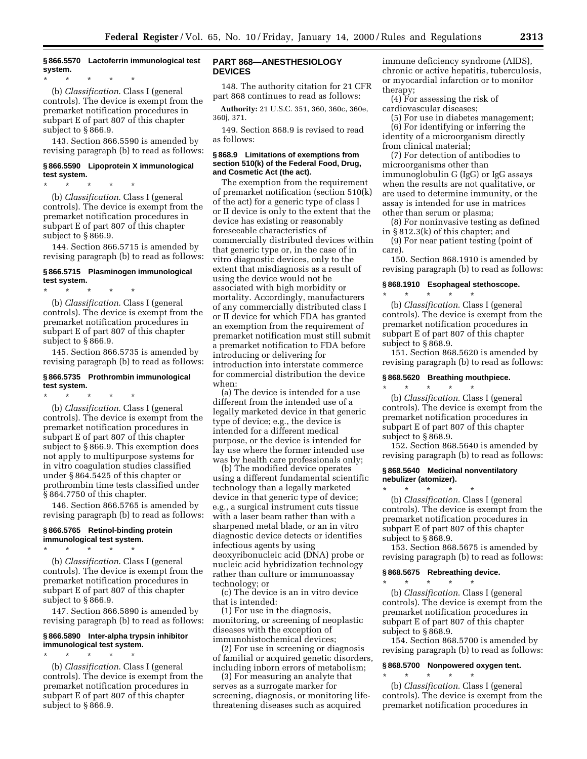**§ 866.5570 Lactoferrin immunological test system.**

\* \* \* \* \*

(b) *Classification.* Class I (general controls). The device is exempt from the premarket notification procedures in subpart E of part 807 of this chapter subject to § 866.9.

143. Section 866.5590 is amended by revising paragraph (b) to read as follows:

**§ 866.5590 Lipoprotein X immunological test system.**

\* \* \* \* \*

(b) *Classification.* Class I (general controls). The device is exempt from the premarket notification procedures in subpart E of part 807 of this chapter subject to § 866.9.

144. Section 866.5715 is amended by revising paragraph (b) to read as follows:

**§ 866.5715 Plasminogen immunological test system.**

\* \* \* \* \*

(b) *Classification.* Class I (general controls). The device is exempt from the premarket notification procedures in subpart E of part 807 of this chapter subject to § 866.9.

145. Section 866.5735 is amended by revising paragraph (b) to read as follows:

**§ 866.5735 Prothrombin immunological test system.**

\* \* \* \* \*

(b) *Classification.* Class I (general controls). The device is exempt from the premarket notification procedures in subpart E of part 807 of this chapter subject to § 866.9. This exemption does not apply to multipurpose systems for in vitro coagulation studies classified under § 864.5425 of this chapter or prothrombin time tests classified under § 864.7750 of this chapter.

146. Section 866.5765 is amended by revising paragraph (b) to read as follows:

**§ 866.5765 Retinol-binding protein immunological test system.**

\* \* \* \* \*

(b) *Classification.* Class I (general controls). The device is exempt from the premarket notification procedures in subpart E of part 807 of this chapter subject to § 866.9.

147. Section 866.5890 is amended by revising paragraph (b) to read as follows:

**§ 866.5890 Inter-alpha trypsin inhibitor immunological test system.**

\* \* \* \* \*

(b) *Classification.* Class I (general controls). The device is exempt from the premarket notification procedures in subpart E of part 807 of this chapter subject to § 866.9.

## PART 868—ANESTHESIOLOGY DEVICES

148. The authority citation for 21 CFR part 868 continues to read as follows:

**Authority:** 21 U.S.C. 351, 360, 360c, 360e, 360j, 371.

149. Section 868.9 is revised to read as follows:

**§ 868.9 Limitations of exemptions from section 510(k) of the Federal Food, Drug, and Cosmetic Act (the act).**

The exemption from the requirement of premarket notification (section 510(k) of the act) for a generic type of class I or II device is only to the extent that the device has existing or reasonably foreseeable characteristics of commercially distributed devices within that generic type or, in the case of in vitro diagnostic devices, only to the extent that misdiagnosis as a result of using the device would not be associated with high morbidity or mortality. Accordingly, manufacturers of any commercially distributed class I or II device for which FDA has granted an exemption from the requirement of premarket notification must still submit a premarket notification to FDA before introducing or delivering for introduction into interstate commerce for commercial distribution the device when:

(a) The device is intended for a use different from the intended use of a legally marketed device in that generic type of device; e.g., the device is intended for a different medical purpose, or the device is intended for lay use where the former intended use was by health care professionals only;

(b) The modified device operates using a different fundamental scientific technology than a legally marketed device in that generic type of device; e.g., a surgical instrument cuts tissue with a laser beam rather than with a sharpened metal blade, or an in vitro diagnostic device detects or identifies infectious agents by using deoxyribonucleic acid (DNA) probe or nucleic acid hybridization technology rather than culture or immunoassay technology; or

(c) The device is an in vitro device that is intended:

(1) For use in the diagnosis, monitoring, or screening of neoplastic diseases with the exception of immunohistochemical devices;

(2) For use in screening or diagnosis of familial or acquired genetic disorders, including inborn errors of metabolism;

(3) For measuring an analyte that serves as a surrogate marker for screening, diagnosis, or monitoring life-threatening diseases such as acquired immune deficiency syndrome (AIDS), chronic or active hepatitis, tuberculosis, or myocardial infarction or to monitor therapy;

(4) For assessing the risk of cardiovascular diseases;

(5) For use in diabetes management;

(6) For identifying or inferring the identity of a microorganism directly from clinical material;

(7) For detection of antibodies to microorganisms other than immunoglobulin G (IgG) or IgG assays when the results are not qualitative, or are used to determine immunity, or the assay is intended for use in matrices other than serum or plasma;

(8) For noninvasive testing as defined in § 812.3(k) of this chapter; and

(9) For near patient testing (point of care).

150. Section 868.1910 is amended by revising paragraph (b) to read as follows:

**§ 868.1910 Esophageal stethoscope.**

\* \* \* \* \*

(b) *Classification.* Class I (general controls). The device is exempt from the premarket notification procedures in subpart E of part 807 of this chapter subject to § 868.9.

151. Section 868.5620 is amended by revising paragraph (b) to read as follows:

**§ 868.5620 Breathing mouthpiece.**

\* \* \* \* \*

(b) *Classification.* Class I (general controls). The device is exempt from the premarket notification procedures in subpart E of part 807 of this chapter subject to § 868.9.

152. Section 868.5640 is amended by revising paragraph (b) to read as follows:

**§ 868.5640 Medicinal nonventilatory nebulizer (atomizer).**

\* \* \* \* \*

(b) *Classification.* Class I (general controls). The device is exempt from the premarket notification procedures in subpart E of part 807 of this chapter subject to § 868.9.

153. Section 868.5675 is amended by revising paragraph (b) to read as follows:

**§ 868.5675 Rebreathing device.**

\* \* \* \* \*

(b) *Classification.* Class I (general controls). The device is exempt from the premarket notification procedures in subpart E of part 807 of this chapter subject to § 868.9.

154. Section 868.5700 is amended by revising paragraph (b) to read as follows:

**§ 868.5700 Nonpowered oxygen tent.**

\* \* \* \* \*

(b) *Classification.* Class I (general controls). The device is exempt from the premarket notification procedures in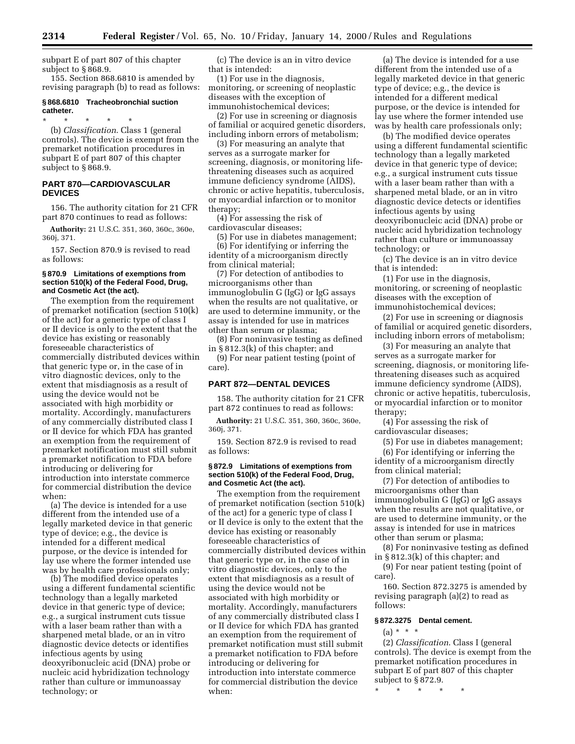subpart E of part 807 of this chapter subject to § 868.9.

155. Section 868.6810 is amended by revising paragraph (b) to read as follows:

### § 868.6810 Tracheobronchial suction catheter.

\* \* \* \* \*

(b) *Classification.* Class 1 (general controls). The device is exempt from the premarket notification procedures in subpart E of part 807 of this chapter subject to § 868.9.

## PART 870—CARDIOVASCULAR DEVICES

156. The authority citation for 21 CFR part 870 continues to read as follows:

**Authority:** 21 U.S.C. 351, 360, 360c, 360e, 360j, 371.

157. Section 870.9 is revised to read as follows:

### § 870.9 Limitations of exemptions from section 510(k) of the Federal Food, Drug, and Cosmetic Act (the act).

The exemption from the requirement of premarket notification (section 510(k) of the act) for a generic type of class I or II device is only to the extent that the device has existing or reasonably foreseeable characteristics of commercially distributed devices within that generic type or, in the case of in vitro diagnostic devices, only to the extent that misdiagnosis as a result of using the device would not be associated with high morbidity or mortality. Accordingly, manufacturers of any commercially distributed class I or II device for which FDA has granted an exemption from the requirement of premarket notification must still submit a premarket notification to FDA before introducing or delivering for introduction into interstate commerce for commercial distribution the device when:

(a) The device is intended for a use different from the intended use of a legally marketed device in that generic type of device; e.g., the device is intended for a different medical purpose, or the device is intended for lay use where the former intended use was by health care professionals only;

(b) The modified device operates using a different fundamental scientific technology than a legally marketed device in that generic type of device; e.g., a surgical instrument cuts tissue with a laser beam rather than with a sharpened metal blade, or an in vitro diagnostic device detects or identifies infectious agents by using deoxyribonucleic acid (DNA) probe or nucleic acid hybridization technology rather than culture or immunoassay technology; or

(c) The device is an in vitro device that is intended:

(1) For use in the diagnosis, monitoring, or screening of neoplastic diseases with the exception of immunohistochemical devices;

(2) For use in screening or diagnosis of familial or acquired genetic disorders, including inborn errors of metabolism;

(3) For measuring an analyte that serves as a surrogate marker for screening, diagnosis, or monitoring life-threatening diseases such as acquired immune deficiency syndrome (AIDS), chronic or active hepatitis, tuberculosis, or myocardial infarction or to monitor therapy;

(4) For assessing the risk of cardiovascular diseases;

(5) For use in diabetes management;

(6) For identifying or inferring the identity of a microorganism directly from clinical material;

(7) For detection of antibodies to microorganisms other than immunoglobulin G (IgG) or IgG assays when the results are not qualitative, or are used to determine immunity, or the assay is intended for use in matrices other than serum or plasma;

(8) For noninvasive testing as defined in § 812.3(k) of this chapter; and

(9) For near patient testing (point of care).

## PART 872—DENTAL DEVICES

158. The authority citation for 21 CFR part 872 continues to read as follows:

**Authority:** 21 U.S.C. 351, 360, 360c, 360e, 360j, 371.

159. Section 872.9 is revised to read as follows:

### § 872.9 Limitations of exemptions from section 510(k) of the Federal Food, Drug, and Cosmetic Act (the act).

The exemption from the requirement of premarket notification (section 510(k) of the act) for a generic type of class I or II device is only to the extent that the device has existing or reasonably foreseeable characteristics of commercially distributed devices within that generic type or, in the case of in vitro diagnostic devices, only to the extent that misdiagnosis as a result of using the device would not be associated with high morbidity or mortality. Accordingly, manufacturers of any commercially distributed class I or II device for which FDA has granted an exemption from the requirement of premarket notification must still submit a premarket notification to FDA before introducing or delivering for introduction into interstate commerce for commercial distribution the device when:

(a) The device is intended for a use different from the intended use of a legally marketed device in that generic type of device; e.g., the device is intended for a different medical purpose, or the device is intended for lay use where the former intended use was by health care professionals only;

(b) The modified device operates using a different fundamental scientific technology than a legally marketed device in that generic type of device; e.g., a surgical instrument cuts tissue with a laser beam rather than with a sharpened metal blade, or an in vitro diagnostic device detects or identifies infectious agents by using deoxyribonucleic acid (DNA) probe or nucleic acid hybridization technology rather than culture or immunoassay technology; or

(c) The device is an in vitro device that is intended:

(1) For use in the diagnosis, monitoring, or screening of neoplastic diseases with the exception of immunohistochemical devices;

(2) For use in screening or diagnosis of familial or acquired genetic disorders, including inborn errors of metabolism;

(3) For measuring an analyte that serves as a surrogate marker for screening, diagnosis, or monitoring life-threatening diseases such as acquired immune deficiency syndrome (AIDS), chronic or active hepatitis, tuberculosis, or myocardial infarction or to monitor therapy;

(4) For assessing the risk of cardiovascular diseases;

(5) For use in diabetes management;

(6) For identifying or inferring the identity of a microorganism directly from clinical material;

(7) For detection of antibodies to microorganisms other than immunoglobulin G (IgG) or IgG assays when the results are not qualitative, or are used to determine immunity, or the assay is intended for use in matrices other than serum or plasma;

(8) For noninvasive testing as defined in § 812.3(k) of this chapter; and

(9) For near patient testing (point of care).

160. Section 872.3275 is amended by revising paragraph (a)(2) to read as follows:

### § 872.3275 Dental cement.

(a) \* \* \*

(2) *Classification.* Class I (general controls). The device is exempt from the premarket notification procedures in subpart E of part 807 of this chapter subject to § 872.9.

\* \* \* \* \*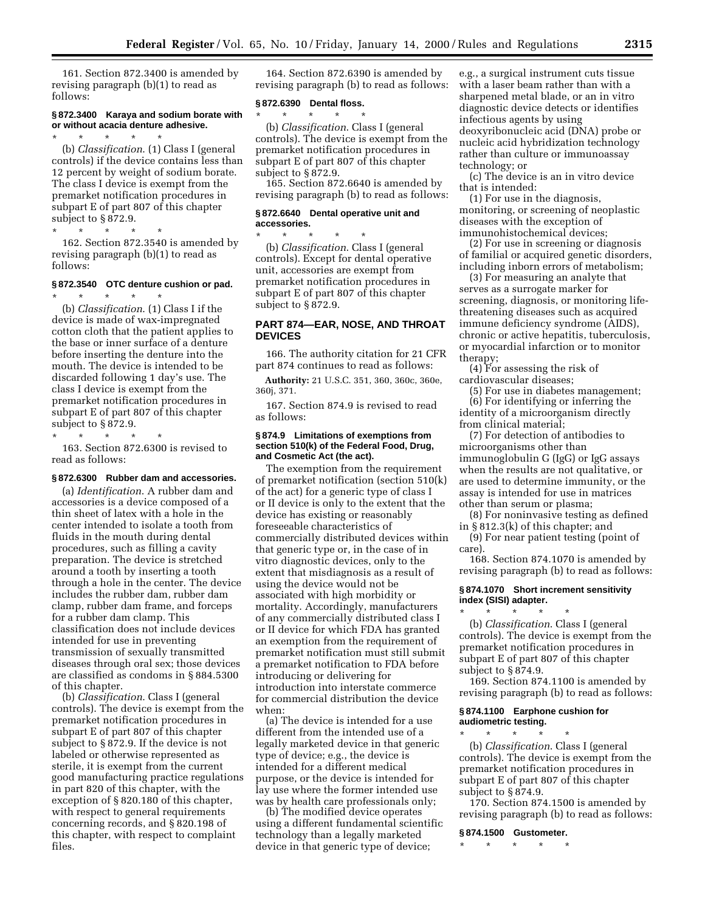161. Section 872.3400 is amended by revising paragraph (b)(1) to read as follows:

**§ 872.3400 Karaya and sodium borate with or without acacia denture adhesive.**

\* \* \* \* \*

(b) *Classification.* (1) Class I (general controls) if the device contains less than 12 percent by weight of sodium borate. The class I device is exempt from the premarket notification procedures in subpart E of part 807 of this chapter subject to § 872.9.

\* \* \* \* \*

162. Section 872.3540 is amended by revising paragraph (b)(1) to read as follows:

**§ 872.3540 OTC denture cushion or pad.**

\* \* \* \* \*

(b) *Classification.* (1) Class I if the device is made of wax-impregnated cotton cloth that the patient applies to the base or inner surface of a denture before inserting the denture into the mouth. The device is intended to be discarded following 1 day's use. The class I device is exempt from the premarket notification procedures in subpart E of part 807 of this chapter subject to § 872.9.

\* \* \* \* \*

163. Section 872.6300 is revised to read as follows:

**§ 872.6300 Rubber dam and accessories.**

(a) *Identification.* A rubber dam and accessories is a device composed of a thin sheet of latex with a hole in the center intended to isolate a tooth from fluids in the mouth during dental procedures, such as filling a cavity preparation. The device is stretched around a tooth by inserting a tooth through a hole in the center. The device includes the rubber dam, rubber dam clamp, rubber dam frame, and forceps for a rubber dam clamp. This classification does not include devices intended for use in preventing transmission of sexually transmitted diseases through oral sex; those devices are classified as condoms in § 884.5300 of this chapter.

(b) *Classification.* Class I (general controls). The device is exempt from the premarket notification procedures in subpart E of part 807 of this chapter subject to § 872.9. If the device is not labeled or otherwise represented as sterile, it is exempt from the current good manufacturing practice regulations in part 820 of this chapter, with the exception of § 820.180 of this chapter, with respect to general requirements concerning records, and § 820.198 of this chapter, with respect to complaint files.

164. Section 872.6390 is amended by revising paragraph (b) to read as follows:

**§ 872.6390 Dental floss.**

\* \* \* \* \*

(b) *Classification.* Class I (general controls). The device is exempt from the premarket notification procedures in subpart E of part 807 of this chapter subject to § 872.9.

165. Section 872.6640 is amended by revising paragraph (b) to read as follows:

**§ 872.6640 Dental operative unit and accessories.**

\* \* \* \* \*

(b) *Classification.* Class I (general controls). Except for dental operative unit, accessories are exempt from premarket notification procedures in subpart E of part 807 of this chapter subject to § 872.9.

## PART 874—EAR, NOSE, AND THROAT DEVICES

166. The authority citation for 21 CFR part 874 continues to read as follows:

**Authority:** 21 U.S.C. 351, 360, 360c, 360e, 360j, 371.

167. Section 874.9 is revised to read as follows:

**§ 874.9 Limitations of exemptions from section 510(k) of the Federal Food, Drug, and Cosmetic Act (the act).**

The exemption from the requirement of premarket notification (section 510(k) of the act) for a generic type of class I or II device is only to the extent that the device has existing or reasonably foreseeable characteristics of commercially distributed devices within that generic type or, in the case of in vitro diagnostic devices, only to the extent that misdiagnosis as a result of using the device would not be associated with high morbidity or mortality. Accordingly, manufacturers of any commercially distributed class I or II device for which FDA has granted an exemption from the requirement of premarket notification must still submit a premarket notification to FDA before introducing or delivering for introduction into interstate commerce for commercial distribution the device when:

(a) The device is intended for a use different from the intended use of a legally marketed device in that generic type of device; e.g., the device is intended for a different medical purpose, or the device is intended for lay use where the former intended use was by health care professionals only;

(b) The modified device operates using a different fundamental scientific technology than a legally marketed device in that generic type of device; e.g., a surgical instrument cuts tissue with a laser beam rather than with a sharpened metal blade, or an in vitro diagnostic device detects or identifies infectious agents by using deoxyribonucleic acid (DNA) probe or nucleic acid hybridization technology rather than culture or immunoassay technology; or

(c) The device is an in vitro device that is intended:

(1) For use in the diagnosis, monitoring, or screening of neoplastic diseases with the exception of immunohistochemical devices;

(2) For use in screening or diagnosis of familial or acquired genetic disorders, including inborn errors of metabolism;

(3) For measuring an analyte that serves as a surrogate marker for screening, diagnosis, or monitoring life-threatening diseases such as acquired immune deficiency syndrome (AIDS), chronic or active hepatitis, tuberculosis, or myocardial infarction or to monitor therapy;

(4) For assessing the risk of cardiovascular diseases;

(5) For use in diabetes management;

(6) For identifying or inferring the identity of a microorganism directly from clinical material;

(7) For detection of antibodies to microorganisms other than immunoglobulin G (IgG) or IgG assays when the results are not qualitative, or are used to determine immunity, or the assay is intended for use in matrices other than serum or plasma;

(8) For noninvasive testing as defined in § 812.3(k) of this chapter; and

(9) For near patient testing (point of care).

168. Section 874.1070 is amended by revising paragraph (b) to read as follows:

**§ 874.1070 Short increment sensitivity index (SISI) adapter.**

\* \* \* \* \*

(b) *Classification.* Class I (general controls). The device is exempt from the premarket notification procedures in subpart E of part 807 of this chapter subject to § 874.9.

169. Section 874.1100 is amended by revising paragraph (b) to read as follows:

**§ 874.1100 Earphone cushion for audiometric testing.**

\* \* \* \* \*

(b) *Classification.* Class I (general controls). The device is exempt from the premarket notification procedures in subpart E of part 807 of this chapter subject to § 874.9.

170. Section 874.1500 is amended by revising paragraph (b) to read as follows:

**§ 874.1500 Gustometer.**

\* \* \* \* \*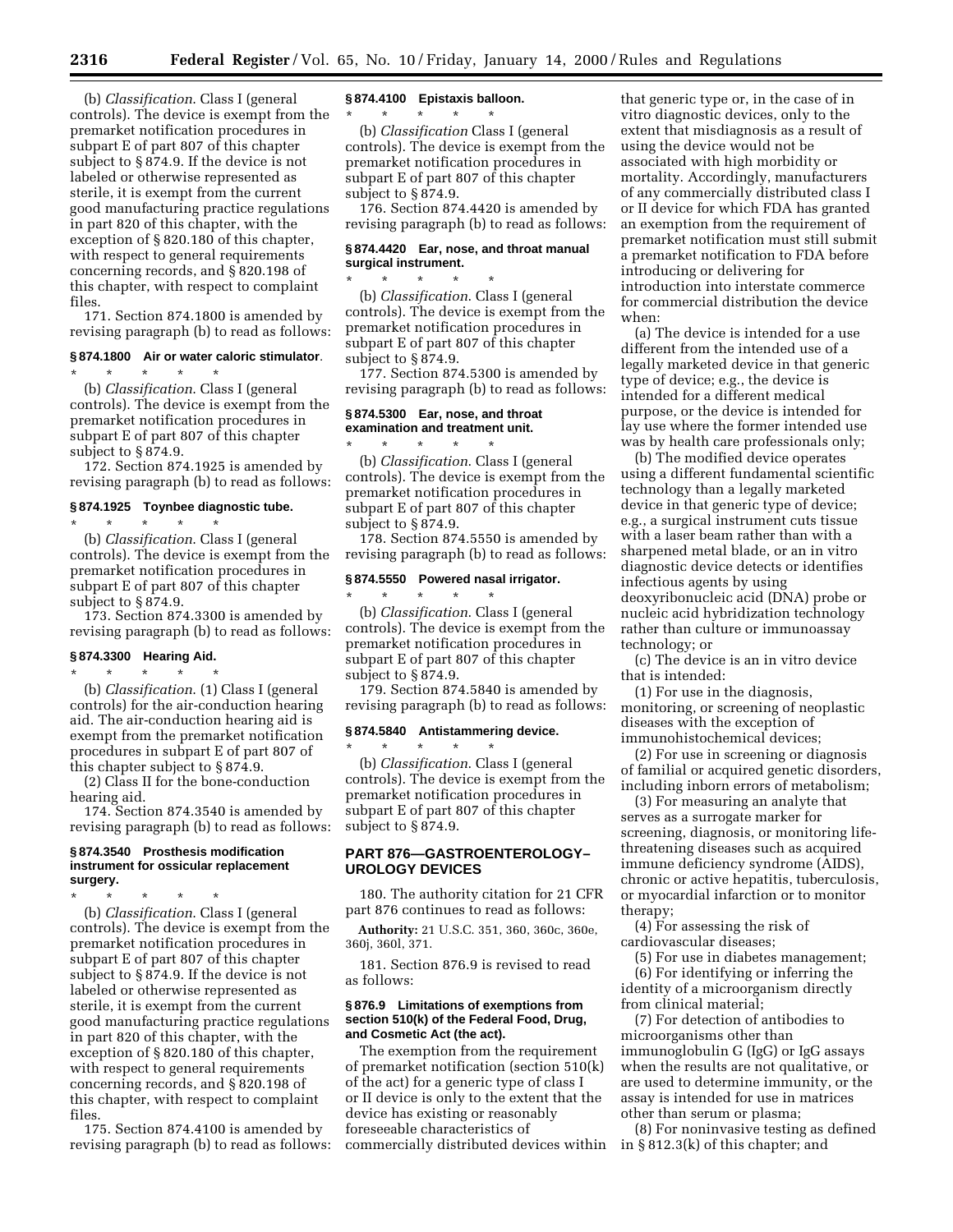(b) *Classification*. Class I (general controls). The device is exempt from the premarket notification procedures in subpart E of part 807 of this chapter subject to § 874.9. If the device is not labeled or otherwise represented as sterile, it is exempt from the current good manufacturing practice regulations in part 820 of this chapter, with the exception of § 820.180 of this chapter, with respect to general requirements concerning records, and § 820.198 of this chapter, with respect to complaint files.

171. Section 874.1800 is amended by revising paragraph (b) to read as follows:

#### § 874.1800 Air or water caloric stimulator.

\* \* \* \* \*

(b) *Classification*. Class I (general controls). The device is exempt from the premarket notification procedures in subpart E of part 807 of this chapter subject to § 874.9.

172. Section 874.1925 is amended by revising paragraph (b) to read as follows:

#### § 874.1925 Toynbee diagnostic tube.

\* \* \* \* \*

(b) *Classification*. Class I (general controls). The device is exempt from the premarket notification procedures in subpart E of part 807 of this chapter subject to § 874.9.

173. Section 874.3300 is amended by revising paragraph (b) to read as follows:

#### § 874.3300 Hearing Aid.

\* \* \* \* \*

(b) *Classification*. (1) Class I (general controls) for the air-conduction hearing aid. The air-conduction hearing aid is exempt from the premarket notification procedures in subpart E of part 807 of this chapter subject to § 874.9.

(2) Class II for the bone-conduction hearing aid.

174. Section 874.3540 is amended by revising paragraph (b) to read as follows:

#### § 874.3540 Prosthesis modification instrument for ossicular replacement surgery.

\* \* \* \* \*

(b) *Classification*. Class I (general controls). The device is exempt from the premarket notification procedures in subpart E of part 807 of this chapter subject to § 874.9. If the device is not labeled or otherwise represented as sterile, it is exempt from the current good manufacturing practice regulations in part 820 of this chapter, with the exception of § 820.180 of this chapter, with respect to general requirements concerning records, and § 820.198 of this chapter, with respect to complaint files.

175. Section 874.4100 is amended by revising paragraph (b) to read as follows:

#### § 874.4100 Epistaxis balloon.

\* \* \* \* \*

(b) *Classification* Class I (general controls). The device is exempt from the premarket notification procedures in subpart E of part 807 of this chapter subject to § 874.9.

176. Section 874.4420 is amended by revising paragraph (b) to read as follows:

#### § 874.4420 Ear, nose, and throat manual surgical instrument.

\* \* \* \* \*

(b) *Classification*. Class I (general controls). The device is exempt from the premarket notification procedures in subpart E of part 807 of this chapter subject to § 874.9.

177. Section 874.5300 is amended by revising paragraph (b) to read as follows:

#### § 874.5300 Ear, nose, and throat examination and treatment unit.

\* \* \* \* \*

(b) *Classification*. Class I (general controls). The device is exempt from the premarket notification procedures in subpart E of part 807 of this chapter subject to § 874.9.

178. Section 874.5550 is amended by revising paragraph (b) to read as follows:

#### § 874.5550 Powered nasal irrigator.

\* \* \* \* \*

(b) *Classification*. Class I (general controls). The device is exempt from the premarket notification procedures in subpart E of part 807 of this chapter subject to § 874.9.

179. Section 874.5840 is amended by revising paragraph (b) to read as follows:

#### § 874.5840 Antistammering device.

\* \* \* \* \*

(b) *Classification*. Class I (general controls). The device is exempt from the premarket notification procedures in subpart E of part 807 of this chapter subject to § 874.9.

## PART 876—GASTROENTEROLOGY–UROLOGY DEVICES

180. The authority citation for 21 CFR part 876 continues to read as follows:

**Authority:** 21 U.S.C. 351, 360, 360c, 360e, 360j, 360l, 371.

181. Section 876.9 is revised to read as follows:

#### § 876.9 Limitations of exemptions from section 510(k) of the Federal Food, Drug, and Cosmetic Act (the act).

The exemption from the requirement of premarket notification (section 510(k) of the act) for a generic type of class I or II device is only to the extent that the device has existing or reasonably foreseeable characteristics of commercially distributed devices within that generic type or, in the case of in vitro diagnostic devices, only to the extent that misdiagnosis as a result of using the device would not be associated with high morbidity or mortality. Accordingly, manufacturers of any commercially distributed class I or II device for which FDA has granted an exemption from the requirement of premarket notification must still submit a premarket notification to FDA before introducing or delivering for introduction into interstate commerce for commercial distribution the device when:

(a) The device is intended for a use different from the intended use of a legally marketed device in that generic type of device; e.g., the device is intended for a different medical purpose, or the device is intended for lay use where the former intended use was by health care professionals only;

(b) The modified device operates using a different fundamental scientific technology than a legally marketed device in that generic type of device; e.g., a surgical instrument cuts tissue with a laser beam rather than with a sharpened metal blade, or an in vitro diagnostic device detects or identifies infectious agents by using deoxyribonucleic acid (DNA) probe or nucleic acid hybridization technology rather than culture or immunoassay technology; or

(c) The device is an in vitro device that is intended:

(1) For use in the diagnosis, monitoring, or screening of neoplastic diseases with the exception of immunohistochemical devices;

(2) For use in screening or diagnosis of familial or acquired genetic disorders, including inborn errors of metabolism;

(3) For measuring an analyte that serves as a surrogate marker for screening, diagnosis, or monitoring life-threatening diseases such as acquired immune deficiency syndrome (AIDS), chronic or active hepatitis, tuberculosis, or myocardial infarction or to monitor therapy;

(4) For assessing the risk of cardiovascular diseases;

(5) For use in diabetes management;

(6) For identifying or inferring the identity of a microorganism directly from clinical material;

(7) For detection of antibodies to microorganisms other than immunoglobulin G (IgG) or IgG assays when the results are not qualitative, or are used to determine immunity, or the assay is intended for use in matrices other than serum or plasma;

(8) For noninvasive testing as defined in § 812.3(k) of this chapter; and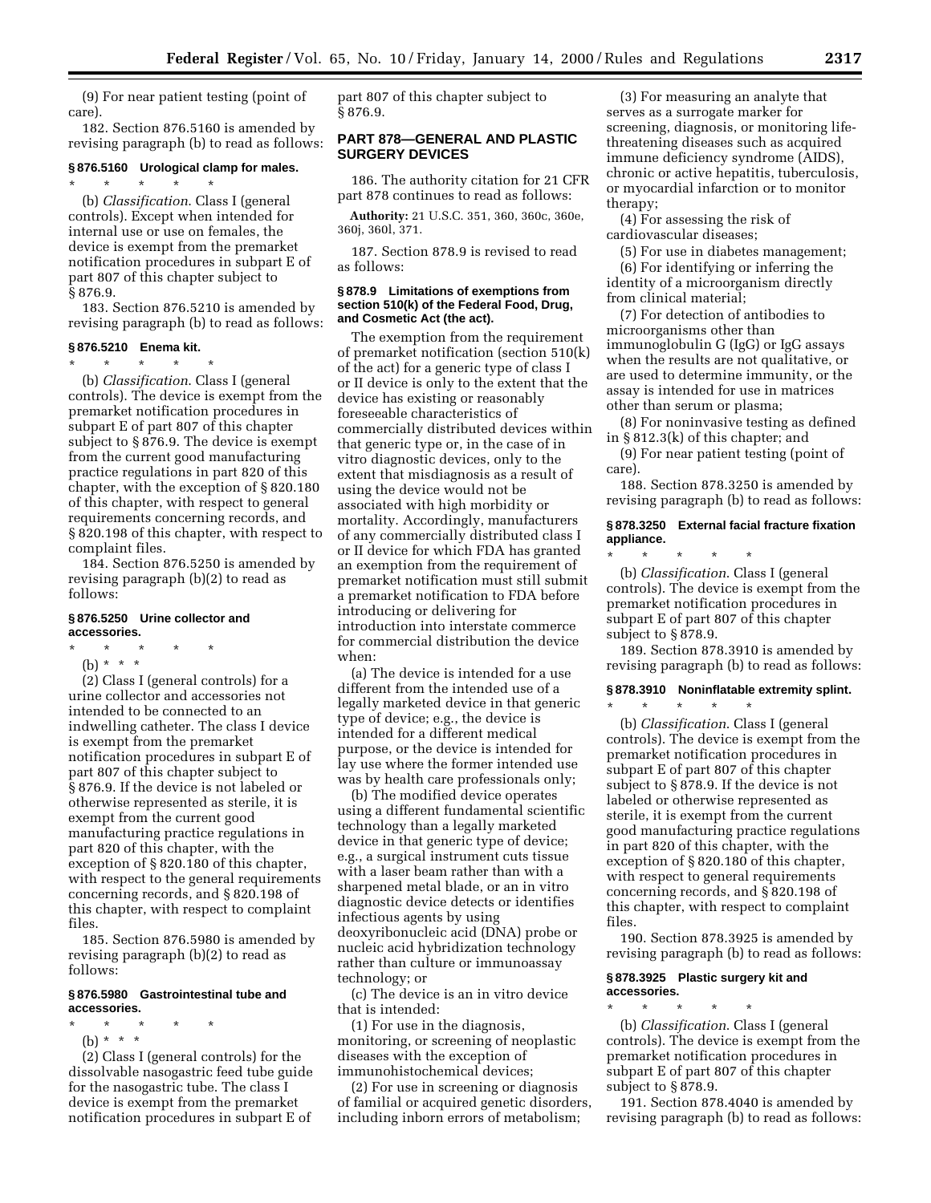(9) For near patient testing (point of care).

182. Section 876.5160 is amended by revising paragraph (b) to read as follows:

**§ 876.5160 Urological clamp for males.**

\* \* \* \* \*

(b) *Classification.* Class I (general controls). Except when intended for internal use or use on females, the device is exempt from the premarket notification procedures in subpart E of part 807 of this chapter subject to § 876.9.

183. Section 876.5210 is amended by revising paragraph (b) to read as follows:

**§ 876.5210 Enema kit.**

\* \* \* \* \*

(b) *Classification.* Class I (general controls). The device is exempt from the premarket notification procedures in subpart E of part 807 of this chapter subject to § 876.9. The device is exempt from the current good manufacturing practice regulations in part 820 of this chapter, with the exception of § 820.180 of this chapter, with respect to general requirements concerning records, and § 820.198 of this chapter, with respect to complaint files.

184. Section 876.5250 is amended by revising paragraph (b)(2) to read as follows:

**§ 876.5250 Urine collector and accessories.**

\* \* \* \* \*

(b) \* \* \*

(2) Class I (general controls) for a urine collector and accessories not intended to be connected to an indwelling catheter. The class I device is exempt from the premarket notification procedures in subpart E of part 807 of this chapter subject to § 876.9. If the device is not labeled or otherwise represented as sterile, it is exempt from the current good manufacturing practice regulations in part 820 of this chapter, with the exception of § 820.180 of this chapter, with respect to the general requirements concerning records, and § 820.198 of this chapter, with respect to complaint files.

185. Section 876.5980 is amended by revising paragraph (b)(2) to read as follows:

**§ 876.5980 Gastrointestinal tube and accessories.**

\* \* \* \* \*

(b) \* \* \*

(2) Class I (general controls) for the dissolvable nasogastric feed tube guide for the nasogastric tube. The class I device is exempt from the premarket notification procedures in subpart E of part 807 of this chapter subject to § 876.9.

## PART 878—GENERAL AND PLASTIC SURGERY DEVICES

186. The authority citation for 21 CFR part 878 continues to read as follows:

**Authority:** 21 U.S.C. 351, 360, 360c, 360e, 360j, 360l, 371.

187. Section 878.9 is revised to read as follows:

**§ 878.9 Limitations of exemptions from section 510(k) of the Federal Food, Drug, and Cosmetic Act (the act).**

The exemption from the requirement of premarket notification (section 510(k) of the act) for a generic type of class I or II device is only to the extent that the device has existing or reasonably foreseeable characteristics of commercially distributed devices within that generic type or, in the case of in vitro diagnostic devices, only to the extent that misdiagnosis as a result of using the device would not be associated with high morbidity or mortality. Accordingly, manufacturers of any commercially distributed class I or II device for which FDA has granted an exemption from the requirement of premarket notification must still submit a premarket notification to FDA before introducing or delivering for introduction into interstate commerce for commercial distribution the device when:

(a) The device is intended for a use different from the intended use of a legally marketed device in that generic type of device; e.g., the device is intended for a different medical purpose, or the device is intended for lay use where the former intended use was by health care professionals only;

(b) The modified device operates using a different fundamental scientific technology than a legally marketed device in that generic type of device; e.g., a surgical instrument cuts tissue with a laser beam rather than with a sharpened metal blade, or an in vitro diagnostic device detects or identifies infectious agents by using deoxyribonucleic acid (DNA) probe or nucleic acid hybridization technology rather than culture or immunoassay technology; or

(c) The device is an in vitro device that is intended:

(1) For use in the diagnosis, monitoring, or screening of neoplastic diseases with the exception of immunohistochemical devices;

(2) For use in screening or diagnosis of familial or acquired genetic disorders, including inborn errors of metabolism;

(3) For measuring an analyte that serves as a surrogate marker for screening, diagnosis, or monitoring life-threatening diseases such as acquired immune deficiency syndrome (AIDS), chronic or active hepatitis, tuberculosis, or myocardial infarction or to monitor therapy;

(4) For assessing the risk of cardiovascular diseases;

(5) For use in diabetes management;

(6) For identifying or inferring the identity of a microorganism directly from clinical material;

(7) For detection of antibodies to microorganisms other than immunoglobulin G (IgG) or IgG assays when the results are not qualitative, or are used to determine immunity, or the assay is intended for use in matrices other than serum or plasma;

(8) For noninvasive testing as defined in § 812.3(k) of this chapter; and

(9) For near patient testing (point of care).

188. Section 878.3250 is amended by revising paragraph (b) to read as follows:

**§ 878.3250 External facial fracture fixation appliance.**

\* \* \* \* \*

(b) *Classification.* Class I (general controls). The device is exempt from the premarket notification procedures in subpart E of part 807 of this chapter subject to § 878.9.

189. Section 878.3910 is amended by revising paragraph (b) to read as follows:

**§ 878.3910 Noninflatable extremity splint.**

\* \* \* \* \*

(b) *Classification.* Class I (general controls). The device is exempt from the premarket notification procedures in subpart E of part 807 of this chapter subject to § 878.9. If the device is not labeled or otherwise represented as sterile, it is exempt from the current good manufacturing practice regulations in part 820 of this chapter, with the exception of § 820.180 of this chapter, with respect to general requirements concerning records, and § 820.198 of this chapter, with respect to complaint files.

190. Section 878.3925 is amended by revising paragraph (b) to read as follows:

**§ 878.3925 Plastic surgery kit and accessories.**

\* \* \* \* \*

(b) *Classification.* Class I (general controls). The device is exempt from the premarket notification procedures in subpart E of part 807 of this chapter subject to § 878.9.

191. Section 878.4040 is amended by revising paragraph (b) to read as follows: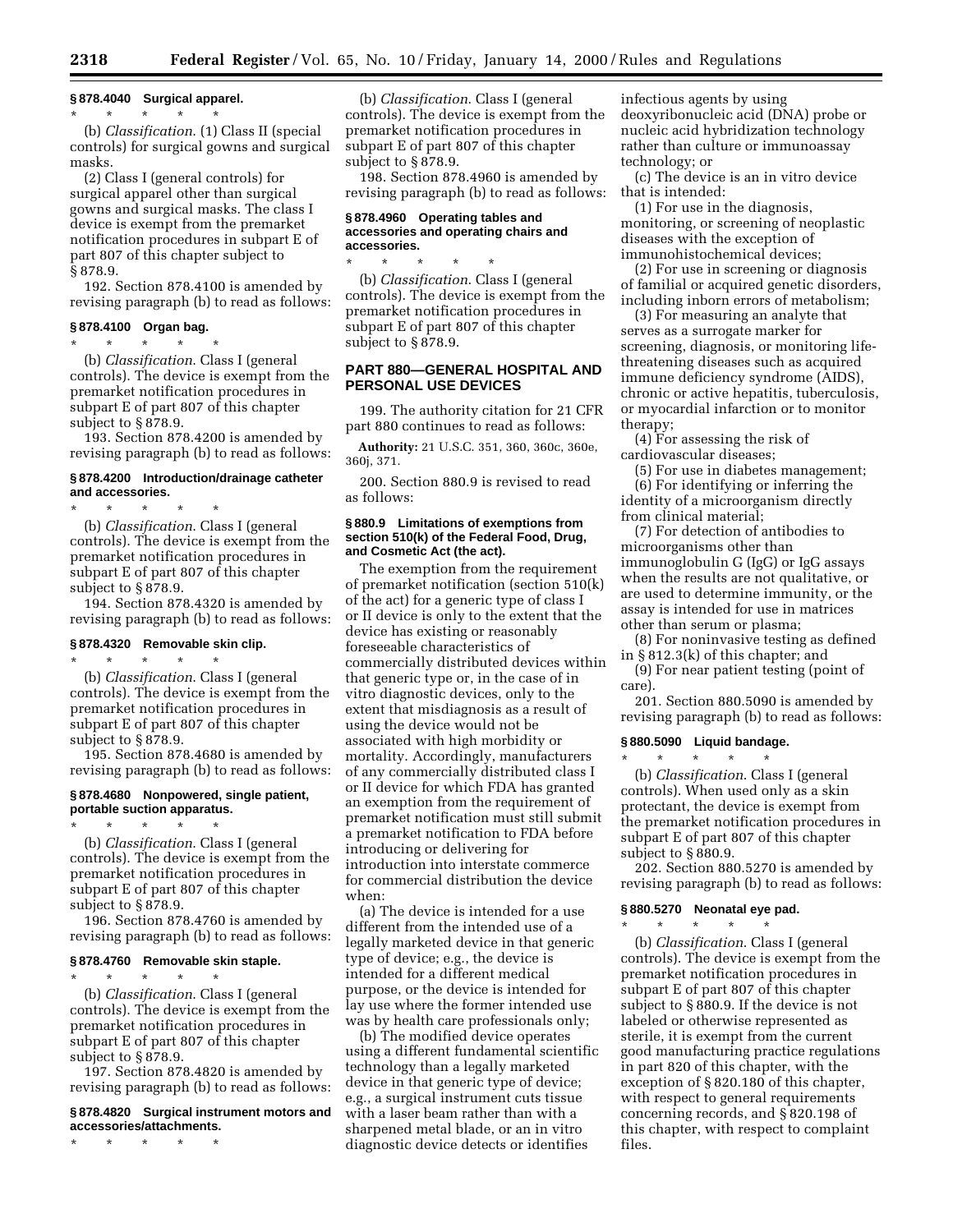**§ 878.4040 Surgical apparel.**

\* \* \* \* \*

(b) *Classification*. (1) Class II (special controls) for surgical gowns and surgical masks.

(2) Class I (general controls) for surgical apparel other than surgical gowns and surgical masks. The class I device is exempt from the premarket notification procedures in subpart E of part 807 of this chapter subject to § 878.9.

192. Section 878.4100 is amended by revising paragraph (b) to read as follows:

**§ 878.4100 Organ bag.**

\* \* \* \* \*

(b) *Classification*. Class I (general controls). The device is exempt from the premarket notification procedures in subpart E of part 807 of this chapter subject to § 878.9.

193. Section 878.4200 is amended by revising paragraph (b) to read as follows:

**§ 878.4200 Introduction/drainage catheter and accessories.**

\* \* \* \* \*

(b) *Classification*. Class I (general controls). The device is exempt from the premarket notification procedures in subpart E of part 807 of this chapter subject to § 878.9.

194. Section 878.4320 is amended by revising paragraph (b) to read as follows:

**§ 878.4320 Removable skin clip.**

\* \* \* \* \*

(b) *Classification*. Class I (general controls). The device is exempt from the premarket notification procedures in subpart E of part 807 of this chapter subject to § 878.9.

195. Section 878.4680 is amended by revising paragraph (b) to read as follows:

**§ 878.4680 Nonpowered, single patient, portable suction apparatus.**

\* \* \* \* \*

(b) *Classification*. Class I (general controls). The device is exempt from the premarket notification procedures in subpart E of part 807 of this chapter subject to § 878.9.

196. Section 878.4760 is amended by revising paragraph (b) to read as follows:

**§ 878.4760 Removable skin staple.**

\* \* \* \* \*

(b) *Classification*. Class I (general controls). The device is exempt from the premarket notification procedures in subpart E of part 807 of this chapter subject to § 878.9.

197. Section 878.4820 is amended by revising paragraph (b) to read as follows:

**§ 878.4820 Surgical instrument motors and accessories/attachments.**

\* \* \* \* \*

(b) *Classification*. Class I (general controls). The device is exempt from the premarket notification procedures in subpart E of part 807 of this chapter subject to § 878.9.

198. Section 878.4960 is amended by revising paragraph (b) to read as follows:

**§ 878.4960 Operating tables and accessories and operating chairs and accessories.**

\* \* \* \* \*

(b) *Classification*. Class I (general controls). The device is exempt from the premarket notification procedures in subpart E of part 807 of this chapter subject to § 878.9.

## PART 880—GENERAL HOSPITAL AND PERSONAL USE DEVICES

199. The authority citation for 21 CFR part 880 continues to read as follows:

**Authority:** 21 U.S.C. 351, 360, 360c, 360e, 360j, 371.

200. Section 880.9 is revised to read as follows:

**§ 880.9 Limitations of exemptions from section 510(k) of the Federal Food, Drug, and Cosmetic Act (the act).**

The exemption from the requirement of premarket notification (section 510(k) of the act) for a generic type of class I or II device is only to the extent that the device has existing or reasonably foreseeable characteristics of commercially distributed devices within that generic type or, in the case of in vitro diagnostic devices, only to the extent that misdiagnosis as a result of using the device would not be associated with high morbidity or mortality. Accordingly, manufacturers of any commercially distributed class I or II device for which FDA has granted an exemption from the requirement of premarket notification must still submit a premarket notification to FDA before introducing or delivering for introduction into interstate commerce for commercial distribution the device when:

(a) The device is intended for a use different from the intended use of a legally marketed device in that generic type of device; e.g., the device is intended for a different medical purpose, or the device is intended for lay use where the former intended use was by health care professionals only;

(b) The modified device operates using a different fundamental scientific technology than a legally marketed device in that generic type of device; e.g., a surgical instrument cuts tissue with a laser beam rather than with a sharpened metal blade, or an in vitro diagnostic device detects or identifies infectious agents by using deoxyribonucleic acid (DNA) probe or nucleic acid hybridization technology rather than culture or immunoassay technology; or

(c) The device is an in vitro device that is intended:

(1) For use in the diagnosis, monitoring, or screening of neoplastic diseases with the exception of immunohistochemical devices;

(2) For use in screening or diagnosis of familial or acquired genetic disorders, including inborn errors of metabolism;

(3) For measuring an analyte that serves as a surrogate marker for screening, diagnosis, or monitoring life-threatening diseases such as acquired immune deficiency syndrome (AIDS), chronic or active hepatitis, tuberculosis, or myocardial infarction or to monitor therapy;

(4) For assessing the risk of cardiovascular diseases;

(5) For use in diabetes management;

(6) For identifying or inferring the identity of a microorganism directly from clinical material;

(7) For detection of antibodies to microorganisms other than immunoglobulin G (IgG) or IgG assays when the results are not qualitative, or are used to determine immunity, or the assay is intended for use in matrices other than serum or plasma;

(8) For noninvasive testing as defined in § 812.3(k) of this chapter; and

(9) For near patient testing (point of care).

201. Section 880.5090 is amended by revising paragraph (b) to read as follows:

**§ 880.5090 Liquid bandage.**

\* \* \* \* \*

(b) *Classification*. Class I (general controls). When used only as a skin protectant, the device is exempt from the premarket notification procedures in subpart E of part 807 of this chapter subject to § 880.9.

202. Section 880.5270 is amended by revising paragraph (b) to read as follows:

**§ 880.5270 Neonatal eye pad.**

\* \* \* \* \*

(b) *Classification*. Class I (general controls). The device is exempt from the premarket notification procedures in subpart E of part 807 of this chapter subject to § 880.9. If the device is not labeled or otherwise represented as sterile, it is exempt from the current good manufacturing practice regulations in part 820 of this chapter, with the exception of § 820.180 of this chapter, with respect to general requirements concerning records, and § 820.198 of this chapter, with respect to complaint files.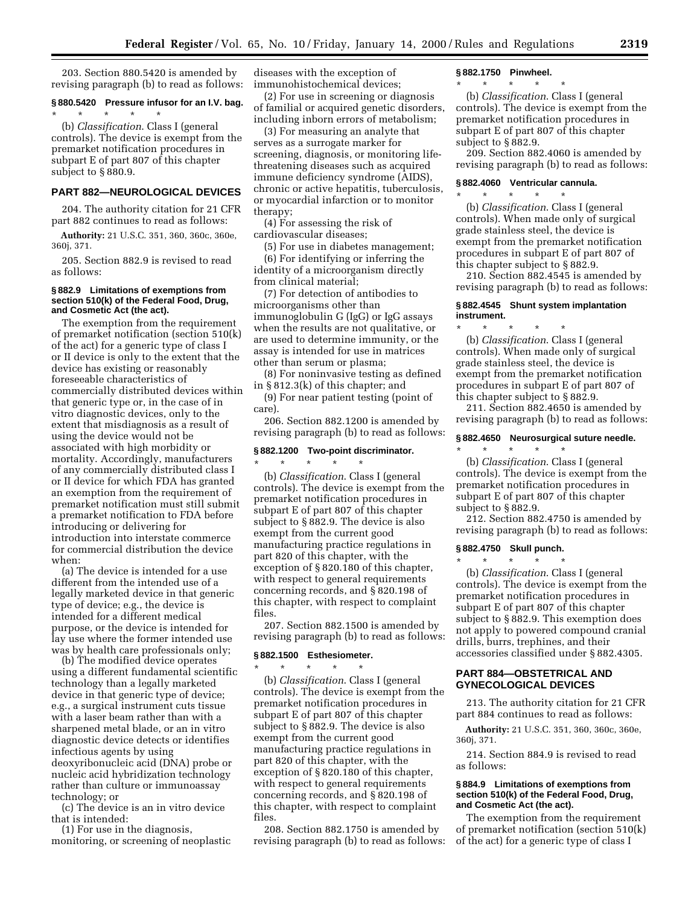203. Section 880.5420 is amended by revising paragraph (b) to read as follows:

**§ 880.5420 Pressure infusor for an I.V. bag.**

\* \* \* \* \*

(b) *Classification*. Class I (general controls). The device is exempt from the premarket notification procedures in subpart E of part 807 of this chapter subject to § 880.9.

## PART 882—NEUROLOGICAL DEVICES

204. The authority citation for 21 CFR part 882 continues to read as follows:

**Authority:** 21 U.S.C. 351, 360, 360c, 360e, 360j, 371.

205. Section 882.9 is revised to read as follows:

**§ 882.9 Limitations of exemptions from section 510(k) of the Federal Food, Drug, and Cosmetic Act (the act).**

The exemption from the requirement of premarket notification (section 510(k) of the act) for a generic type of class I or II device is only to the extent that the device has existing or reasonably foreseeable characteristics of commercially distributed devices within that generic type or, in the case of in vitro diagnostic devices, only to the extent that misdiagnosis as a result of using the device would not be associated with high morbidity or mortality. Accordingly, manufacturers of any commercially distributed class I or II device for which FDA has granted an exemption from the requirement of premarket notification must still submit a premarket notification to FDA before introducing or delivering for introduction into interstate commerce for commercial distribution the device when:

(a) The device is intended for a use different from the intended use of a legally marketed device in that generic type of device; e.g., the device is intended for a different medical purpose, or the device is intended for lay use where the former intended use was by health care professionals only;

(b) The modified device operates using a different fundamental scientific technology than a legally marketed device in that generic type of device; e.g., a surgical instrument cuts tissue with a laser beam rather than with a sharpened metal blade, or an in vitro diagnostic device detects or identifies infectious agents by using deoxyribonucleic acid (DNA) probe or nucleic acid hybridization technology rather than culture or immunoassay technology; or

(c) The device is an in vitro device that is intended:

(1) For use in the diagnosis, monitoring, or screening of neoplastic diseases with the exception of immunohistochemical devices;

(2) For use in screening or diagnosis of familial or acquired genetic disorders, including inborn errors of metabolism;

(3) For measuring an analyte that serves as a surrogate marker for screening, diagnosis, or monitoring life-threatening diseases such as acquired immune deficiency syndrome (AIDS), chronic or active hepatitis, tuberculosis, or myocardial infarction or to monitor therapy;

(4) For assessing the risk of cardiovascular diseases;

(5) For use in diabetes management;

(6) For identifying or inferring the identity of a microorganism directly from clinical material;

(7) For detection of antibodies to microorganisms other than immunoglobulin G (IgG) or IgG assays when the results are not qualitative, or are used to determine immunity, or the assay is intended for use in matrices other than serum or plasma;

(8) For noninvasive testing as defined in § 812.3(k) of this chapter; and

(9) For near patient testing (point of care).

206. Section 882.1200 is amended by revising paragraph (b) to read as follows:

**§ 882.1200 Two-point discriminator.**

\* \* \* \* \*

(b) *Classification*. Class I (general controls). The device is exempt from the premarket notification procedures in subpart E of part 807 of this chapter subject to § 882.9. The device is also exempt from the current good manufacturing practice regulations in part 820 of this chapter, with the exception of § 820.180 of this chapter, with respect to general requirements concerning records, and § 820.198 of this chapter, with respect to complaint files.

207. Section 882.1500 is amended by revising paragraph (b) to read as follows:

**§ 882.1500 Esthesiometer.**

\* \* \* \* \*

(b) *Classification*. Class I (general controls). The device is exempt from the premarket notification procedures in subpart E of part 807 of this chapter subject to § 882.9. The device is also exempt from the current good manufacturing practice regulations in part 820 of this chapter, with the exception of § 820.180 of this chapter, with respect to general requirements concerning records, and § 820.198 of this chapter, with respect to complaint files.

208. Section 882.1750 is amended by revising paragraph (b) to read as follows:

**§ 882.1750 Pinwheel.**

\* \* \* \* \*

(b) *Classification*. Class I (general controls). The device is exempt from the premarket notification procedures in subpart E of part 807 of this chapter subject to § 882.9.

209. Section 882.4060 is amended by revising paragraph (b) to read as follows:

**§ 882.4060 Ventricular cannula.**

\* \* \* \* \*

(b) *Classification*. Class I (general controls). When made only of surgical grade stainless steel, the device is exempt from the premarket notification procedures in subpart E of part 807 of this chapter subject to § 882.9.

210. Section 882.4545 is amended by revising paragraph (b) to read as follows:

**§ 882.4545 Shunt system implantation instrument.**

\* \* \* \* \*

(b) *Classification*. Class I (general controls). When made only of surgical grade stainless steel, the device is exempt from the premarket notification procedures in subpart E of part 807 of this chapter subject to § 882.9.

211. Section 882.4650 is amended by revising paragraph (b) to read as follows:

**§ 882.4650 Neurosurgical suture needle.**

\* \* \* \* \*

(b) *Classification*. Class I (general controls). The device is exempt from the premarket notification procedures in subpart E of part 807 of this chapter subject to § 882.9.

212. Section 882.4750 is amended by revising paragraph (b) to read as follows:

**§ 882.4750 Skull punch.**

\* \* \* \* \*

(b) *Classification*. Class I (general controls). The device is exempt from the premarket notification procedures in subpart E of part 807 of this chapter subject to § 882.9. This exemption does not apply to powered compound cranial drills, burrs, trephines, and their accessories classified under § 882.4305.

## PART 884—OBSTETRICAL AND GYNECOLOGICAL DEVICES

213. The authority citation for 21 CFR part 884 continues to read as follows:

**Authority:** 21 U.S.C. 351, 360, 360c, 360e, 360j, 371.

214. Section 884.9 is revised to read as follows:

**§ 884.9 Limitations of exemptions from section 510(k) of the Federal Food, Drug, and Cosmetic Act (the act).**

The exemption from the requirement of premarket notification (section 510(k) of the act) for a generic type of class I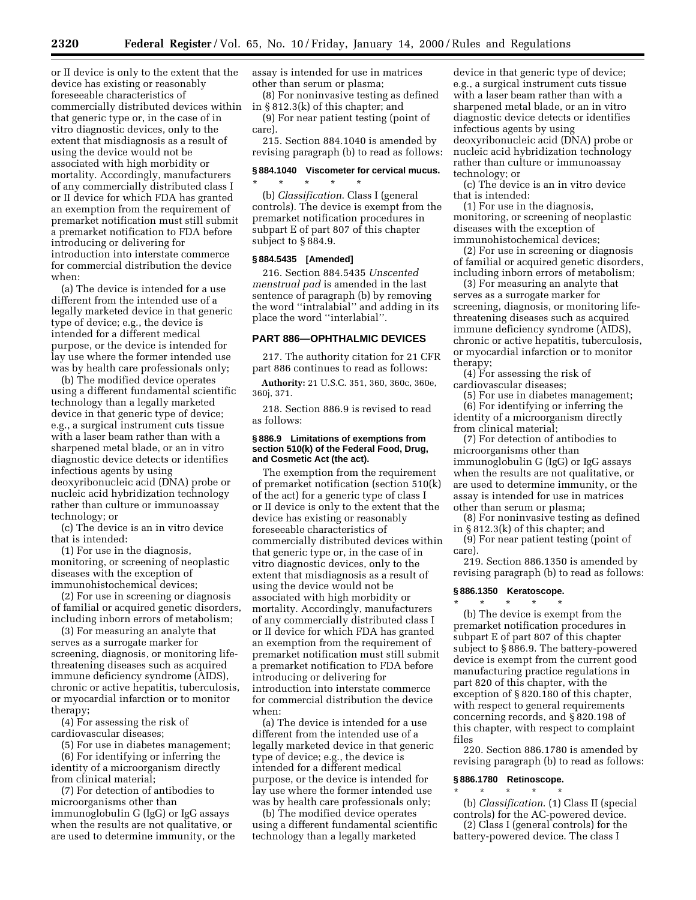or II device is only to the extent that the device has existing or reasonably foreseeable characteristics of commercially distributed devices within that generic type or, in the case of in vitro diagnostic devices, only to the extent that misdiagnosis as a result of using the device would not be associated with high morbidity or mortality. Accordingly, manufacturers of any commercially distributed class I or II device for which FDA has granted an exemption from the requirement of premarket notification must still submit a premarket notification to FDA before introducing or delivering for introduction into interstate commerce for commercial distribution the device when:

(a) The device is intended for a use different from the intended use of a legally marketed device in that generic type of device; e.g., the device is intended for a different medical purpose, or the device is intended for lay use where the former intended use was by health care professionals only;

(b) The modified device operates using a different fundamental scientific technology than a legally marketed device in that generic type of device; e.g., a surgical instrument cuts tissue with a laser beam rather than with a sharpened metal blade, or an in vitro diagnostic device detects or identifies infectious agents by using deoxyribonucleic acid (DNA) probe or nucleic acid hybridization technology rather than culture or immunoassay technology; or

(c) The device is an in vitro device that is intended:

(1) For use in the diagnosis, monitoring, or screening of neoplastic diseases with the exception of immunohistochemical devices;

(2) For use in screening or diagnosis of familial or acquired genetic disorders, including inborn errors of metabolism;

(3) For measuring an analyte that serves as a surrogate marker for screening, diagnosis, or monitoring life-threatening diseases such as acquired immune deficiency syndrome (AIDS), chronic or active hepatitis, tuberculosis, or myocardial infarction or to monitor therapy;

(4) For assessing the risk of cardiovascular diseases;

(5) For use in diabetes management;

(6) For identifying or inferring the identity of a microorganism directly from clinical material;

(7) For detection of antibodies to microorganisms other than immunoglobulin G (IgG) or IgG assays when the results are not qualitative, or are used to determine immunity, or the assay is intended for use in matrices other than serum or plasma;

(8) For noninvasive testing as defined in § 812.3(k) of this chapter; and

(9) For near patient testing (point of care).

215. Section 884.1040 is amended by revising paragraph (b) to read as follows:

#### § 884.1040 Viscometer for cervical mucus.

\* \* \* \* \*

(b) *Classification*. Class I (general controls). The device is exempt from the premarket notification procedures in subpart E of part 807 of this chapter subject to § 884.9.

#### § 884.5435 [Amended]

216. Section 884.5435 *Unscented menstrual pad* is amended in the last sentence of paragraph (b) by removing the word ''intralabial'' and adding in its place the word ''interlabial''.

### PART 886—OPHTHALMIC DEVICES

217. The authority citation for 21 CFR part 886 continues to read as follows:

**Authority:** 21 U.S.C. 351, 360, 360c, 360e, 360j, 371.

218. Section 886.9 is revised to read as follows:

#### § 886.9 Limitations of exemptions from section 510(k) of the Federal Food, Drug, and Cosmetic Act (the act).

The exemption from the requirement of premarket notification (section 510(k) of the act) for a generic type of class I or II device is only to the extent that the device has existing or reasonably foreseeable characteristics of commercially distributed devices within that generic type or, in the case of in vitro diagnostic devices, only to the extent that misdiagnosis as a result of using the device would not be associated with high morbidity or mortality. Accordingly, manufacturers of any commercially distributed class I or II device for which FDA has granted an exemption from the requirement of premarket notification must still submit a premarket notification to FDA before introducing or delivering for introduction into interstate commerce for commercial distribution the device when:

(a) The device is intended for a use different from the intended use of a legally marketed device in that generic type of device; e.g., the device is intended for a different medical purpose, or the device is intended for lay use where the former intended use was by health care professionals only;

(b) The modified device operates using a different fundamental scientific technology than a legally marketed device in that generic type of device; e.g., a surgical instrument cuts tissue with a laser beam rather than with a sharpened metal blade, or an in vitro diagnostic device detects or identifies infectious agents by using deoxyribonucleic acid (DNA) probe or nucleic acid hybridization technology rather than culture or immunoassay technology; or

(c) The device is an in vitro device that is intended:

(1) For use in the diagnosis, monitoring, or screening of neoplastic diseases with the exception of immunohistochemical devices;

(2) For use in screening or diagnosis of familial or acquired genetic disorders, including inborn errors of metabolism;

(3) For measuring an analyte that serves as a surrogate marker for screening, diagnosis, or monitoring life-threatening diseases such as acquired immune deficiency syndrome (AIDS), chronic or active hepatitis, tuberculosis, or myocardial infarction or to monitor therapy;

(4) For assessing the risk of cardiovascular diseases;

(5) For use in diabetes management;

(6) For identifying or inferring the identity of a microorganism directly from clinical material;

(7) For detection of antibodies to microorganisms other than immunoglobulin G (IgG) or IgG assays when the results are not qualitative, or are used to determine immunity, or the assay is intended for use in matrices other than serum or plasma;

(8) For noninvasive testing as defined in § 812.3(k) of this chapter; and

(9) For near patient testing (point of care).

219. Section 886.1350 is amended by revising paragraph (b) to read as follows:

#### § 886.1350 Keratoscope.

\* \* \* \* \*

(b) The device is exempt from the premarket notification procedures in subpart E of part 807 of this chapter subject to § 886.9. The battery-powered device is exempt from the current good manufacturing practice regulations in part 820 of this chapter, with the exception of § 820.180 of this chapter, with respect to general requirements concerning records, and § 820.198 of this chapter, with respect to complaint files

220. Section 886.1780 is amended by revising paragraph (b) to read as follows:

#### § 886.1780 Retinoscope.

\* \* \* \* \*

(b) *Classification*. (1) Class II (special controls) for the AC-powered device.

(2) Class I (general controls) for the battery-powered device. The class I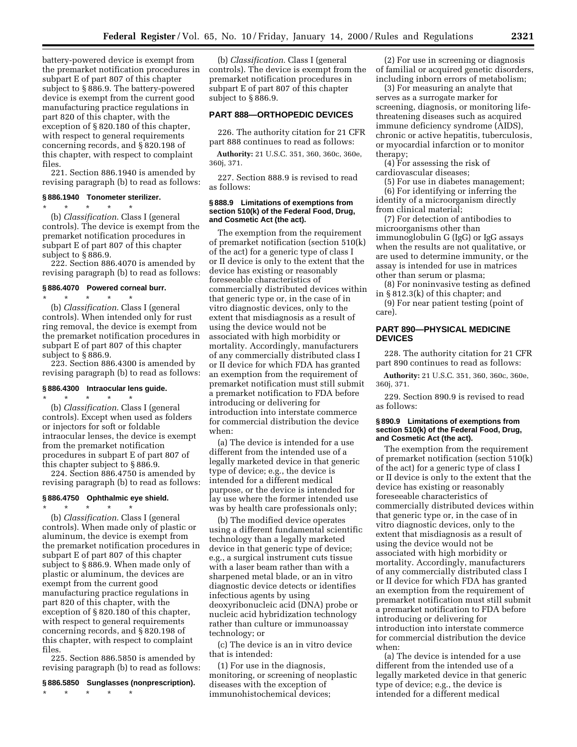battery-powered device is exempt from the premarket notification procedures in subpart E of part 807 of this chapter subject to § 886.9. The battery-powered device is exempt from the current good manufacturing practice regulations in part 820 of this chapter, with the exception of § 820.180 of this chapter, with respect to general requirements concerning records, and § 820.198 of this chapter, with respect to complaint files.

221. Section 886.1940 is amended by revising paragraph (b) to read as follows:

#### § 886.1940 Tonometer sterilizer.

\* \* \* \* \*

(b) *Classification*. Class I (general controls). The device is exempt from the premarket notification procedures in subpart E of part 807 of this chapter subject to § 886.9.

222. Section 886.4070 is amended by revising paragraph (b) to read as follows:

#### § 886.4070 Powered corneal burr.

\* \* \* \* \*

(b) *Classification*. Class I (general controls). When intended only for rust ring removal, the device is exempt from the premarket notification procedures in subpart E of part 807 of this chapter subject to § 886.9.

223. Section 886.4300 is amended by revising paragraph (b) to read as follows:

#### § 886.4300 Intraocular lens guide.

\* \* \* \* \*

(b) *Classification*. Class I (general controls). Except when used as folders or injectors for soft or foldable intraocular lenses, the device is exempt from the premarket notification procedures in subpart E of part 807 of this chapter subject to § 886.9.

224. Section 886.4750 is amended by revising paragraph (b) to read as follows:

#### § 886.4750 Ophthalmic eye shield.

\* \* \* \* \*

(b) *Classification*. Class I (general controls). When made only of plastic or aluminum, the device is exempt from the premarket notification procedures in subpart E of part 807 of this chapter subject to § 886.9. When made only of plastic or aluminum, the devices are exempt from the current good manufacturing practice regulations in part 820 of this chapter, with the exception of § 820.180 of this chapter, with respect to general requirements concerning records, and § 820.198 of this chapter, with respect to complaint files.

225. Section 886.5850 is amended by revising paragraph (b) to read as follows:

#### § 886.5850 Sunglasses (nonprescription).

\* \* \* \* \*

(b) *Classification*. Class I (general controls). The device is exempt from the premarket notification procedures in subpart E of part 807 of this chapter subject to § 886.9.

## PART 888—ORTHOPEDIC DEVICES

226. The authority citation for 21 CFR part 888 continues to read as follows:

**Authority:** 21 U.S.C. 351, 360, 360c, 360e, 360j, 371.

227. Section 888.9 is revised to read as follows:

#### § 888.9 Limitations of exemptions from section 510(k) of the Federal Food, Drug, and Cosmetic Act (the act).

The exemption from the requirement of premarket notification (section 510(k) of the act) for a generic type of class I or II device is only to the extent that the device has existing or reasonably foreseeable characteristics of commercially distributed devices within that generic type or, in the case of in vitro diagnostic devices, only to the extent that misdiagnosis as a result of using the device would not be associated with high morbidity or mortality. Accordingly, manufacturers of any commercially distributed class I or II device for which FDA has granted an exemption from the requirement of premarket notification must still submit a premarket notification to FDA before introducing or delivering for introduction into interstate commerce for commercial distribution the device when:

(a) The device is intended for a use different from the intended use of a legally marketed device in that generic type of device; e.g., the device is intended for a different medical purpose, or the device is intended for lay use where the former intended use was by health care professionals only;

(b) The modified device operates using a different fundamental scientific technology than a legally marketed device in that generic type of device; e.g., a surgical instrument cuts tissue with a laser beam rather than with a sharpened metal blade, or an in vitro diagnostic device detects or identifies infectious agents by using deoxyribonucleic acid (DNA) probe or nucleic acid hybridization technology rather than culture or immunoassay technology; or

(c) The device is an in vitro device that is intended:

(1) For use in the diagnosis, monitoring, or screening of neoplastic diseases with the exception of immunohistochemical devices;

(2) For use in screening or diagnosis of familial or acquired genetic disorders, including inborn errors of metabolism;

(3) For measuring an analyte that serves as a surrogate marker for screening, diagnosis, or monitoring life-threatening diseases such as acquired immune deficiency syndrome (AIDS), chronic or active hepatitis, tuberculosis, or myocardial infarction or to monitor therapy;

(4) For assessing the risk of cardiovascular diseases;

(5) For use in diabetes management;

(6) For identifying or inferring the identity of a microorganism directly from clinical material;

(7) For detection of antibodies to microorganisms other than immunoglobulin G (IgG) or IgG assays when the results are not qualitative, or are used to determine immunity, or the assay is intended for use in matrices other than serum or plasma;

(8) For noninvasive testing as defined in § 812.3(k) of this chapter; and

(9) For near patient testing (point of care).

## PART 890—PHYSICAL MEDICINE DEVICES

228. The authority citation for 21 CFR part 890 continues to read as follows:

**Authority:** 21 U.S.C. 351, 360, 360c, 360e, 360j, 371.

229. Section 890.9 is revised to read as follows:

#### § 890.9 Limitations of exemptions from section 510(k) of the Federal Food, Drug, and Cosmetic Act (the act).

The exemption from the requirement of premarket notification (section 510(k) of the act) for a generic type of class I or II device is only to the extent that the device has existing or reasonably foreseeable characteristics of commercially distributed devices within that generic type or, in the case of in vitro diagnostic devices, only to the extent that misdiagnosis as a result of using the device would not be associated with high morbidity or mortality. Accordingly, manufacturers of any commercially distributed class I or II device for which FDA has granted an exemption from the requirement of premarket notification must still submit a premarket notification to FDA before introducing or delivering for introduction into interstate commerce for commercial distribution the device when:

(a) The device is intended for a use different from the intended use of a legally marketed device in that generic type of device; e.g., the device is intended for a different medical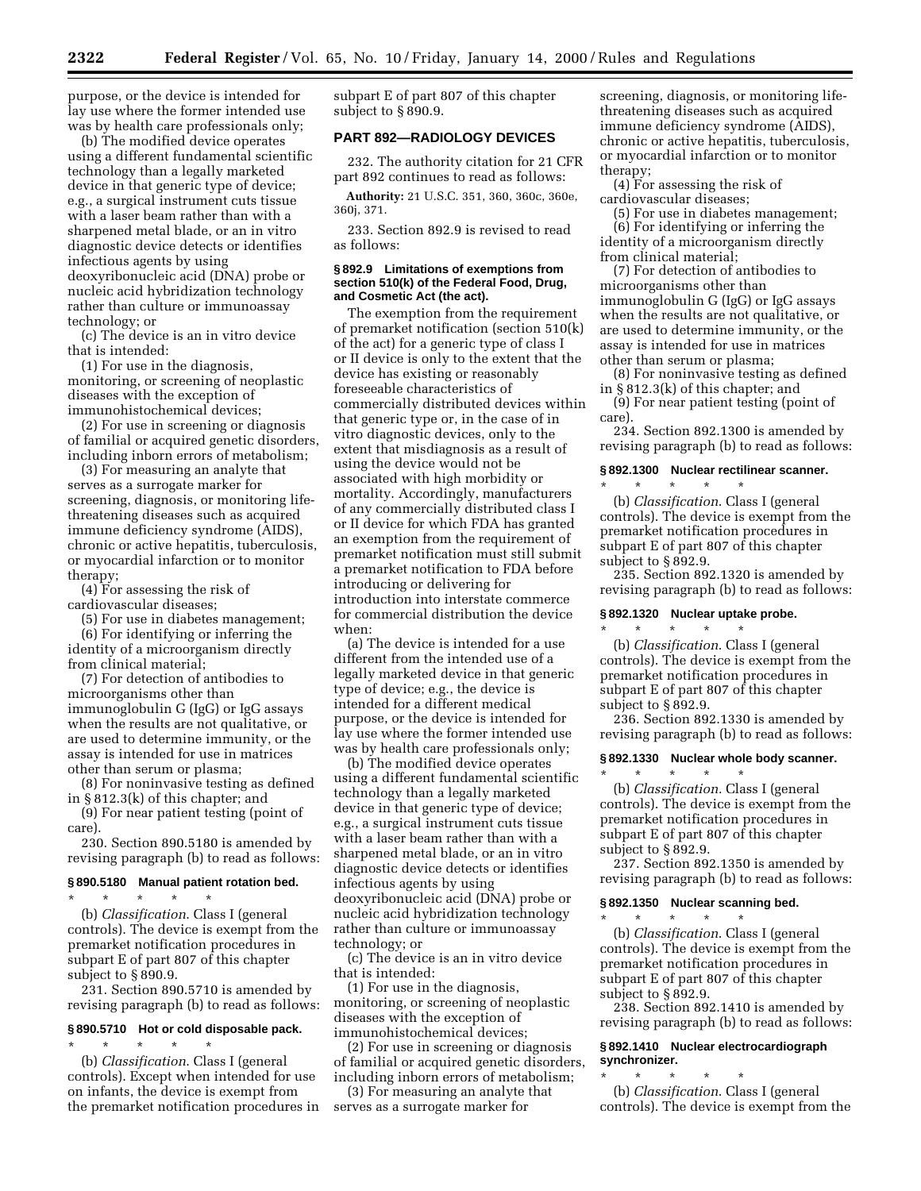purpose, or the device is intended for lay use where the former intended use was by health care professionals only;

(b) The modified device operates using a different fundamental scientific technology than a legally marketed device in that generic type of device; e.g., a surgical instrument cuts tissue with a laser beam rather than with a sharpened metal blade, or an in vitro diagnostic device detects or identifies infectious agents by using deoxyribonucleic acid (DNA) probe or nucleic acid hybridization technology rather than culture or immunoassay technology; or

(c) The device is an in vitro device that is intended:

(1) For use in the diagnosis, monitoring, or screening of neoplastic diseases with the exception of immunohistochemical devices;

(2) For use in screening or diagnosis of familial or acquired genetic disorders, including inborn errors of metabolism;

(3) For measuring an analyte that serves as a surrogate marker for screening, diagnosis, or monitoring life-threatening diseases such as acquired immune deficiency syndrome (AIDS), chronic or active hepatitis, tuberculosis, or myocardial infarction or to monitor therapy;

(4) For assessing the risk of cardiovascular diseases;

(5) For use in diabetes management;

(6) For identifying or inferring the identity of a microorganism directly from clinical material;

(7) For detection of antibodies to microorganisms other than immunoglobulin G (IgG) or IgG assays when the results are not qualitative, or are used to determine immunity, or the assay is intended for use in matrices other than serum or plasma;

(8) For noninvasive testing as defined in § 812.3(k) of this chapter; and

(9) For near patient testing (point of care).

230. Section 890.5180 is amended by revising paragraph (b) to read as follows:

#### § 890.5180 Manual patient rotation bed.

\* \* \* \* \*

(b) *Classification*. Class I (general controls). The device is exempt from the premarket notification procedures in subpart E of part 807 of this chapter subject to § 890.9.

231. Section 890.5710 is amended by revising paragraph (b) to read as follows:

#### § 890.5710 Hot or cold disposable pack.

\* \* \* \* \*

(b) *Classification*. Class I (general controls). Except when intended for use on infants, the device is exempt from the premarket notification procedures in subpart E of part 807 of this chapter subject to § 890.9.

### PART 892—RADIOLOGY DEVICES

232. The authority citation for 21 CFR part 892 continues to read as follows:

**Authority:** 21 U.S.C. 351, 360, 360c, 360e, 360j, 371.

233. Section 892.9 is revised to read as follows:

#### § 892.9 Limitations of exemptions from section 510(k) of the Federal Food, Drug, and Cosmetic Act (the act).

The exemption from the requirement of premarket notification (section 510(k) of the act) for a generic type of class I or II device is only to the extent that the device has existing or reasonably foreseeable characteristics of commercially distributed devices within that generic type or, in the case of in vitro diagnostic devices, only to the extent that misdiagnosis as a result of using the device would not be associated with high morbidity or mortality. Accordingly, manufacturers of any commercially distributed class I or II device for which FDA has granted an exemption from the requirement of premarket notification must still submit a premarket notification to FDA before introducing or delivering for introduction into interstate commerce for commercial distribution the device when:

(a) The device is intended for a use different from the intended use of a legally marketed device in that generic type of device; e.g., the device is intended for a different medical purpose, or the device is intended for lay use where the former intended use was by health care professionals only;

(b) The modified device operates using a different fundamental scientific technology than a legally marketed device in that generic type of device; e.g., a surgical instrument cuts tissue with a laser beam rather than with a sharpened metal blade, or an in vitro diagnostic device detects or identifies infectious agents by using deoxyribonucleic acid (DNA) probe or nucleic acid hybridization technology rather than culture or immunoassay technology; or

(c) The device is an in vitro device that is intended:

(1) For use in the diagnosis, monitoring, or screening of neoplastic diseases with the exception of immunohistochemical devices;

(2) For use in screening or diagnosis of familial or acquired genetic disorders, including inborn errors of metabolism;

(3) For measuring an analyte that serves as a surrogate marker for screening, diagnosis, or monitoring life-threatening diseases such as acquired immune deficiency syndrome (AIDS), chronic or active hepatitis, tuberculosis, or myocardial infarction or to monitor therapy;

(4) For assessing the risk of cardiovascular diseases;

(5) For use in diabetes management;

(6) For identifying or inferring the identity of a microorganism directly from clinical material;

(7) For detection of antibodies to microorganisms other than immunoglobulin G (IgG) or IgG assays when the results are not qualitative, or are used to determine immunity, or the assay is intended for use in matrices other than serum or plasma;

(8) For noninvasive testing as defined in § 812.3(k) of this chapter; and

(9) For near patient testing (point of care).

234. Section 892.1300 is amended by revising paragraph (b) to read as follows:

#### § 892.1300 Nuclear rectilinear scanner.

\* \* \* \* \*

(b) *Classification*. Class I (general controls). The device is exempt from the premarket notification procedures in subpart E of part 807 of this chapter subject to § 892.9.

235. Section 892.1320 is amended by revising paragraph (b) to read as follows:

#### § 892.1320 Nuclear uptake probe.

\* \* \* \* \*

(b) *Classification*. Class I (general controls). The device is exempt from the premarket notification procedures in subpart E of part 807 of this chapter subject to § 892.9.

236. Section 892.1330 is amended by revising paragraph (b) to read as follows:

#### § 892.1330 Nuclear whole body scanner.

\* \* \* \* \*

(b) *Classification*. Class I (general controls). The device is exempt from the premarket notification procedures in subpart E of part 807 of this chapter subject to § 892.9.

237. Section 892.1350 is amended by revising paragraph (b) to read as follows:

#### § 892.1350 Nuclear scanning bed.

\* \* \* \* \*

(b) *Classification*. Class I (general controls). The device is exempt from the premarket notification procedures in subpart E of part 807 of this chapter subject to § 892.9.

238. Section 892.1410 is amended by revising paragraph (b) to read as follows:

#### § 892.1410 Nuclear electrocardiograph synchronizer.

\* \* \* \* \*

(b) *Classification*. Class I (general controls). The device is exempt from the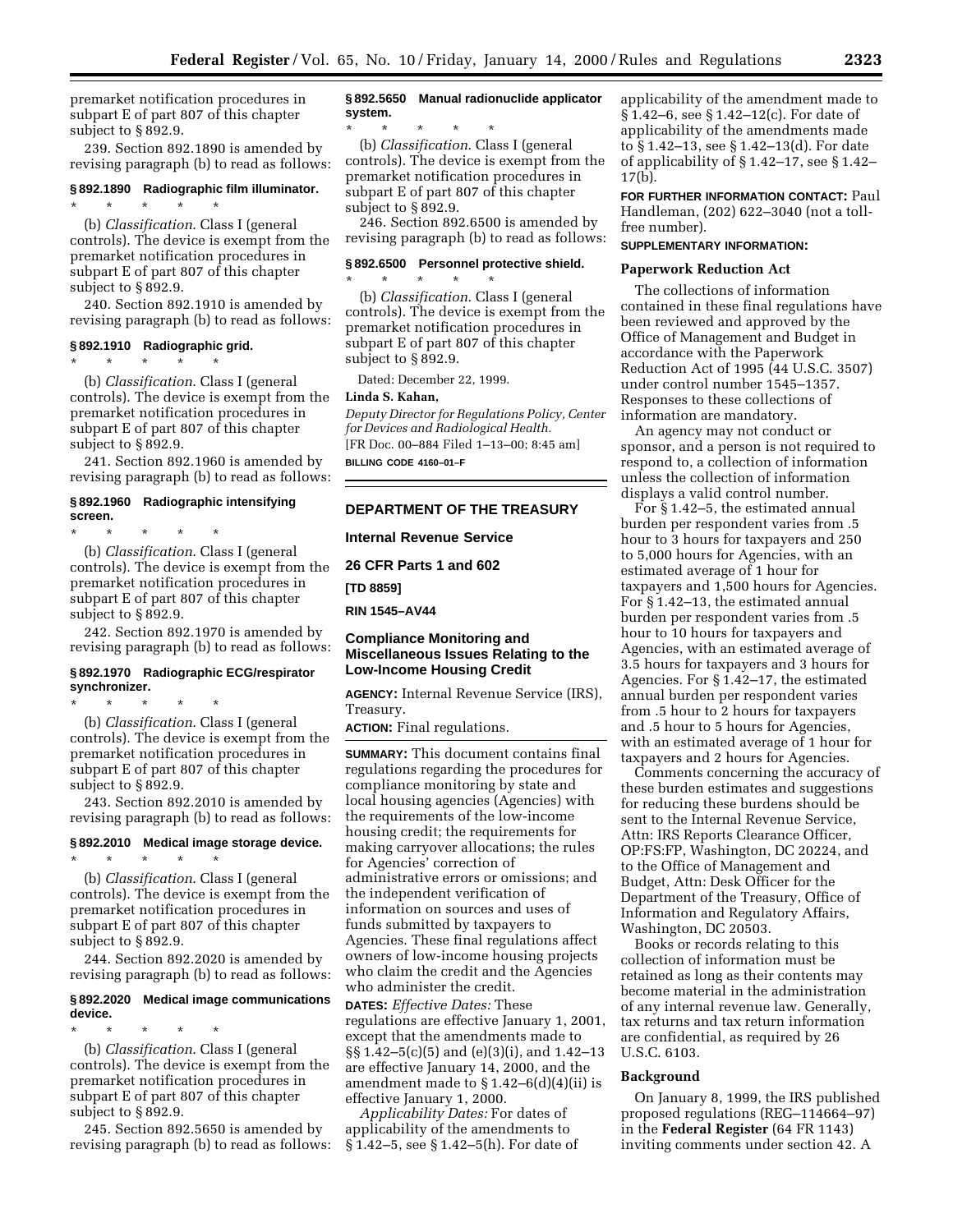premarket notification procedures in subpart E of part 807 of this chapter subject to § 892.9.

239. Section 892.1890 is amended by revising paragraph (b) to read as follows:

**§ 892.1890 Radiographic film illuminator.**

\* \* \* \* \*

(b) *Classification*. Class I (general controls). The device is exempt from the premarket notification procedures in subpart E of part 807 of this chapter subject to § 892.9.

240. Section 892.1910 is amended by revising paragraph (b) to read as follows:

**§ 892.1910 Radiographic grid.**

\* \* \* \* \*

(b) *Classification*. Class I (general controls). The device is exempt from the premarket notification procedures in subpart E of part 807 of this chapter subject to § 892.9.

241. Section 892.1960 is amended by revising paragraph (b) to read as follows:

**§ 892.1960 Radiographic intensifying screen.**

\* \* \* \* \*

(b) *Classification*. Class I (general controls). The device is exempt from the premarket notification procedures in subpart E of part 807 of this chapter subject to § 892.9.

242. Section 892.1970 is amended by revising paragraph (b) to read as follows:

**§ 892.1970 Radiographic ECG/respirator synchronizer.**

\* \* \* \* \*

(b) *Classification*. Class I (general controls). The device is exempt from the premarket notification procedures in subpart E of part 807 of this chapter subject to § 892.9.

243. Section 892.2010 is amended by revising paragraph (b) to read as follows:

**§ 892.2010 Medical image storage device.**

\* \* \* \* \*

(b) *Classification*. Class I (general controls). The device is exempt from the premarket notification procedures in subpart E of part 807 of this chapter subject to § 892.9.

244. Section 892.2020 is amended by revising paragraph (b) to read as follows:

**§ 892.2020 Medical image communications device.**

\* \* \* \* \*

(b) *Classification*. Class I (general controls). The device is exempt from the premarket notification procedures in subpart E of part 807 of this chapter subject to § 892.9.

245. Section 892.5650 is amended by revising paragraph (b) to read as follows:

**§ 892.5650 Manual radionuclide applicator system.**

\* \* \* \* \*

(b) *Classification*. Class I (general controls). The device is exempt from the premarket notification procedures in subpart E of part 807 of this chapter subject to § 892.9.

246. Section 892.6500 is amended by revising paragraph (b) to read as follows:

**§ 892.6500 Personnel protective shield.**

\* \* \* \* \*

(b) *Classification*. Class I (general controls). The device is exempt from the premarket notification procedures in subpart E of part 807 of this chapter subject to § 892.9.

Dated: December 22, 1999.

**Linda S. Kahan,**

*Deputy Director for Regulations Policy, Center for Devices and Radiological Health.*

[FR Doc. 00–884 Filed 1–13–00; 8:45 am]

**BILLING CODE 4160–01–F**

---

## DEPARTMENT OF THE TREASURY

### Internal Revenue Service

### 26 CFR Parts 1 and 602

**[TD 8859]**

**RIN 1545–AV44**

### Compliance Monitoring and Miscellaneous Issues Relating to the Low-Income Housing Credit

**AGENCY:** Internal Revenue Service (IRS), Treasury.

**ACTION:** Final regulations.

**SUMMARY:** This document contains final regulations regarding the procedures for compliance monitoring by state and local housing agencies (Agencies) with the requirements of the low-income housing credit; the requirements for making carryover allocations; the rules for Agencies' correction of administrative errors or omissions; and the independent verification of information on sources and uses of funds submitted by taxpayers to Agencies. These final regulations affect owners of low-income housing projects who claim the credit and the Agencies who administer the credit.

**DATES:** *Effective Dates:* These regulations are effective January 1, 2001, except that the amendments made to §§ 1.42–5(c)(5) and (e)(3)(i), and 1.42–13 are effective January 14, 2000, and the amendment made to § 1.42–6(d)(4)(ii) is effective January 1, 2000.

*Applicability Dates:* For dates of applicability of the amendments to § 1.42–5, see § 1.42–5(h). For date of applicability of the amendment made to § 1.42–6, see § 1.42–12(c). For date of applicability of the amendments made to § 1.42–13, see § 1.42–13(d). For date of applicability of § 1.42–17, see § 1.42–17(b).

**FOR FURTHER INFORMATION CONTACT:** Paul Handleman, (202) 622–3040 (not a toll-free number).

**SUPPLEMENTARY INFORMATION:**

**Paperwork Reduction Act**

The collections of information contained in these final regulations have been reviewed and approved by the Office of Management and Budget in accordance with the Paperwork Reduction Act of 1995 (44 U.S.C. 3507) under control number 1545–1357. Responses to these collections of information are mandatory.

An agency may not conduct or sponsor, and a person is not required to respond to, a collection of information unless the collection of information displays a valid control number.

For § 1.42–5, the estimated annual burden per respondent varies from .5 hour to 3 hours for taxpayers and 250 to 5,000 hours for Agencies, with an estimated average of 1 hour for taxpayers and 1,500 hours for Agencies. For § 1.42–13, the estimated annual burden per respondent varies from .5 hour to 10 hours for taxpayers and Agencies, with an estimated average of 3.5 hours for taxpayers and 3 hours for Agencies. For § 1.42–17, the estimated annual burden per respondent varies from .5 hour to 2 hours for taxpayers and .5 hour to 5 hours for Agencies, with an estimated average of 1 hour for taxpayers and 2 hours for Agencies.

Comments concerning the accuracy of these burden estimates and suggestions for reducing these burdens should be sent to the Internal Revenue Service, Attn: IRS Reports Clearance Officer, OP:FS:FP, Washington, DC 20224, and to the Office of Management and Budget, Attn: Desk Officer for the Department of the Treasury, Office of Information and Regulatory Affairs, Washington, DC 20503.

Books or records relating to this collection of information must be retained as long as their contents may become material in the administration of any internal revenue law. Generally, tax returns and tax return information are confidential, as required by 26 U.S.C. 6103.

**Background**

On January 8, 1999, the IRS published proposed regulations (REG–114664–97) in the **Federal Register** (64 FR 1143) inviting comments under section 42. A